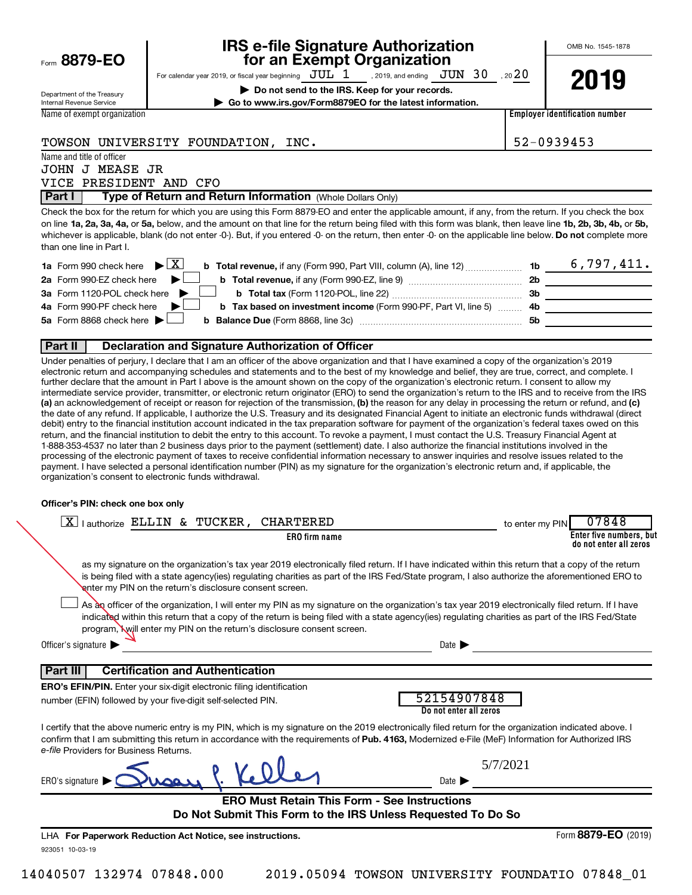Form **8879-EO**

Department of the Treasury
Internal Revenue Service

# IRS e-file Signature Authorization for an Exempt Organization

For calendar year 2019, or fiscal year beginning JUL 1, 2019, and ending JUN 30, 2020

▶ **Do not send to the IRS. Keep for your records.**

▶ **Go to www.irs.gov/Form8879EO for the latest information.**

OMB No. 1545-1878

**2019**

| Name of exempt organization | Employer identification number |
|---|---|
| TOWSON UNIVERSITY FOUNDATION, INC. | 52-0939453 |

Name and title of officer
JOHN J MEASE JR
VICE PRESIDENT AND CFO

## Part I Type of Return and Return Information (Whole Dollars Only)

Check the box for the return for which you are using this Form 8879-EO and enter the applicable amount, if any, from the return. If you check the box on line **1a, 2a, 3a, 4a,** or **5a,** below, and the amount on that line for the return being filed with this form was blank, then leave line **1b, 2b, 3b, 4b,** or **5b,** whichever is applicable, blank (do not enter -0-). But, if you entered -0- on the return, then enter -0- on the applicable line below. **Do not** complete more than one line in Part I.

| | | | |
|---|---|---|---|
| **1a** Form 990 check here ▶ [X] | **b Total revenue,** if any (Form 990, Part VIII, column (A), line 12) | **1b** | 6,797,411. |
| **2a** Form 990-EZ check here ▶ [ ] | **b Total revenue,** if any (Form 990-EZ, line 9) | **2b** | |
| **3a** Form 1120-POL check here ▶ [ ] | **b Total tax** (Form 1120-POL, line 22) | **3b** | |
| **4a** Form 990-PF check here ▶ [ ] | **b Tax based on investment income** (Form 990-PF, Part VI, line 5) | **4b** | |
| **5a** Form 8868 check here ▶ [ ] | **b Balance Due** (Form 8868, line 3c) | **5b** | |

## Part II Declaration and Signature Authorization of Officer

Under penalties of perjury, I declare that I am an officer of the above organization and that I have examined a copy of the organization's 2019 electronic return and accompanying schedules and statements and to the best of my knowledge and belief, they are true, correct, and complete. I further declare that the amount in Part I above is the amount shown on the copy of the organization's electronic return. I consent to allow my intermediate service provider, transmitter, or electronic return originator (ERO) to send the organization's return to the IRS and to receive from the IRS **(a)** an acknowledgement of receipt or reason for rejection of the transmission, **(b)** the reason for any delay in processing the return or refund, and **(c)** the date of any refund. If applicable, I authorize the U.S. Treasury and its designated Financial Agent to initiate an electronic funds withdrawal (direct debit) entry to the financial institution account indicated in the tax preparation software for payment of the organization's federal taxes owed on this return, and the financial institution to debit the entry to this account. To revoke a payment, I must contact the U.S. Treasury Financial Agent at 1-888-353-4537 no later than 2 business days prior to the payment (settlement) date. I also authorize the financial institutions involved in the processing of the electronic payment of taxes to receive confidential information necessary to answer inquiries and resolve issues related to the payment. I have selected a personal identification number (PIN) as my signature for the organization's electronic return and, if applicable, the organization's consent to electronic funds withdrawal.

**Officer's PIN: check one box only**

[X] I authorize ELLIN & TUCKER, CHARTERED (ERO firm name) to enter my PIN 07848 (Enter five numbers, but do not enter all zeros)

as my signature on the organization's tax year 2019 electronically filed return. If I have indicated within this return that a copy of the return is being filed with a state agency(ies) regulating charities as part of the IRS Fed/State program, I also authorize the aforementioned ERO to enter my PIN on the return's disclosure consent screen.

[ ] As an officer of the organization, I will enter my PIN as my signature on the organization's tax year 2019 electronically filed return. If I have indicated within this return that a copy of the return is being filed with a state agency(ies) regulating charities as part of the IRS Fed/State program, I will enter my PIN on the return's disclosure consent screen.

Officer's signature ▶ ____________________ Date ▶ ____________

## Part III Certification and Authentication

**ERO's EFIN/PIN.** Enter your six-digit electronic filing identification number (EFIN) followed by your five-digit self-selected PIN. 52154907848 (Do not enter all zeros)

I certify that the above numeric entry is my PIN, which is my signature on the 2019 electronically filed return for the organization indicated above. I confirm that I am submitting this return in accordance with the requirements of **Pub. 4163,** Modernized e-File (MeF) Information for Authorized IRS *e-file* Providers for Business Returns.

ERO's signature ▶ Susan P. Keller Date ▶ 5/7/2021

**ERO Must Retain This Form - See Instructions**
**Do Not Submit This Form to the IRS Unless Requested To Do So**

LHA **For Paperwork Reduction Act Notice, see instructions.** Form **8879-EO** (2019)

923051 10-03-19

14040507 132974 07848.000 2019.05094 TOWSON UNIVERSITY FOUNDATIO 07848_01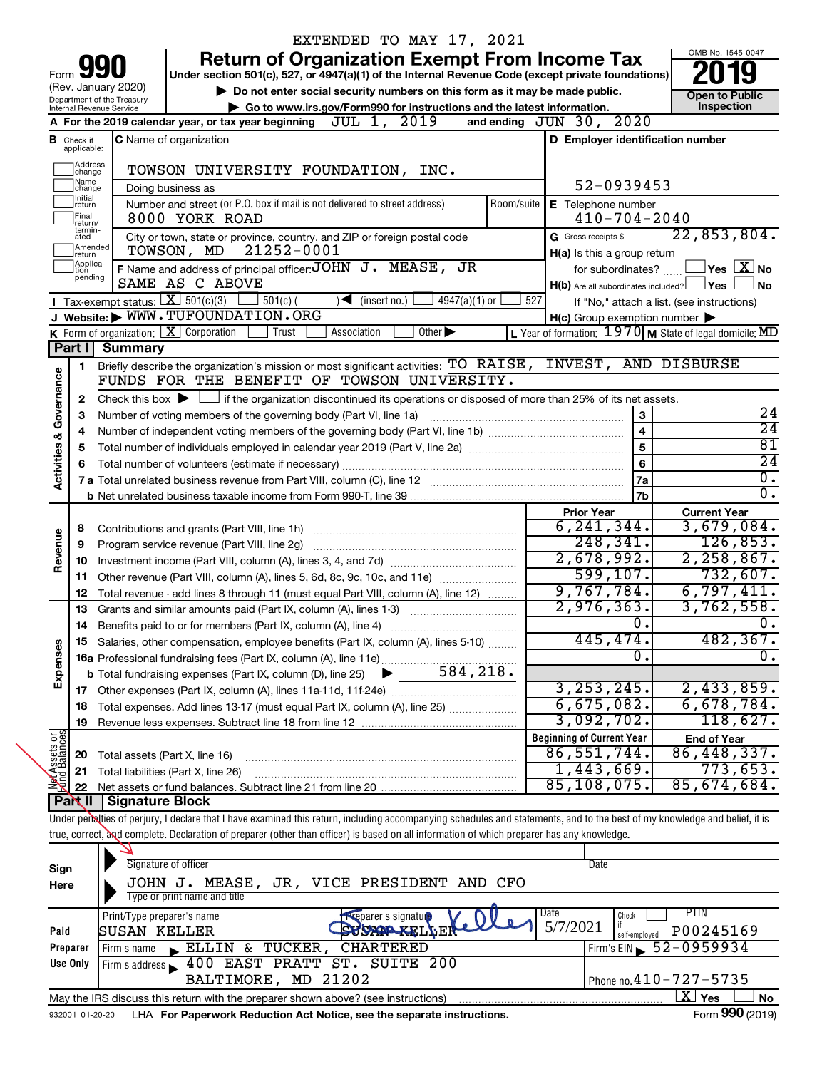EXTENDED TO MAY 17, 2021

# Form 990 — Return of Organization Exempt From Income Tax

(Rev. January 2020)

Department of the Treasury
Internal Revenue Service

Under section 501(c), 527, or 4947(a)(1) of the Internal Revenue Code (except private foundations)

▶ Do not enter social security numbers on this form as it may be made public.

▶ Go to www.irs.gov/Form990 for instructions and the latest information.

OMB No. 1545-0047

**2019**

Open to Public Inspection

**A** For the 2019 calendar year, or tax year beginning JUL 1, 2019 and ending JUN 30, 2020

**B** Check if applicable: Address change, Name change, Initial return, Final return/terminated, Amended return, Application pending

**C** Name of organization: TOWSON UNIVERSITY FOUNDATION, INC.

Doing business as

Number and street (or P.O. box if mail is not delivered to street address): 8000 YORK ROAD | Room/suite

City or town, state or province, country, and ZIP or foreign postal code: TOWSON, MD 21252-0001

**D** Employer identification number: 52-0939453

**E** Telephone number: 410-704-2040

**G** Gross receipts $ 22,853,804.

**F** Name and address of principal officer: JOHN J. MEASE, JR SAME AS C ABOVE

**H(a)** Is this a group return for subordinates? ☐ Yes ☒ No

**H(b)** Are all subordinates included? ☐ Yes ☐ No

If "No," attach a list. (see instructions)

**I** Tax-exempt status: ☒ 501(c)(3) ☐ 501(c) ( ) ◀ (insert no.) ☐ 4947(a)(1) or ☐ 527

**J** Website: ▶ WWW.TUFOUNDATION.ORG

**H(c)** Group exemption number ▶

**K** Form of organization: ☒ Corporation ☐ Trust ☐ Association ☐ Other ▶

**L** Year of formation: 1970 **M** State of legal domicile: MD

## Part I Summary

**Activities & Governance**

1 Briefly describe the organization's mission or most significant activities: TO RAISE, INVEST, AND DISBURSE FUNDS FOR THE BENEFIT OF TOWSON UNIVERSITY.

2 Check this box ▶ ☐ if the organization discontinued its operations or disposed of more than 25% of its net assets.

| | | | |
|---|---|---|---|
| 3 | Number of voting members of the governing body (Part VI, line 1a) | 3 | 24 |
| 4 | Number of independent voting members of the governing body (Part VI, line 1b) | 4 | 24 |
| 5 | Total number of individuals employed in calendar year 2019 (Part V, line 2a) | 5 | 81 |
| 6 | Total number of volunteers (estimate if necessary) | 6 | 24 |
| 7a | Total unrelated business revenue from Part VIII, column (C), line 12 | 7a | 0. |
| b | Net unrelated business taxable income from Form 990-T, line 39 | 7b | 0. |

| | | | Prior Year | Current Year |
|---|---|---|---|---|
| **Revenue** | 8 | Contributions and grants (Part VIII, line 1h) | 6,241,344. | 3,679,084. |
| | 9 | Program service revenue (Part VIII, line 2g) | 248,341. | 126,853. |
| | 10 | Investment income (Part VIII, column (A), lines 3, 4, and 7d) | 2,678,992. | 2,258,867. |
| | 11 | Other revenue (Part VIII, column (A), lines 5, 6d, 8c, 9c, 10c, and 11e) | 599,107. | 732,607. |
| | 12 | Total revenue - add lines 8 through 11 (must equal Part VIII, column (A), line 12) | 9,767,784. | 6,797,411. |
| **Expenses** | 13 | Grants and similar amounts paid (Part IX, column (A), lines 1-3) | 2,976,363. | 3,762,558. |
| | 14 | Benefits paid to or for members (Part IX, column (A), line 4) | 0. | 0. |
| | 15 | Salaries, other compensation, employee benefits (Part IX, column (A), lines 5-10) | 445,474. | 482,367. |
| | 16a | Professional fundraising fees (Part IX, column (A), line 11e) | 0. | 0. |
| | b | Total fundraising expenses (Part IX, column (D), line 25) ▶ 584,218. | | |
| | 17 | Other expenses (Part IX, column (A), lines 11a-11d, 11f-24e) | 3,253,245. | 2,433,859. |
| | 18 | Total expenses. Add lines 13-17 (must equal Part IX, column (A), line 25) | 6,675,082. | 6,678,784. |
| | 19 | Revenue less expenses. Subtract line 18 from line 12 | 3,092,702. | 118,627. |
| | | | **Beginning of Current Year** | **End of Year** |
| **Net Assets or Fund Balances** | 20 | Total assets (Part X, line 16) | 86,551,744. | 86,448,337. |
| | 21 | Total liabilities (Part X, line 26) | 1,443,669. | 773,653. |
| | 22 | Net assets or fund balances. Subtract line 21 from line 20 | 85,108,075. | 85,674,684. |

## Part II Signature Block

Under penalties of perjury, I declare that I have examined this return, including accompanying schedules and statements, and to the best of my knowledge and belief, it is true, correct, and complete. Declaration of preparer (other than officer) is based on all information of which preparer has any knowledge.

**Sign Here**

Signature of officer | Date

JOHN J. MEASE, JR, VICE PRESIDENT AND CFO

Type or print name and title

**Paid Preparer Use Only**

| Print/Type preparer's name | Preparer's signature | Date | Check ☐ if self-employed | PTIN |
|---|---|---|---|---|
| SUSAN KELLER | SUSAN KELLER | 5/7/2021 | | P00245169 |

Firm's name ▶ ELLIN & TUCKER, CHARTERED | Firm's EIN ▶ 52-0959934

Firm's address ▶ 400 EAST PRATT ST. SUITE 200 BALTIMORE, MD 21202 | Phone no. 410-727-5735

May the IRS discuss this return with the preparer shown above? (see instructions) ☒ Yes ☐ No

932001 01-20-20 LHA For Paperwork Reduction Act Notice, see the separate instructions. Form **990** (2019)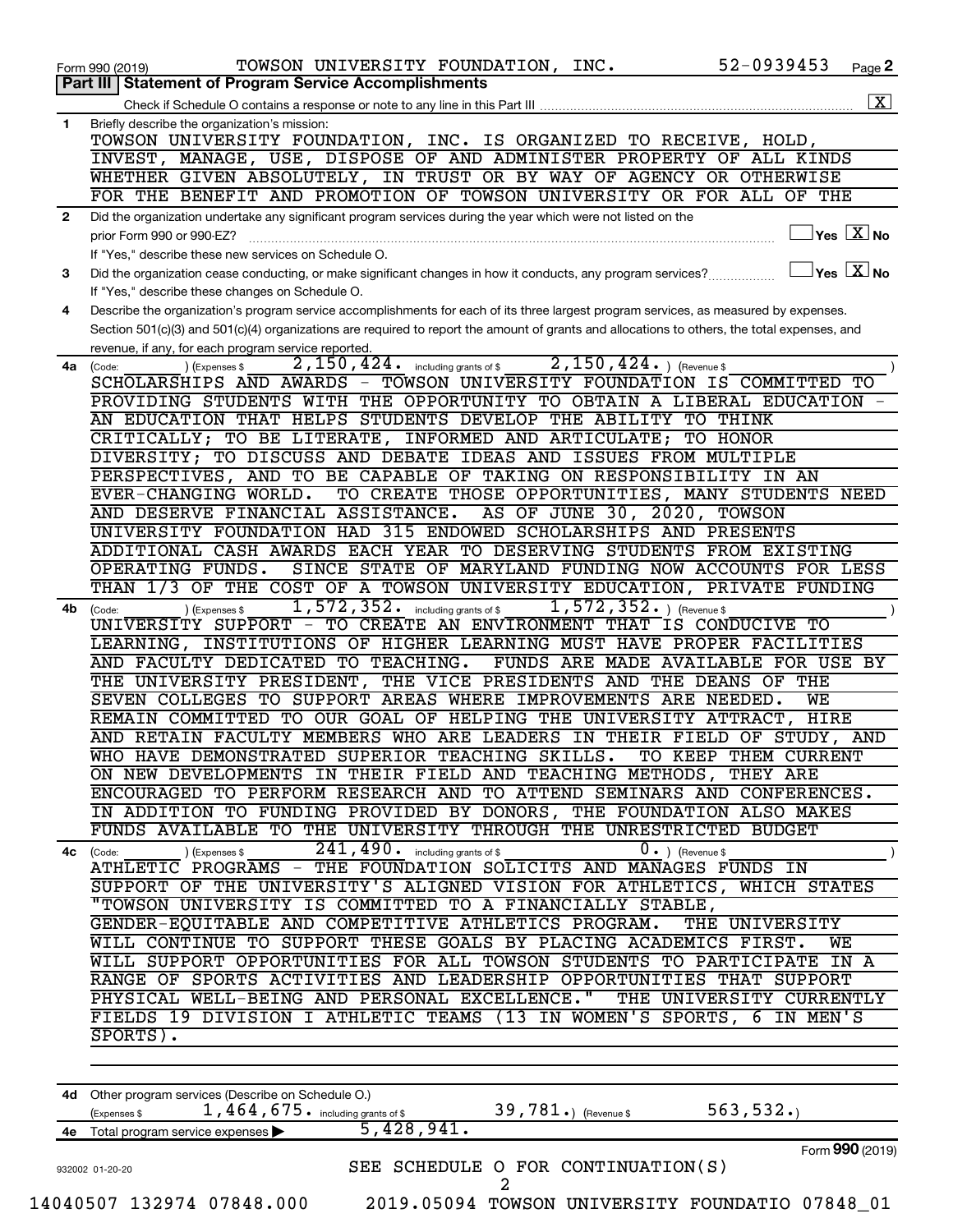Form 990 (2019) TOWSON UNIVERSITY FOUNDATION, INC. 52-0939453

## Part III Statement of Program Service Accomplishments

Check if Schedule O contains a response or note to any line in this Part III [X]

**1** Briefly describe the organization's mission:

TOWSON UNIVERSITY FOUNDATION, INC. IS ORGANIZED TO RECEIVE, HOLD, INVEST, MANAGE, USE, DISPOSE OF AND ADMINISTER PROPERTY OF ALL KINDS WHETHER GIVEN ABSOLUTELY, IN TRUST OR BY WAY OF AGENCY OR OTHERWISE FOR THE BENEFIT AND PROMOTION OF TOWSON UNIVERSITY OR FOR ALL OF THE

**2** Did the organization undertake any significant program services during the year which were not listed on the prior Form 990 or 990-EZ? [ ] Yes [X] No

If "Yes," describe these new services on Schedule O.

**3** Did the organization cease conducting, or make significant changes in how it conducts, any program services? [ ] Yes [X] No

If "Yes," describe these changes on Schedule O.

**4** Describe the organization's program service accomplishments for each of its three largest program services, as measured by expenses. Section 501(c)(3) and 501(c)(4) organizations are required to report the amount of grants and allocations to others, the total expenses, and revenue, if any, for each program service reported.

**4a** (Code: ) (Expenses $ 2,150,424. including grants of $ 2,150,424. ) (Revenue $ )

SCHOLARSHIPS AND AWARDS - TOWSON UNIVERSITY FOUNDATION IS COMMITTED TO PROVIDING STUDENTS WITH THE OPPORTUNITY TO OBTAIN A LIBERAL EDUCATION - AN EDUCATION THAT HELPS STUDENTS DEVELOP THE ABILITY TO THINK CRITICALLY; TO BE LITERATE, INFORMED AND ARTICULATE; TO HONOR DIVERSITY; TO DISCUSS AND DEBATE IDEAS AND ISSUES FROM MULTIPLE PERSPECTIVES, AND TO BE CAPABLE OF TAKING ON RESPONSIBILITY IN AN EVER-CHANGING WORLD. TO CREATE THOSE OPPORTUNITIES, MANY STUDENTS NEED AND DESERVE FINANCIAL ASSISTANCE. AS OF JUNE 30, 2020, TOWSON UNIVERSITY FOUNDATION HAD 315 ENDOWED SCHOLARSHIPS AND PRESENTS ADDITIONAL CASH AWARDS EACH YEAR TO DESERVING STUDENTS FROM EXISTING OPERATING FUNDS. SINCE STATE OF MARYLAND FUNDING NOW ACCOUNTS FOR LESS THAN 1/3 OF THE COST OF A TOWSON UNIVERSITY EDUCATION, PRIVATE FUNDING

**4b** (Code: ) (Expenses $ 1,572,352. including grants of $ 1,572,352. ) (Revenue $ )

UNIVERSITY SUPPORT - TO CREATE AN ENVIRONMENT THAT IS CONDUCIVE TO LEARNING, INSTITUTIONS OF HIGHER LEARNING MUST HAVE PROPER FACILITIES AND FACULTY DEDICATED TO TEACHING. FUNDS ARE MADE AVAILABLE FOR USE BY THE UNIVERSITY PRESIDENT, THE VICE PRESIDENTS AND THE DEANS OF THE SEVEN COLLEGES TO SUPPORT AREAS WHERE IMPROVEMENTS ARE NEEDED. WE REMAIN COMMITTED TO OUR GOAL OF HELPING THE UNIVERSITY ATTRACT, HIRE AND RETAIN FACULTY MEMBERS WHO ARE LEADERS IN THEIR FIELD OF STUDY, AND WHO HAVE DEMONSTRATED SUPERIOR TEACHING SKILLS. TO KEEP THEM CURRENT ON NEW DEVELOPMENTS IN THEIR FIELD AND TEACHING METHODS, THEY ARE ENCOURAGED TO PERFORM RESEARCH AND TO ATTEND SEMINARS AND CONFERENCES. IN ADDITION TO FUNDING PROVIDED BY DONORS, THE FOUNDATION ALSO MAKES FUNDS AVAILABLE TO THE UNIVERSITY THROUGH THE UNRESTRICTED BUDGET

**4c** (Code: ) (Expenses $ 241,490. including grants of $ ) (Revenue $ 0. )

ATHLETIC PROGRAMS - THE FOUNDATION SOLICITS AND MANAGES FUNDS IN SUPPORT OF THE UNIVERSITY'S ALIGNED VISION FOR ATHLETICS, WHICH STATES "TOWSON UNIVERSITY IS COMMITTED TO A FINANCIALLY STABLE, GENDER-EQUITABLE AND COMPETITIVE ATHLETICS PROGRAM. THE UNIVERSITY WILL CONTINUE TO SUPPORT THESE GOALS BY PLACING ACADEMICS FIRST. WE WILL SUPPORT OPPORTUNITIES FOR ALL TOWSON STUDENTS TO PARTICIPATE IN A RANGE OF SPORTS ACTIVITIES AND LEADERSHIP OPPORTUNITIES THAT SUPPORT PHYSICAL WELL-BEING AND PERSONAL EXCELLENCE." THE UNIVERSITY CURRENTLY FIELDS 19 DIVISION I ATHLETIC TEAMS (13 IN WOMEN'S SPORTS, 6 IN MEN'S SPORTS).

**4d** Other program services (Describe on Schedule O.)

(Expenses $ 1,464,675. including grants of $ 39,781.) (Revenue $ 563,532.)

**4e** Total program service expenses ▶ 5,428,941.

Form **990** (2019)

932002 01-20-20

SEE SCHEDULE O FOR CONTINUATION(S)

14040507 132974 07848.000 2019.05094 TOWSON UNIVERSITY FOUNDATIO 07848_01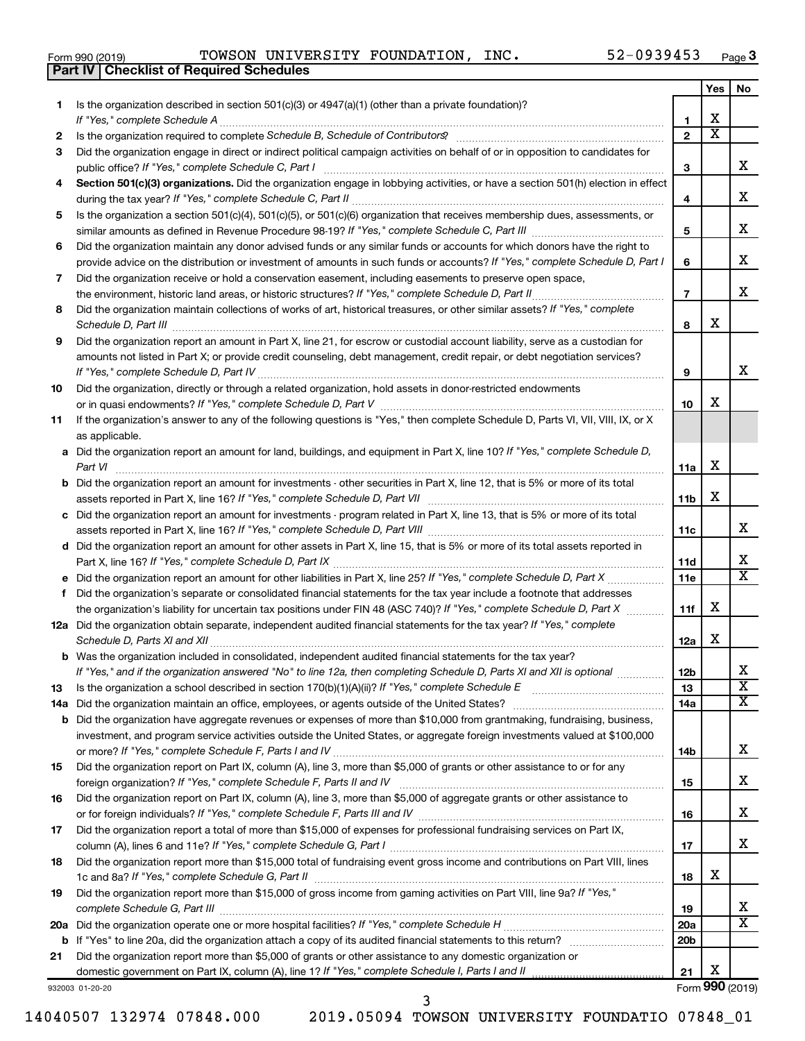Form 990 (2019) TOWSON UNIVERSITY FOUNDATION, INC. 52-0939453 Page 3

## Part IV Checklist of Required Schedules

| | | | Yes | No |
|---|---|---|---|---|
| 1 | Is the organization described in section 501(c)(3) or 4947(a)(1) (other than a private foundation)? *If "Yes," complete Schedule A* | 1 | X | |
| 2 | Is the organization required to complete *Schedule B, Schedule of Contributors*? | 2 | X | |
| 3 | Did the organization engage in direct or indirect political campaign activities on behalf of or in opposition to candidates for public office? *If "Yes," complete Schedule C, Part I* | 3 | | X |
| 4 | **Section 501(c)(3) organizations.** Did the organization engage in lobbying activities, or have a section 501(h) election in effect during the tax year? *If "Yes," complete Schedule C, Part II* | 4 | | X |
| 5 | Is the organization a section 501(c)(4), 501(c)(5), or 501(c)(6) organization that receives membership dues, assessments, or similar amounts as defined in Revenue Procedure 98-19? *If "Yes," complete Schedule C, Part III* | 5 | | X |
| 6 | Did the organization maintain any donor advised funds or any similar funds or accounts for which donors have the right to provide advice on the distribution or investment of amounts in such funds or accounts? *If "Yes," complete Schedule D, Part I* | 6 | | X |
| 7 | Did the organization receive or hold a conservation easement, including easements to preserve open space, the environment, historic land areas, or historic structures? *If "Yes," complete Schedule D, Part II* | 7 | | X |
| 8 | Did the organization maintain collections of works of art, historical treasures, or other similar assets? *If "Yes," complete Schedule D, Part III* | 8 | X | |
| 9 | Did the organization report an amount in Part X, line 21, for escrow or custodial account liability, serve as a custodian for amounts not listed in Part X; or provide credit counseling, debt management, credit repair, or debt negotiation services? *If "Yes," complete Schedule D, Part IV* | 9 | | X |
| 10 | Did the organization, directly or through a related organization, hold assets in donor-restricted endowments or in quasi endowments? *If "Yes," complete Schedule D, Part V* | 10 | X | |
| 11 | If the organization's answer to any of the following questions is "Yes," then complete Schedule D, Parts VI, VII, VIII, IX, or X as applicable. | | | |
| a | Did the organization report an amount for land, buildings, and equipment in Part X, line 10? *If "Yes," complete Schedule D, Part VI* | 11a | X | |
| b | Did the organization report an amount for investments - other securities in Part X, line 12, that is 5% or more of its total assets reported in Part X, line 16? *If "Yes," complete Schedule D, Part VII* | 11b | X | |
| c | Did the organization report an amount for investments - program related in Part X, line 13, that is 5% or more of its total assets reported in Part X, line 16? *If "Yes," complete Schedule D, Part VIII* | 11c | | X |
| d | Did the organization report an amount for other assets in Part X, line 15, that is 5% or more of its total assets reported in Part X, line 16? *If "Yes," complete Schedule D, Part IX* | 11d | | X |
| e | Did the organization report an amount for other liabilities in Part X, line 25? *If "Yes," complete Schedule D, Part X* | 11e | | X |
| f | Did the organization's separate or consolidated financial statements for the tax year include a footnote that addresses the organization's liability for uncertain tax positions under FIN 48 (ASC 740)? *If "Yes," complete Schedule D, Part X* | 11f | X | |
| 12a | Did the organization obtain separate, independent audited financial statements for the tax year? *If "Yes," complete Schedule D, Parts XI and XII* | 12a | X | |
| b | Was the organization included in consolidated, independent audited financial statements for the tax year? *If "Yes," and if the organization answered "No" to line 12a, then completing Schedule D, Parts XI and XII is optional* | 12b | | X |
| 13 | Is the organization a school described in section 170(b)(1)(A)(ii)? *If "Yes," complete Schedule E* | 13 | | X |
| 14a | Did the organization maintain an office, employees, or agents outside of the United States? | 14a | | X |
| b | Did the organization have aggregate revenues or expenses of more than $10,000 from grantmaking, fundraising, business, investment, and program service activities outside the United States, or aggregate foreign investments valued at $100,000 or more? *If "Yes," complete Schedule F, Parts I and IV* | 14b | | X |
| 15 | Did the organization report on Part IX, column (A), line 3, more than $5,000 of grants or other assistance to or for any foreign organization? *If "Yes," complete Schedule F, Parts II and IV* | 15 | | X |
| 16 | Did the organization report on Part IX, column (A), line 3, more than $5,000 of aggregate grants or other assistance to or for foreign individuals? *If "Yes," complete Schedule F, Parts III and IV* | 16 | | X |
| 17 | Did the organization report a total of more than $15,000 of expenses for professional fundraising services on Part IX, column (A), lines 6 and 11e? *If "Yes," complete Schedule G, Part I* | 17 | | X |
| 18 | Did the organization report more than $15,000 total of fundraising event gross income and contributions on Part VIII, lines 1c and 8a? *If "Yes," complete Schedule G, Part II* | 18 | X | |
| 19 | Did the organization report more than $15,000 of gross income from gaming activities on Part VIII, line 9a? *If "Yes," complete Schedule G, Part III* | 19 | | X |
| 20a | Did the organization operate one or more hospital facilities? *If "Yes," complete Schedule H* | 20a | | X |
| b | If "Yes" to line 20a, did the organization attach a copy of its audited financial statements to this return? | 20b | | |
| 21 | Did the organization report more than $5,000 of grants or other assistance to any domestic organization or domestic government on Part IX, column (A), line 1? *If "Yes," complete Schedule I, Parts I and II* | 21 | X | |

932003 01-20-20 Form **990** (2019)

14040507 132974 07848.000 2019.05094 TOWSON UNIVERSITY FOUNDATIO 07848_01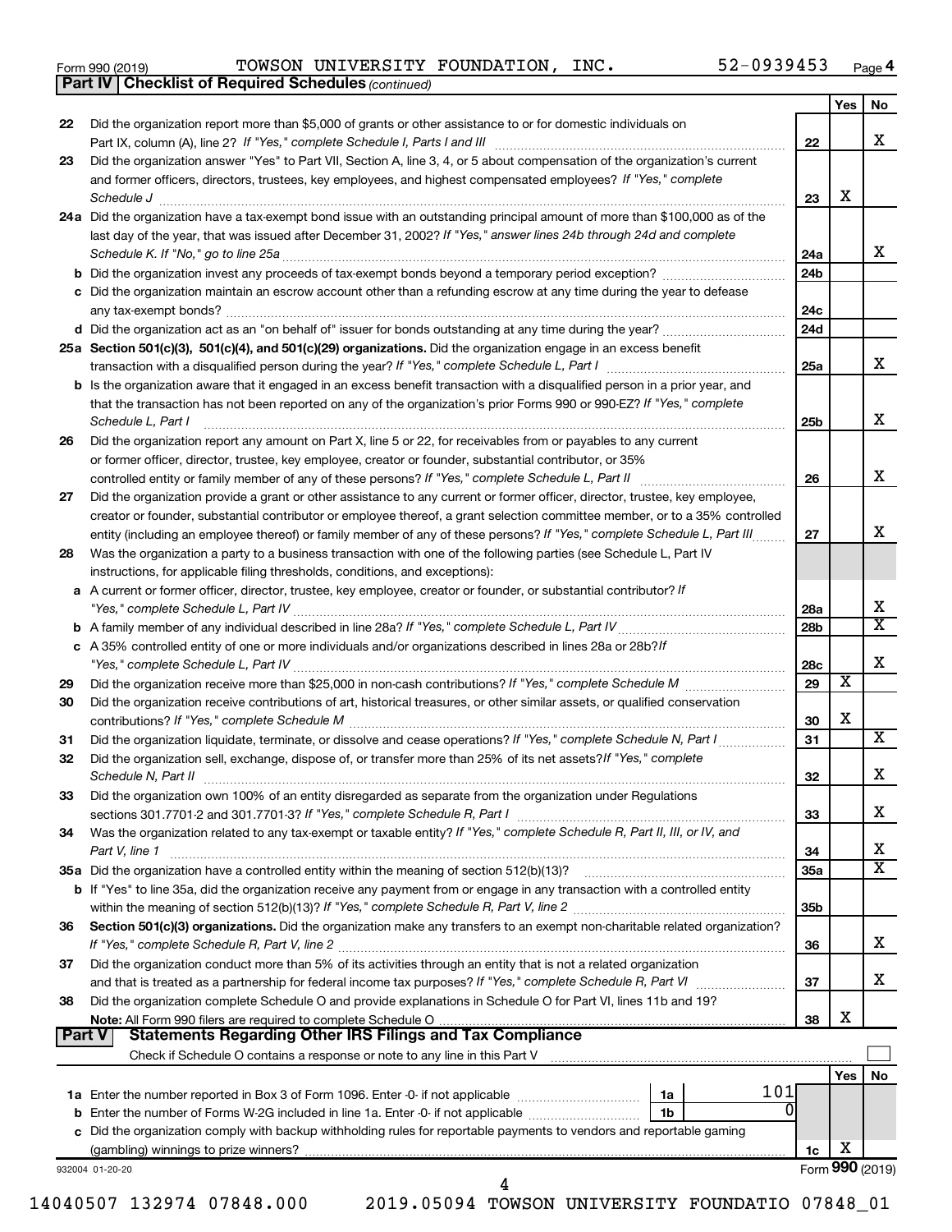Form 990 (2019) TOWSON UNIVERSITY FOUNDATION, INC. 52-0939453 Page 4

## Part IV Checklist of Required Schedules *(continued)*

| | | | Yes | No |
|---|---|---|---|---|
| 22 | Did the organization report more than $5,000 of grants or other assistance to or for domestic individuals on Part IX, column (A), line 2? *If "Yes," complete Schedule I, Parts I and III* | 22 | | X |
| 23 | Did the organization answer "Yes" to Part VII, Section A, line 3, 4, or 5 about compensation of the organization's current and former officers, directors, trustees, key employees, and highest compensated employees? *If "Yes," complete Schedule J* | 23 | X | |
| 24a | Did the organization have a tax-exempt bond issue with an outstanding principal amount of more than $100,000 as of the last day of the year, that was issued after December 31, 2002? *If "Yes," answer lines 24b through 24d and complete Schedule K. If "No," go to line 25a* | 24a | | X |
| b | Did the organization invest any proceeds of tax-exempt bonds beyond a temporary period exception? | 24b | | |
| c | Did the organization maintain an escrow account other than a refunding escrow at any time during the year to defease any tax-exempt bonds? | 24c | | |
| d | Did the organization act as an "on behalf of" issuer for bonds outstanding at any time during the year? | 24d | | |
| 25a | **Section 501(c)(3), 501(c)(4), and 501(c)(29) organizations.** Did the organization engage in an excess benefit transaction with a disqualified person during the year? *If "Yes," complete Schedule L, Part I* | 25a | | X |
| b | Is the organization aware that it engaged in an excess benefit transaction with a disqualified person in a prior year, and that the transaction has not been reported on any of the organization's prior Forms 990 or 990-EZ? *If "Yes," complete Schedule L, Part I* | 25b | | X |
| 26 | Did the organization report any amount on Part X, line 5 or 22, for receivables from or payables to any current or former officer, director, trustee, key employee, creator or founder, substantial contributor, or 35% controlled entity or family member of any of these persons? *If "Yes," complete Schedule L, Part II* | 26 | | X |
| 27 | Did the organization provide a grant or other assistance to any current or former officer, director, trustee, key employee, creator or founder, substantial contributor or employee thereof, a grant selection committee member, or to a 35% controlled entity (including an employee thereof) or family member of any of these persons? *If "Yes," complete Schedule L, Part III* | 27 | | X |
| 28 | Was the organization a party to a business transaction with one of the following parties (see Schedule L, Part IV instructions, for applicable filing thresholds, conditions, and exceptions): | | | |
| a | A current or former officer, director, trustee, key employee, creator or founder, or substantial contributor? *If "Yes," complete Schedule L, Part IV* | 28a | | X |
| b | A family member of any individual described in line 28a? *If "Yes," complete Schedule L, Part IV* | 28b | | X |
| c | A 35% controlled entity of one or more individuals and/or organizations described in lines 28a or 28b? *If "Yes," complete Schedule L, Part IV* | 28c | | X |
| 29 | Did the organization receive more than $25,000 in non-cash contributions? *If "Yes," complete Schedule M* | 29 | X | |
| 30 | Did the organization receive contributions of art, historical treasures, or other similar assets, or qualified conservation contributions? *If "Yes," complete Schedule M* | 30 | X | |
| 31 | Did the organization liquidate, terminate, or dissolve and cease operations? *If "Yes," complete Schedule N, Part I* | 31 | | X |
| 32 | Did the organization sell, exchange, dispose of, or transfer more than 25% of its net assets? *If "Yes," complete Schedule N, Part II* | 32 | | X |
| 33 | Did the organization own 100% of an entity disregarded as separate from the organization under Regulations sections 301.7701-2 and 301.7701-3? *If "Yes," complete Schedule R, Part I* | 33 | | X |
| 34 | Was the organization related to any tax-exempt or taxable entity? *If "Yes," complete Schedule R, Part II, III, or IV, and Part V, line 1* | 34 | | X |
| 35a | Did the organization have a controlled entity within the meaning of section 512(b)(13)? | 35a | | X |
| b | If "Yes" to line 35a, did the organization receive any payment from or engage in any transaction with a controlled entity within the meaning of section 512(b)(13)? *If "Yes," complete Schedule R, Part V, line 2* | 35b | | |
| 36 | **Section 501(c)(3) organizations.** Did the organization make any transfers to an exempt non-charitable related organization? *If "Yes," complete Schedule R, Part V, line 2* | 36 | | X |
| 37 | Did the organization conduct more than 5% of its activities through an entity that is not a related organization and that is treated as a partnership for federal income tax purposes? *If "Yes," complete Schedule R, Part VI* | 37 | | X |
| 38 | Did the organization complete Schedule O and provide explanations in Schedule O for Part VI, lines 11b and 19? **Note:** All Form 990 filers are required to complete Schedule O | 38 | X | |

## Part V Statements Regarding Other IRS Filings and Tax Compliance

Check if Schedule O contains a response or note to any line in this Part V ☐

| | | | | Yes | No |
|---|---|---|---|---|---|
| 1a | Enter the number reported in Box 3 of Form 1096. Enter -0- if not applicable | 1a | 101 | | |
| b | Enter the number of Forms W-2G included in line 1a. Enter -0- if not applicable | 1b | 0 | | |
| c | Did the organization comply with backup withholding rules for reportable payments to vendors and reportable gaming (gambling) winnings to prize winners? | | 1c | X | |

932004 01-20-20 Form **990** (2019)

14040507 132974 07848.000 2019.05094 TOWSON UNIVERSITY FOUNDATIO 07848_01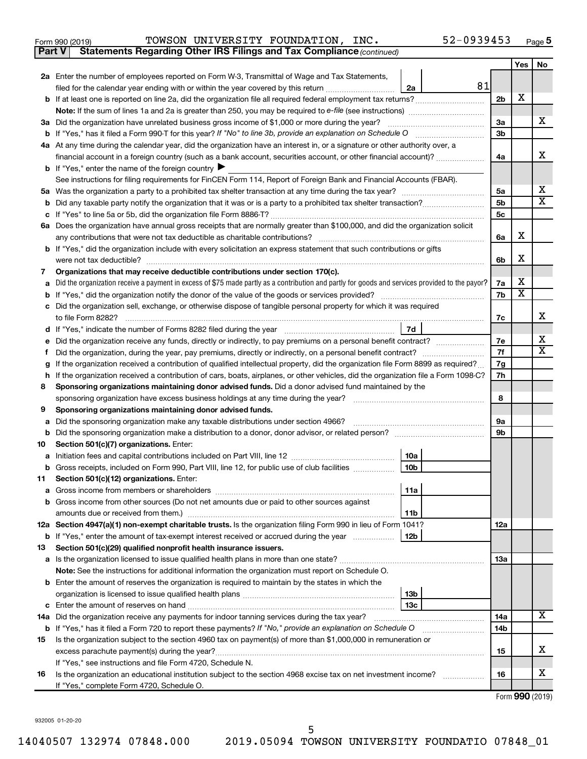Form 990 (2019) TOWSON UNIVERSITY FOUNDATION, INC. 52-0939453 Page 5

**Part V Statements Regarding Other IRS Filings and Tax Compliance** *(continued)*

| | | | | Yes | No |
|---|---|---|---|---|---|
| **2a** | Enter the number of employees reported on Form W-3, Transmittal of Wage and Tax Statements, filed for the calendar year ending with or within the year covered by this return | 2a | 81 | | |
| **b** | If at least one is reported on line 2a, did the organization file all required federal employment tax returns? | | 2b | X | |
| | **Note:** If the sum of lines 1a and 2a is greater than 250, you may be required to *e-file* (see instructions) | | | | |
| **3a** | Did the organization have unrelated business gross income of $1,000 or more during the year? | | 3a | | X |
| **b** | If "Yes," has it filed a Form 990-T for this year? *If "No" to line 3b, provide an explanation on Schedule O* | | 3b | | |
| **4a** | At any time during the calendar year, did the organization have an interest in, or a signature or other authority over, a financial account in a foreign country (such as a bank account, securities account, or other financial account)? | | 4a | | X |
| **b** | If "Yes," enter the name of the foreign country ▶ | | | | |
| | See instructions for filing requirements for FinCEN Form 114, Report of Foreign Bank and Financial Accounts (FBAR). | | | | |
| **5a** | Was the organization a party to a prohibited tax shelter transaction at any time during the tax year? | | 5a | | X |
| **b** | Did any taxable party notify the organization that it was or is a party to a prohibited tax shelter transaction? | | 5b | | X |
| **c** | If "Yes" to line 5a or 5b, did the organization file Form 8886-T? | | 5c | | |
| **6a** | Does the organization have annual gross receipts that are normally greater than $100,000, and did the organization solicit any contributions that were not tax deductible as charitable contributions? | | 6a | X | |
| **b** | If "Yes," did the organization include with every solicitation an express statement that such contributions or gifts were not tax deductible? | | 6b | X | |
| **7** | **Organizations that may receive deductible contributions under section 170(c).** | | | | |
| **a** | Did the organization receive a payment in excess of $75 made partly as a contribution and partly for goods and services provided to the payor? | | 7a | X | |
| **b** | If "Yes," did the organization notify the donor of the value of the goods or services provided? | | 7b | X | |
| **c** | Did the organization sell, exchange, or otherwise dispose of tangible personal property for which it was required to file Form 8282? | | 7c | | X |
| **d** | If "Yes," indicate the number of Forms 8282 filed during the year | 7d | | | |
| **e** | Did the organization receive any funds, directly or indirectly, to pay premiums on a personal benefit contract? | | 7e | | X |
| **f** | Did the organization, during the year, pay premiums, directly or indirectly, on a personal benefit contract? | | 7f | | X |
| **g** | If the organization received a contribution of qualified intellectual property, did the organization file Form 8899 as required? | | 7g | | |
| **h** | If the organization received a contribution of cars, boats, airplanes, or other vehicles, did the organization file a Form 1098-C? | | 7h | | |
| **8** | **Sponsoring organizations maintaining donor advised funds.** Did a donor advised fund maintained by the sponsoring organization have excess business holdings at any time during the year? | | 8 | | |
| **9** | **Sponsoring organizations maintaining donor advised funds.** | | | | |
| **a** | Did the sponsoring organization make any taxable distributions under section 4966? | | 9a | | |
| **b** | Did the sponsoring organization make a distribution to a donor, donor advisor, or related person? | | 9b | | |
| **10** | **Section 501(c)(7) organizations.** Enter: | | | | |
| **a** | Initiation fees and capital contributions included on Part VIII, line 12 | 10a | | | |
| **b** | Gross receipts, included on Form 990, Part VIII, line 12, for public use of club facilities | 10b | | | |
| **11** | **Section 501(c)(12) organizations.** Enter: | | | | |
| **a** | Gross income from members or shareholders | 11a | | | |
| **b** | Gross income from other sources (Do not net amounts due or paid to other sources against amounts due or received from them.) | 11b | | | |
| **12a** | **Section 4947(a)(1) non-exempt charitable trusts.** Is the organization filing Form 990 in lieu of Form 1041? | | 12a | | |
| **b** | If "Yes," enter the amount of tax-exempt interest received or accrued during the year | 12b | | | |
| **13** | **Section 501(c)(29) qualified nonprofit health insurance issuers.** | | | | |
| **a** | Is the organization licensed to issue qualified health plans in more than one state? | | 13a | | |
| | **Note:** See the instructions for additional information the organization must report on Schedule O. | | | | |
| **b** | Enter the amount of reserves the organization is required to maintain by the states in which the organization is licensed to issue qualified health plans | 13b | | | |
| **c** | Enter the amount of reserves on hand | 13c | | | |
| **14a** | Did the organization receive any payments for indoor tanning services during the tax year? | | 14a | | X |
| **b** | If "Yes," has it filed a Form 720 to report these payments? *If "No," provide an explanation on Schedule O* | | 14b | | |
| **15** | Is the organization subject to the section 4960 tax on payment(s) of more than $1,000,000 in remuneration or excess parachute payment(s) during the year? | | 15 | | X |
| | If "Yes," see instructions and file Form 4720, Schedule N. | | | | |
| **16** | Is the organization an educational institution subject to the section 4968 excise tax on net investment income? | | 16 | | X |
| | If "Yes," complete Form 4720, Schedule O. | | | | |

Form **990** (2019)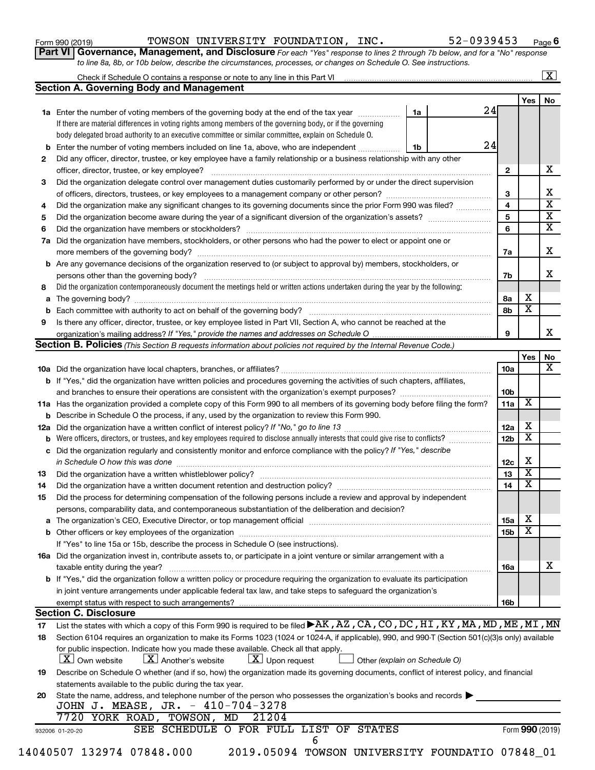Form 990 (2019) TOWSON UNIVERSITY FOUNDATION, INC. 52-0939453 Page 6

**Part VI Governance, Management, and Disclosure** *For each "Yes" response to lines 2 through 7b below, and for a "No" response to line 8a, 8b, or 10b below, describe the circumstances, processes, or changes on Schedule O. See instructions.*

Check if Schedule O contains a response or note to any line in this Part VI ..... [X]

## Section A. Governing Body and Management

| | | | Yes | No |
|---|---|---|---|---|
| **1a** | Enter the number of voting members of the governing body at the end of the tax year ..... 1a 24 <br> If there are material differences in voting rights among members of the governing body, or if the governing body delegated broad authority to an executive committee or similar committee, explain on Schedule O. | | | |
| **b** | Enter the number of voting members included on line 1a, above, who are independent ..... 1b 24 | | | |
| **2** | Did any officer, director, trustee, or key employee have a family relationship or a business relationship with any other officer, director, trustee, or key employee? | 2 | | X |
| **3** | Did the organization delegate control over management duties customarily performed by or under the direct supervision of officers, directors, trustees, or key employees to a management company or other person? | 3 | | X |
| **4** | Did the organization make any significant changes to its governing documents since the prior Form 990 was filed? | 4 | | X |
| **5** | Did the organization become aware during the year of a significant diversion of the organization's assets? | 5 | | X |
| **6** | Did the organization have members or stockholders? | 6 | | X |
| **7a** | Did the organization have members, stockholders, or other persons who had the power to elect or appoint one or more members of the governing body? | 7a | | X |
| **b** | Are any governance decisions of the organization reserved to (or subject to approval by) members, stockholders, or persons other than the governing body? | 7b | | X |
| **8** | Did the organization contemporaneously document the meetings held or written actions undertaken during the year by the following: | | | |
| **a** | The governing body? | 8a | X | |
| **b** | Each committee with authority to act on behalf of the governing body? | 8b | X | |
| **9** | Is there any officer, director, trustee, or key employee listed in Part VII, Section A, who cannot be reached at the organization's mailing address? *If "Yes," provide the names and addresses on Schedule O* | 9 | | X |

## Section B. Policies *(This Section B requests information about policies not required by the Internal Revenue Code.)*

| | | | Yes | No |
|---|---|---|---|---|
| **10a** | Did the organization have local chapters, branches, or affiliates? | 10a | | X |
| **b** | If "Yes," did the organization have written policies and procedures governing the activities of such chapters, affiliates, and branches to ensure their operations are consistent with the organization's exempt purposes? | 10b | | |
| **11a** | Has the organization provided a complete copy of this Form 990 to all members of its governing body before filing the form? | 11a | X | |
| **b** | Describe in Schedule O the process, if any, used by the organization to review this Form 990. | | | |
| **12a** | Did the organization have a written conflict of interest policy? *If "No," go to line 13* | 12a | X | |
| **b** | Were officers, directors, or trustees, and key employees required to disclose annually interests that could give rise to conflicts? | 12b | X | |
| **c** | Did the organization regularly and consistently monitor and enforce compliance with the policy? *If "Yes," describe in Schedule O how this was done* | 12c | X | |
| **13** | Did the organization have a written whistleblower policy? | 13 | X | |
| **14** | Did the organization have a written document retention and destruction policy? | 14 | X | |
| **15** | Did the process for determining compensation of the following persons include a review and approval by independent persons, comparability data, and contemporaneous substantiation of the deliberation and decision? | | | |
| **a** | The organization's CEO, Executive Director, or top management official | 15a | X | |
| **b** | Other officers or key employees of the organization | 15b | X | |
| | If "Yes" to line 15a or 15b, describe the process in Schedule O (see instructions). | | | |
| **16a** | Did the organization invest in, contribute assets to, or participate in a joint venture or similar arrangement with a taxable entity during the year? | 16a | | X |
| **b** | If "Yes," did the organization follow a written policy or procedure requiring the organization to evaluate its participation in joint venture arrangements under applicable federal tax law, and take steps to safeguard the organization's exempt status with respect to such arrangements? | 16b | | |

## Section C. Disclosure

**17** List the states with which a copy of this Form 990 is required to be filed ▶ AK,AZ,CA,CO,DC,HI,KY,MA,MD,ME,MI,MN

**18** Section 6104 requires an organization to make its Forms 1023 (1024 or 1024-A, if applicable), 990, and 990-T (Section 501(c)(3)s only) available for public inspection. Indicate how you made these available. Check all that apply.

[X] Own website [X] Another's website [X] Upon request [ ] Other *(explain on Schedule O)*

**19** Describe on Schedule O whether (and if so, how) the organization made its governing documents, conflict of interest policy, and financial statements available to the public during the tax year.

**20** State the name, address, and telephone number of the person who possesses the organization's books and records ▶

JOHN J. MEASE, JR. - 410-704-3278
7720 YORK ROAD, TOWSON, MD 21204

SEE SCHEDULE O FOR FULL LIST OF STATES

932006 01-20-20 Form **990** (2019)

14040507 132974 07848.000 2019.05094 TOWSON UNIVERSITY FOUNDATIO 07848_01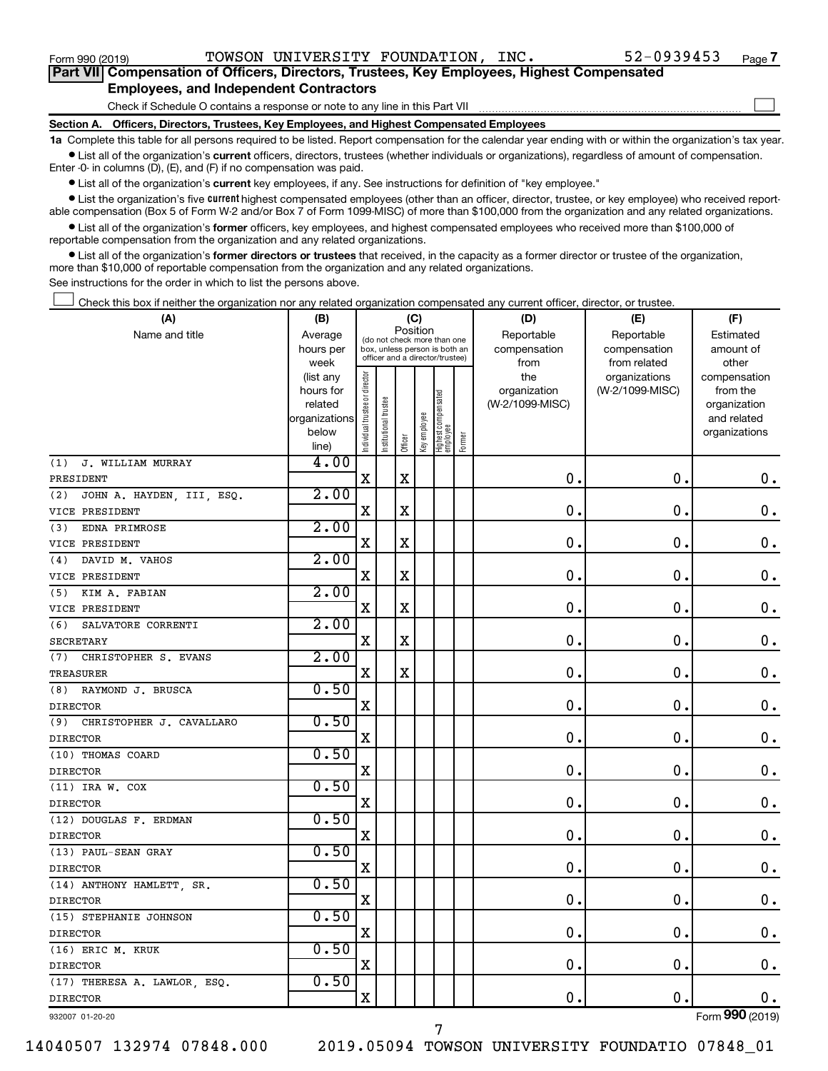Form 990 (2019) TOWSON UNIVERSITY FOUNDATION, INC. 52-0939453 Page 7

## Part VII Compensation of Officers, Directors, Trustees, Key Employees, Highest Compensated Employees, and Independent Contractors

Check if Schedule O contains a response or note to any line in this Part VII

### Section A. Officers, Directors, Trustees, Key Employees, and Highest Compensated Employees

**1a** Complete this table for all persons required to be listed. Report compensation for the calendar year ending with or within the organization's tax year.

- List all of the organization's **current** officers, directors, trustees (whether individuals or organizations), regardless of amount of compensation. Enter -0- in columns (D), (E), and (F) if no compensation was paid.
- List all of the organization's **current** key employees, if any. See instructions for definition of "key employee."
- List the organization's five **current** highest compensated employees (other than an officer, director, trustee, or key employee) who received reportable compensation (Box 5 of Form W-2 and/or Box 7 of Form 1099-MISC) of more than $100,000 from the organization and any related organizations.
- List all of the organization's **former** officers, key employees, and highest compensated employees who received more than $100,000 of reportable compensation from the organization and any related organizations.
- List all of the organization's **former directors or trustees** that received, in the capacity as a former director or trustee of the organization, more than $10,000 of reportable compensation from the organization and any related organizations.

See instructions for the order in which to list the persons above.

Check this box if neither the organization nor any related organization compensated any current officer, director, or trustee.

| (A) Name and title | (B) Average hours per week (list any hours for related organizations below line) | (C) Position: Individual trustee or director | Institutional trustee | Officer | Key employee | Highest compensated employee | Former | (D) Reportable compensation from the organization (W-2/1099-MISC) | (E) Reportable compensation from related organizations (W-2/1099-MISC) | (F) Estimated amount of other compensation from the organization and related organizations |
|---|---|---|---|---|---|---|---|---|---|---|
| (1) J. WILLIAM MURRAY<br>PRESIDENT | 4.00 | X | | X | | | | 0. | 0. | 0. |
| (2) JOHN A. HAYDEN, III, ESQ.<br>VICE PRESIDENT | 2.00 | X | | X | | | | 0. | 0. | 0. |
| (3) EDNA PRIMROSE<br>VICE PRESIDENT | 2.00 | X | | X | | | | 0. | 0. | 0. |
| (4) DAVID M. VAHOS<br>VICE PRESIDENT | 2.00 | X | | X | | | | 0. | 0. | 0. |
| (5) KIM A. FABIAN<br>VICE PRESIDENT | 2.00 | X | | X | | | | 0. | 0. | 0. |
| (6) SALVATORE CORRENTI<br>SECRETARY | 2.00 | X | | X | | | | 0. | 0. | 0. |
| (7) CHRISTOPHER S. EVANS<br>TREASURER | 2.00 | X | | X | | | | 0. | 0. | 0. |
| (8) RAYMOND J. BRUSCA<br>DIRECTOR | 0.50 | X | | | | | | 0. | 0. | 0. |
| (9) CHRISTOPHER J. CAVALLARO<br>DIRECTOR | 0.50 | X | | | | | | 0. | 0. | 0. |
| (10) THOMAS COARD<br>DIRECTOR | 0.50 | X | | | | | | 0. | 0. | 0. |
| (11) IRA W. COX<br>DIRECTOR | 0.50 | X | | | | | | 0. | 0. | 0. |
| (12) DOUGLAS F. ERDMAN<br>DIRECTOR | 0.50 | X | | | | | | 0. | 0. | 0. |
| (13) PAUL-SEAN GRAY<br>DIRECTOR | 0.50 | X | | | | | | 0. | 0. | 0. |
| (14) ANTHONY HAMLETT, SR.<br>DIRECTOR | 0.50 | X | | | | | | 0. | 0. | 0. |
| (15) STEPHANIE JOHNSON<br>DIRECTOR | 0.50 | X | | | | | | 0. | 0. | 0. |
| (16) ERIC M. KRUK<br>DIRECTOR | 0.50 | X | | | | | | 0. | 0. | 0. |
| (17) THERESA A. LAWLOR, ESQ.<br>DIRECTOR | 0.50 | X | | | | | | 0. | 0. | 0. |

932007 01-20-20

Form 990 (2019)

14040507 132974 07848.000 2019.05094 TOWSON UNIVERSITY FOUNDATIO 07848_01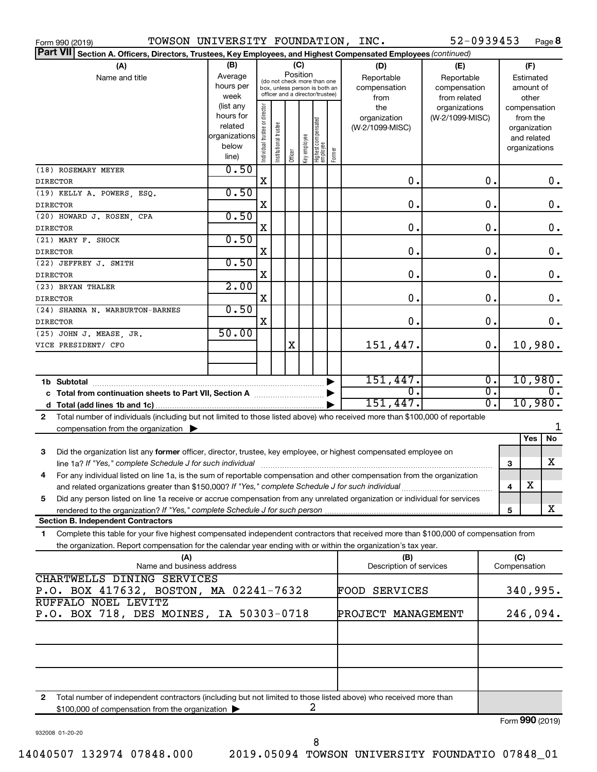Form 990 (2019) TOWSON UNIVERSITY FOUNDATION, INC. 52-0939453 Page **8**

**Part VII** **Section A. Officers, Directors, Trustees, Key Employees, and Highest Compensated Employees** *(continued)*

| (A) Name and title | (B) Average hours per week (list any hours for related organizations below line) | (C) Position (do not check more than one box, unless person is both an officer and a director/trustee) | | | | | | (D) Reportable compensation from the organization (W-2/1099-MISC) | (E) Reportable compensation from related organizations (W-2/1099-MISC) | (F) Estimated amount of other compensation from the organization and related organizations |
|---|---|---|---|---|---|---|---|---|---|---|
| | | Individual trustee or director | Institutional trustee | Officer | Key employee | Highest compensated employee | Former | | | |
| (18) ROSEMARY MEYER<br>DIRECTOR | 0.50 | X | | | | | | 0. | 0. | 0. |
| (19) KELLY A. POWERS, ESQ.<br>DIRECTOR | 0.50 | X | | | | | | 0. | 0. | 0. |
| (20) HOWARD J. ROSEN, CPA<br>DIRECTOR | 0.50 | X | | | | | | 0. | 0. | 0. |
| (21) MARY F. SHOCK<br>DIRECTOR | 0.50 | X | | | | | | 0. | 0. | 0. |
| (22) JEFFREY J. SMITH<br>DIRECTOR | 0.50 | X | | | | | | 0. | 0. | 0. |
| (23) BRYAN THALER<br>DIRECTOR | 2.00 | X | | | | | | 0. | 0. | 0. |
| (24) SHANNA N. WARBURTON-BARNES<br>DIRECTOR | 0.50 | X | | | | | | 0. | 0. | 0. |
| (25) JOHN J. MEASE, JR.<br>VICE PRESIDENT/ CFO | 50.00 | | | X | | | | 151,447. | 0. | 10,980. |
| | | | | | | | | | | |
| **1b Subtotal** | | | | | | | | 151,447. | 0. | 10,980. |
| **c Total from continuation sheets to Part VII, Section A** | | | | | | | | 0. | 0. | 0. |
| **d Total (add lines 1b and 1c)** | | | | | | | | 151,447. | 0. | 10,980. |

**2** Total number of individuals (including but not limited to those listed above) who received more than $100,000 of reportable compensation from the organization ▶ 1

| | | | Yes | No |
|---|---|---|---|---|
| **3** | Did the organization list any **former** officer, director, trustee, key employee, or highest compensated employee on line 1a? *If "Yes," complete Schedule J for such individual* | 3 | | X |
| **4** | For any individual listed on line 1a, is the sum of reportable compensation and other compensation from the organization and related organizations greater than $150,000? *If "Yes," complete Schedule J for such individual* | 4 | X | |
| **5** | Did any person listed on line 1a receive or accrue compensation from any unrelated organization or individual for services rendered to the organization? *If "Yes," complete Schedule J for such person* | 5 | | X |

**Section B. Independent Contractors**

**1** Complete this table for your five highest compensated independent contractors that received more than $100,000 of compensation from the organization. Report compensation for the calendar year ending with or within the organization's tax year.

| (A) Name and business address | (B) Description of services | (C) Compensation |
|---|---|---|
| CHARTWELLS DINING SERVICES<br>P.O. BOX 417632, BOSTON, MA 02241-7632 | FOOD SERVICES | 340,995. |
| RUFFALO NOEL LEVITZ<br>P.O. BOX 718, DES MOINES, IA 50303-0718 | PROJECT MANAGEMENT | 246,094. |
| | | |
| | | |
| | | |

**2** Total number of independent contractors (including but not limited to those listed above) who received more than $100,000 of compensation from the organization ▶ 2

Form **990** (2019)

932008 01-20-20

14040507 132974 07848.000 2019.05094 TOWSON UNIVERSITY FOUNDATIO 07848_01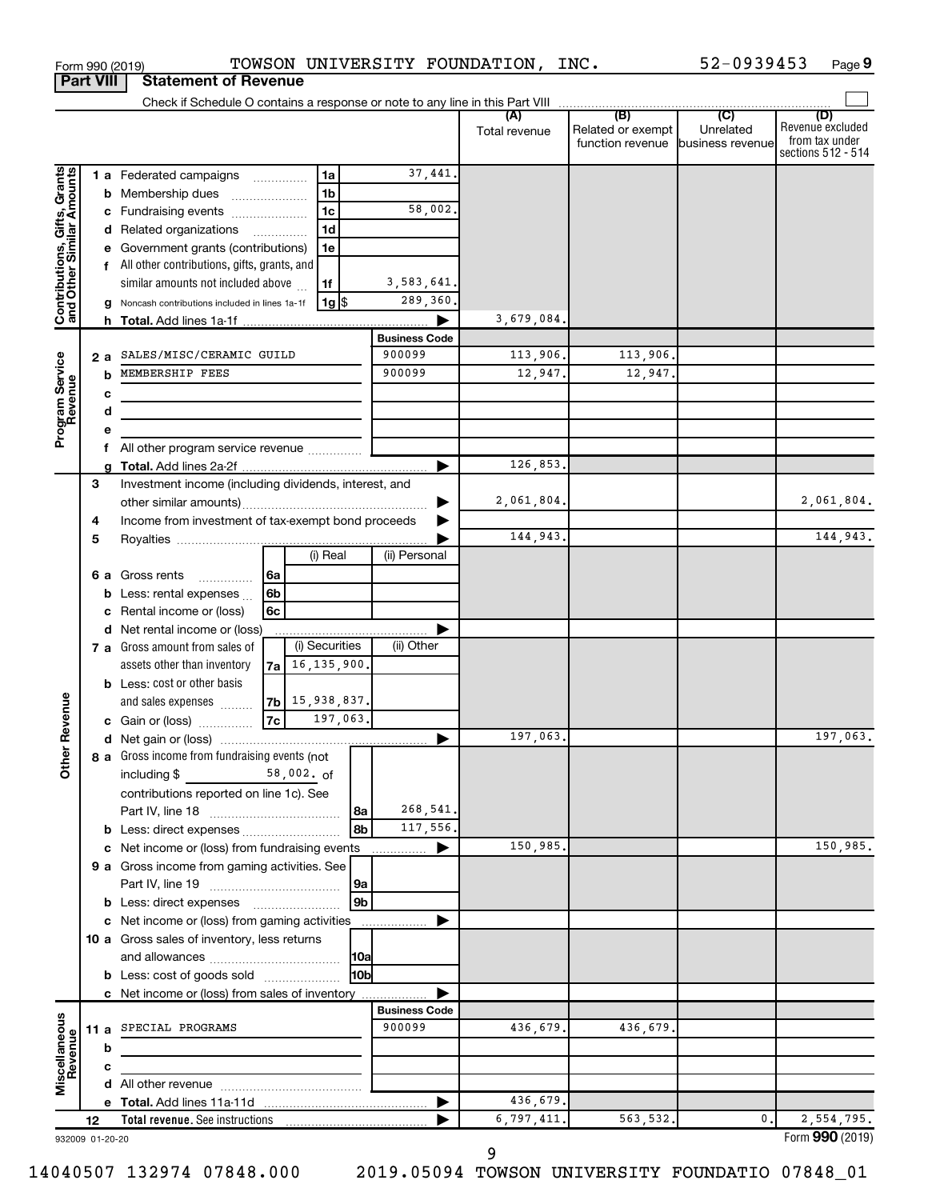Form 990 (2019) TOWSON UNIVERSITY FOUNDATION, INC. 52-0939453 Page 9

**Part VIII Statement of Revenue**

Check if Schedule O contains a response or note to any line in this Part VIII

| | | | (A) Total revenue | (B) Related or exempt function revenue | (C) Unrelated business revenue | (D) Revenue excluded from tax under sections 512 - 514 |
|---|---|---|---|---|---|---|
| **Contributions, Gifts, Grants and Other Similar Amounts** | 1 a Federated campaigns 1a | 37,441. | | | | |
| | b Membership dues 1b | | | | | |
| | c Fundraising events 1c | 58,002. | | | | |
| | d Related organizations 1d | | | | | |
| | e Government grants (contributions) 1e | | | | | |
| | f All other contributions, gifts, grants, and similar amounts not included above 1f | 3,583,641. | | | | |
| | g Noncash contributions included in lines 1a-1f 1g $ | 289,360. | | | | |
| | h **Total.** Add lines 1a-1f | | 3,679,084. | | | |
| | | **Business Code** | | | | |
| **Program Service Revenue** | 2 a SALES/MISC/CERAMIC GUILD | 900099 | 113,906. | 113,906. | | |
| | b MEMBERSHIP FEES | 900099 | 12,947. | 12,947. | | |
| | c | | | | | |
| | d | | | | | |
| | e | | | | | |
| | f All other program service revenue | | | | | |
| | g **Total.** Add lines 2a-2f | | 126,853. | | | |
| **Other Revenue** | 3 Investment income (including dividends, interest, and other similar amounts) | | 2,061,804. | | | 2,061,804. |
| | 4 Income from investment of tax-exempt bond proceeds | | | | | |
| | 5 Royalties | | 144,943. | | | 144,943. |
| | 6 a Gross rents 6a — (i) Real / (ii) Personal | | | | | |
| | b Less: rental expenses 6b | | | | | |
| | c Rental income or (loss) 6c | | | | | |
| | d Net rental income or (loss) | | | | | |
| | 7 a Gross amount from sales of assets other than inventory 7a — (i) Securities 16,135,900. / (ii) Other | | | | | |
| | b Less: cost or other basis and sales expenses 7b — (i) Securities 15,938,837. | | | | | |
| | c Gain or (loss) 7c — (i) Securities 197,063. | | | | | |
| | d Net gain or (loss) | | 197,063. | | | 197,063. |
| | 8 a Gross income from fundraising events (not including $ 58,002. of contributions reported on line 1c). See Part IV, line 18 8a | 268,541. | | | | |
| | b Less: direct expenses 8b | 117,556. | | | | |
| | c Net income or (loss) from fundraising events | | 150,985. | | | 150,985. |
| | 9 a Gross income from gaming activities. See Part IV, line 19 9a | | | | | |
| | b Less: direct expenses 9b | | | | | |
| | c Net income or (loss) from gaming activities | | | | | |
| | 10 a Gross sales of inventory, less returns and allowances 10a | | | | | |
| | b Less: cost of goods sold 10b | | | | | |
| | c Net income or (loss) from sales of inventory | | | | | |
| | | **Business Code** | | | | |
| **Miscellaneous Revenue** | 11 a SPECIAL PROGRAMS | 900099 | 436,679. | 436,679. | | |
| | b | | | | | |
| | c | | | | | |
| | d All other revenue | | | | | |
| | e **Total.** Add lines 11a-11d | | 436,679. | | | |
| | 12 **Total revenue.** See instructions | | 6,797,411. | 563,532. | 0. | 2,554,795. |

932009 01-20-20 Form **990** (2019)

14040507 132974 07848.000 2019.05094 TOWSON UNIVERSITY FOUNDATIO 07848_01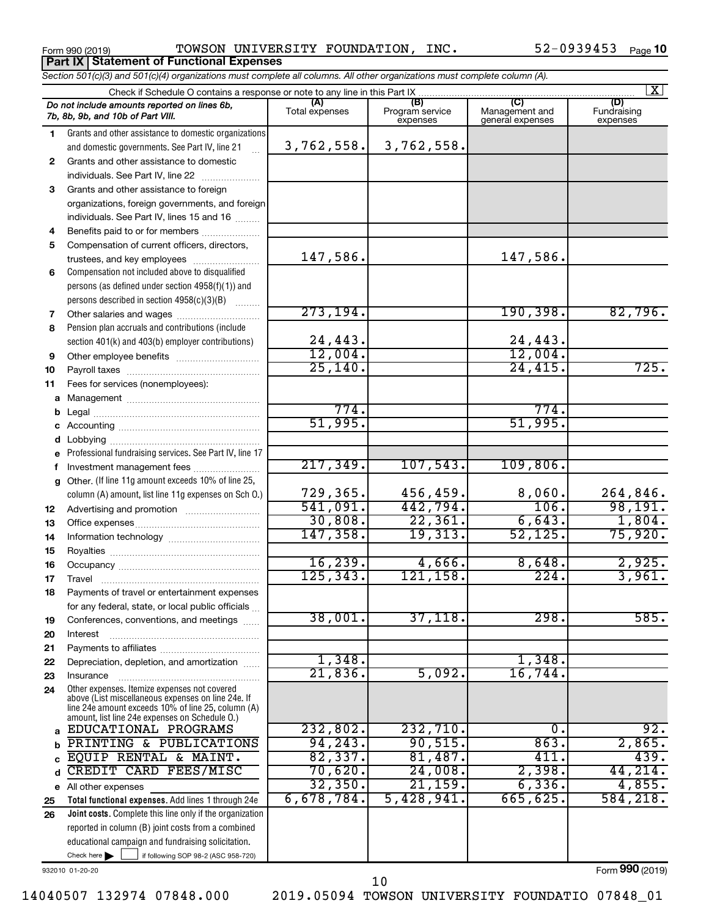Form 990 (2019) TOWSON UNIVERSITY FOUNDATION, INC. 52-0939453 Page 10

**Part IX | Statement of Functional Expenses**

*Section 501(c)(3) and 501(c)(4) organizations must complete all columns. All other organizations must complete column (A).*

Check if Schedule O contains a response or note to any line in this Part IX ..... [X]

| | *Do not include amounts reported on lines 6b, 7b, 8b, 9b, and 10b of Part VIII.* | (A) Total expenses | (B) Program service expenses | (C) Management and general expenses | (D) Fundraising expenses |
|---|---|---|---|---|---|
| 1 | Grants and other assistance to domestic organizations and domestic governments. See Part IV, line 21 | 3,762,558. | 3,762,558. | | |
| 2 | Grants and other assistance to domestic individuals. See Part IV, line 22 | | | | |
| 3 | Grants and other assistance to foreign organizations, foreign governments, and foreign individuals. See Part IV, lines 15 and 16 | | | | |
| 4 | Benefits paid to or for members | | | | |
| 5 | Compensation of current officers, directors, trustees, and key employees | 147,586. | | 147,586. | |
| 6 | Compensation not included above to disqualified persons (as defined under section 4958(f)(1)) and persons described in section 4958(c)(3)(B) | | | | |
| 7 | Other salaries and wages | 273,194. | | 190,398. | 82,796. |
| 8 | Pension plan accruals and contributions (include section 401(k) and 403(b) employer contributions) | 24,443. | | 24,443. | |
| 9 | Other employee benefits | 12,004. | | 12,004. | |
| 10 | Payroll taxes | 25,140. | | 24,415. | 725. |
| 11 | Fees for services (nonemployees): | | | | |
| a | Management | | | | |
| b | Legal | 774. | | 774. | |
| c | Accounting | 51,995. | | 51,995. | |
| d | Lobbying | | | | |
| e | Professional fundraising services. See Part IV, line 17 | | | | |
| f | Investment management fees | 217,349. | 107,543. | 109,806. | |
| g | Other. (If line 11g amount exceeds 10% of line 25, column (A) amount, list line 11g expenses on Sch O.) | 729,365. | 456,459. | 8,060. | 264,846. |
| 12 | Advertising and promotion | 541,091. | 442,794. | 106. | 98,191. |
| 13 | Office expenses | 30,808. | 22,361. | 6,643. | 1,804. |
| 14 | Information technology | 147,358. | 19,313. | 52,125. | 75,920. |
| 15 | Royalties | | | | |
| 16 | Occupancy | 16,239. | 4,666. | 8,648. | 2,925. |
| 17 | Travel | 125,343. | 121,158. | 224. | 3,961. |
| 18 | Payments of travel or entertainment expenses for any federal, state, or local public officials | | | | |
| 19 | Conferences, conventions, and meetings | 38,001. | 37,118. | 298. | 585. |
| 20 | Interest | | | | |
| 21 | Payments to affiliates | | | | |
| 22 | Depreciation, depletion, and amortization | 1,348. | | 1,348. | |
| 23 | Insurance | 21,836. | 5,092. | 16,744. | |
| 24 | Other expenses. Itemize expenses not covered above (List miscellaneous expenses on line 24e. If line 24e amount exceeds 10% of line 25, column (A) amount, list line 24e expenses on Schedule O.) | | | | |
| a | EDUCATIONAL PROGRAMS | 232,802. | 232,710. | 0. | 92. |
| b | PRINTING & PUBLICATIONS | 94,243. | 90,515. | 863. | 2,865. |
| c | EQUIP RENTAL & MAINT. | 82,337. | 81,487. | 411. | 439. |
| d | CREDIT CARD FEES/MISC | 70,620. | 24,008. | 2,398. | 44,214. |
| e | All other expenses | 32,350. | 21,159. | 6,336. | 4,855. |
| 25 | **Total functional expenses.** Add lines 1 through 24e | 6,678,784. | 5,428,941. | 665,625. | 584,218. |
| 26 | **Joint costs.** Complete this line only if the organization reported in column (B) joint costs from a combined educational campaign and fundraising solicitation. Check here [ ] if following SOP 98-2 (ASC 958-720) | | | | |

932010 01-20-20

Form **990** (2019)

14040507 132974 07848.000 2019.05094 TOWSON UNIVERSITY FOUNDATIO 07848_01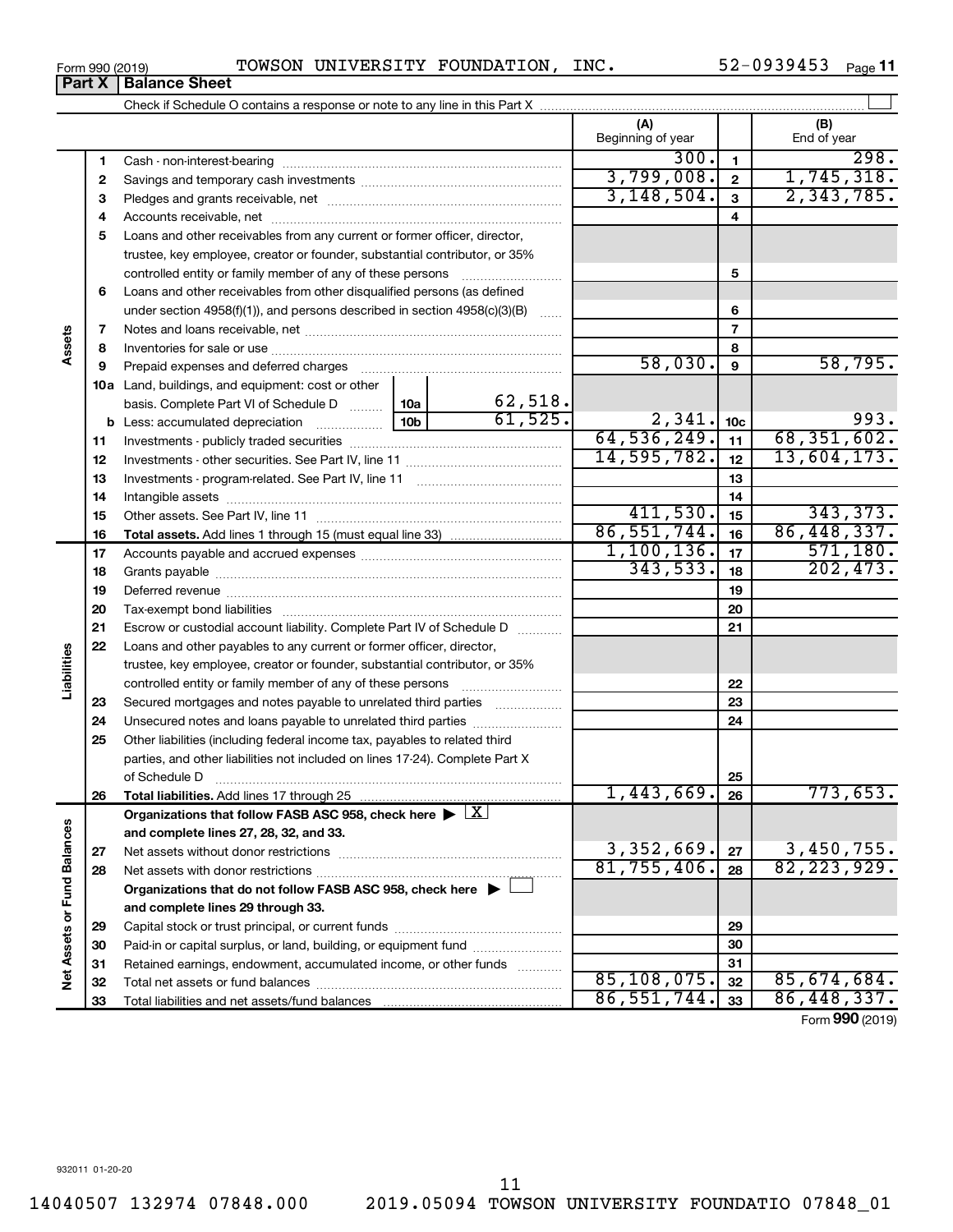Form 990 (2019) TOWSON UNIVERSITY FOUNDATION, INC. 52-0939453 Page 11

## Part X Balance Sheet

Check if Schedule O contains a response or note to any line in this Part X

| | | | (A) Beginning of year | | (B) End of year |
|---|---|---|---|---|---|
| **Assets** | 1 | Cash - non-interest-bearing | 300. | 1 | 298. |
| | 2 | Savings and temporary cash investments | 3,799,008. | 2 | 1,745,318. |
| | 3 | Pledges and grants receivable, net | 3,148,504. | 3 | 2,343,785. |
| | 4 | Accounts receivable, net | | 4 | |
| | 5 | Loans and other receivables from any current or former officer, director, trustee, key employee, creator or founder, substantial contributor, or 35% controlled entity or family member of any of these persons | | 5 | |
| | 6 | Loans and other receivables from other disqualified persons (as defined under section 4958(f)(1)), and persons described in section 4958(c)(3)(B) | | 6 | |
| | 7 | Notes and loans receivable, net | | 7 | |
| | 8 | Inventories for sale or use | | 8 | |
| | 9 | Prepaid expenses and deferred charges | 58,030. | 9 | 58,795. |
| | 10a | Land, buildings, and equipment: cost or other basis. Complete Part VI of Schedule D — 10a: 62,518. | | | |
| | b | Less: accumulated depreciation — 10b: 61,525. | 2,341. | 10c | 993. |
| | 11 | Investments - publicly traded securities | 64,536,249. | 11 | 68,351,602. |
| | 12 | Investments - other securities. See Part IV, line 11 | 14,595,782. | 12 | 13,604,173. |
| | 13 | Investments - program-related. See Part IV, line 11 | | 13 | |
| | 14 | Intangible assets | | 14 | |
| | 15 | Other assets. See Part IV, line 11 | 411,530. | 15 | 343,373. |
| | 16 | **Total assets.** Add lines 1 through 15 (must equal line 33) | 86,551,744. | 16 | 86,448,337. |
| **Liabilities** | 17 | Accounts payable and accrued expenses | 1,100,136. | 17 | 571,180. |
| | 18 | Grants payable | 343,533. | 18 | 202,473. |
| | 19 | Deferred revenue | | 19 | |
| | 20 | Tax-exempt bond liabilities | | 20 | |
| | 21 | Escrow or custodial account liability. Complete Part IV of Schedule D | | 21 | |
| | 22 | Loans and other payables to any current or former officer, director, trustee, key employee, creator or founder, substantial contributor, or 35% controlled entity or family member of any of these persons | | 22 | |
| | 23 | Secured mortgages and notes payable to unrelated third parties | | 23 | |
| | 24 | Unsecured notes and loans payable to unrelated third parties | | 24 | |
| | 25 | Other liabilities (including federal income tax, payables to related third parties, and other liabilities not included on lines 17-24). Complete Part X of Schedule D | | 25 | |
| | 26 | **Total liabilities.** Add lines 17 through 25 | 1,443,669. | 26 | 773,653. |
| **Net Assets or Fund Balances** | | **Organizations that follow FASB ASC 958, check here ▶ [X] and complete lines 27, 28, 32, and 33.** | | | |
| | 27 | Net assets without donor restrictions | 3,352,669. | 27 | 3,450,755. |
| | 28 | Net assets with donor restrictions | 81,755,406. | 28 | 82,223,929. |
| | | **Organizations that do not follow FASB ASC 958, check here ▶ [ ] and complete lines 29 through 33.** | | | |
| | 29 | Capital stock or trust principal, or current funds | | 29 | |
| | 30 | Paid-in or capital surplus, or land, building, or equipment fund | | 30 | |
| | 31 | Retained earnings, endowment, accumulated income, or other funds | | 31 | |
| | 32 | Total net assets or fund balances | 85,108,075. | 32 | 85,674,684. |
| | 33 | Total liabilities and net assets/fund balances | 86,551,744. | 33 | 86,448,337. |

Form **990** (2019)

932011 01-20-20

14040507 132974 07848.000 2019.05094 TOWSON UNIVERSITY FOUNDATIO 07848_01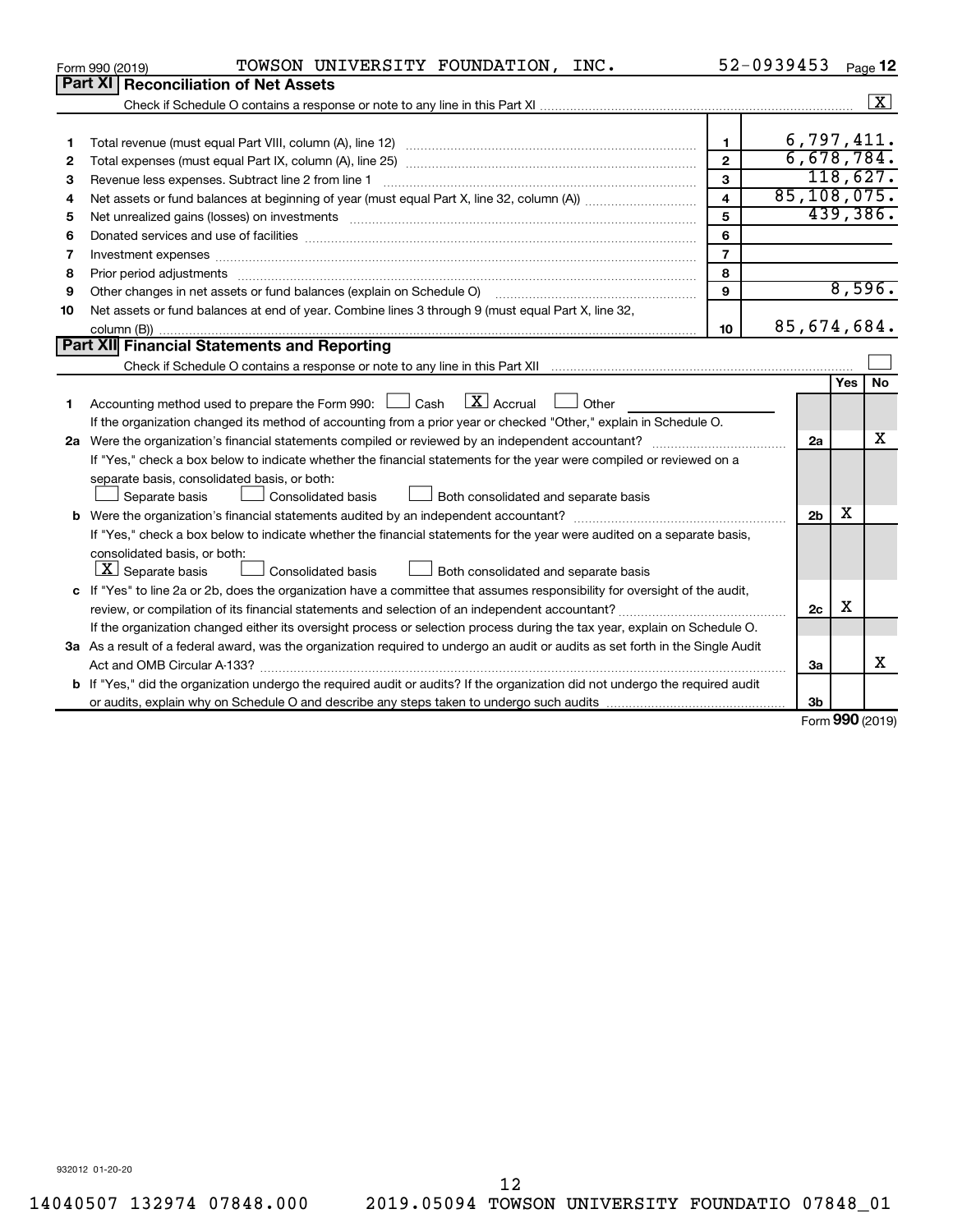Form 990 (2019) TOWSON UNIVERSITY FOUNDATION, INC. 52-0939453 Page 12

## Part XI Reconciliation of Net Assets

Check if Schedule O contains a response or note to any line in this Part XI ..... [X]

| | | | |
|---|---|---|---|
| 1 | Total revenue (must equal Part VIII, column (A), line 12) | 1 | 6,797,411. |
| 2 | Total expenses (must equal Part IX, column (A), line 25) | 2 | 6,678,784. |
| 3 | Revenue less expenses. Subtract line 2 from line 1 | 3 | 118,627. |
| 4 | Net assets or fund balances at beginning of year (must equal Part X, line 32, column (A)) | 4 | 85,108,075. |
| 5 | Net unrealized gains (losses) on investments | 5 | 439,386. |
| 6 | Donated services and use of facilities | 6 | |
| 7 | Investment expenses | 7 | |
| 8 | Prior period adjustments | 8 | |
| 9 | Other changes in net assets or fund balances (explain on Schedule O) | 9 | 8,596. |
| 10 | Net assets or fund balances at end of year. Combine lines 3 through 9 (must equal Part X, line 32, column (B)) | 10 | 85,674,684. |

## Part XII Financial Statements and Reporting

Check if Schedule O contains a response or note to any line in this Part XII ..... [ ]

| | | | Yes | No |
|---|---|---|---|---|
| 1 | Accounting method used to prepare the Form 990: [ ] Cash [X] Accrual [ ] Other ______<br>If the organization changed its method of accounting from a prior year or checked "Other," explain in Schedule O. | | | |
| 2a | Were the organization's financial statements compiled or reviewed by an independent accountant? | 2a | | X |
| | If "Yes," check a box below to indicate whether the financial statements for the year were compiled or reviewed on a separate basis, consolidated basis, or both:<br>[ ] Separate basis [ ] Consolidated basis [ ] Both consolidated and separate basis | | | |
| b | Were the organization's financial statements audited by an independent accountant? | 2b | X | |
| | If "Yes," check a box below to indicate whether the financial statements for the year were audited on a separate basis, consolidated basis, or both:<br>[X] Separate basis [ ] Consolidated basis [ ] Both consolidated and separate basis | | | |
| c | If "Yes" to line 2a or 2b, does the organization have a committee that assumes responsibility for oversight of the audit, review, or compilation of its financial statements and selection of an independent accountant? | 2c | X | |
| | If the organization changed either its oversight process or selection process during the tax year, explain on Schedule O. | | | |
| 3a | As a result of a federal award, was the organization required to undergo an audit or audits as set forth in the Single Audit Act and OMB Circular A-133? | 3a | | X |
| b | If "Yes," did the organization undergo the required audit or audits? If the organization did not undergo the required audit or audits, explain why on Schedule O and describe any steps taken to undergo such audits | 3b | | |

Form 990 (2019)

932012 01-20-20

14040507 132974 07848.000 2019.05094 TOWSON UNIVERSITY FOUNDATIO 07848_01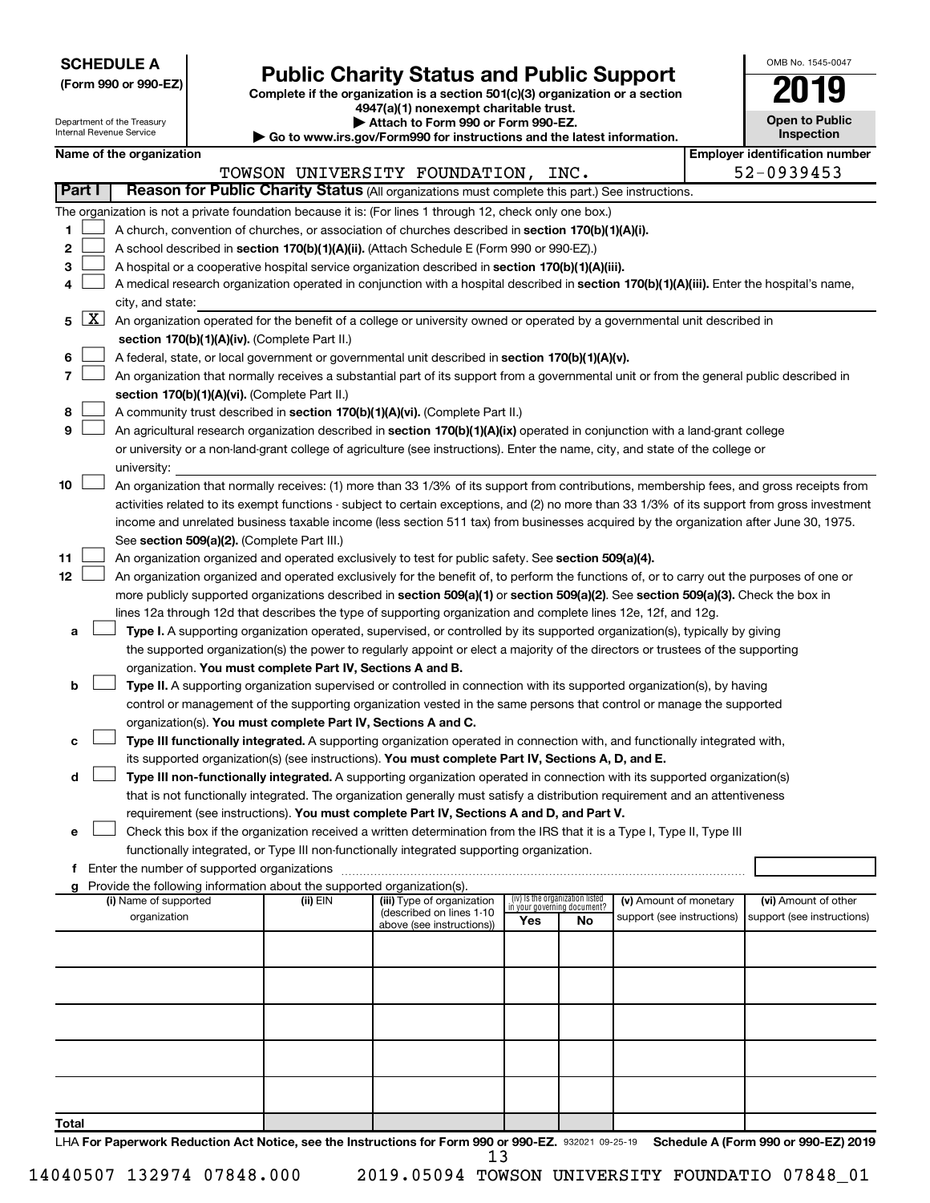**SCHEDULE A**
**(Form 990 or 990-EZ)**

Department of the Treasury
Internal Revenue Service

# Public Charity Status and Public Support

**Complete if the organization is a section 501(c)(3) organization or a section 4947(a)(1) nonexempt charitable trust.**
**▶ Attach to Form 990 or Form 990-EZ.**
**▶ Go to www.irs.gov/Form990 for instructions and the latest information.**

OMB No. 1545-0047
**2019**
**Open to Public Inspection**

**Name of the organization:** TOWSON UNIVERSITY FOUNDATION, INC.
**Employer identification number:** 52-0939453

**Part I — Reason for Public Charity Status** (All organizations must complete this part.) See instructions.

The organization is not a private foundation because it is: (For lines 1 through 12, check only one box.)

1. [ ] A church, convention of churches, or association of churches described in **section 170(b)(1)(A)(i).**
2. [ ] A school described in **section 170(b)(1)(A)(ii).** (Attach Schedule E (Form 990 or 990-EZ).)
3. [ ] A hospital or a cooperative hospital service organization described in **section 170(b)(1)(A)(iii).**
4. [ ] A medical research organization operated in conjunction with a hospital described in **section 170(b)(1)(A)(iii).** Enter the hospital's name, city, and state:
5. [X] An organization operated for the benefit of a college or university owned or operated by a governmental unit described in **section 170(b)(1)(A)(iv).** (Complete Part II.)
6. [ ] A federal, state, or local government or governmental unit described in **section 170(b)(1)(A)(v).**
7. [ ] An organization that normally receives a substantial part of its support from a governmental unit or from the general public described in **section 170(b)(1)(A)(vi).** (Complete Part II.)
8. [ ] A community trust described in **section 170(b)(1)(A)(vi).** (Complete Part II.)
9. [ ] An agricultural research organization described in **section 170(b)(1)(A)(ix)** operated in conjunction with a land-grant college or university or a non-land-grant college of agriculture (see instructions). Enter the name, city, and state of the college or university:
10. [ ] An organization that normally receives: (1) more than 33 1/3% of its support from contributions, membership fees, and gross receipts from activities related to its exempt functions - subject to certain exceptions, and (2) no more than 33 1/3% of its support from gross investment income and unrelated business taxable income (less section 511 tax) from businesses acquired by the organization after June 30, 1975. See **section 509(a)(2).** (Complete Part III.)
11. [ ] An organization organized and operated exclusively to test for public safety. See **section 509(a)(4).**
12. [ ] An organization organized and operated exclusively for the benefit of, to perform the functions of, or to carry out the purposes of one or more publicly supported organizations described in **section 509(a)(1)** or **section 509(a)(2).** See **section 509(a)(3).** Check the box in lines 12a through 12d that describes the type of supporting organization and complete lines 12e, 12f, and 12g.
   - **a** [ ] **Type I.** A supporting organization operated, supervised, or controlled by its supported organization(s), typically by giving the supported organization(s) the power to regularly appoint or elect a majority of the directors or trustees of the supporting organization. **You must complete Part IV, Sections A and B.**
   - **b** [ ] **Type II.** A supporting organization supervised or controlled in connection with its supported organization(s), by having control or management of the supporting organization vested in the same persons that control or manage the supported organization(s). **You must complete Part IV, Sections A and C.**
   - **c** [ ] **Type III functionally integrated.** A supporting organization operated in connection with, and functionally integrated with, its supported organization(s) (see instructions). **You must complete Part IV, Sections A, D, and E.**
   - **d** [ ] **Type III non-functionally integrated.** A supporting organization operated in connection with its supported organization(s) that is not functionally integrated. The organization generally must satisfy a distribution requirement and an attentiveness requirement (see instructions). **You must complete Part IV, Sections A and D, and Part V.**
   - **e** [ ] Check this box if the organization received a written determination from the IRS that it is a Type I, Type II, Type III functionally integrated, or Type III non-functionally integrated supporting organization.
   - **f** Enter the number of supported organizations
   - **g** Provide the following information about the supported organization(s).

| (i) Name of supported organization | (ii) EIN | (iii) Type of organization (described on lines 1-10 above (see instructions)) | (iv) Is the organization listed in your governing document? Yes | No | (v) Amount of monetary support (see instructions) | (vi) Amount of other support (see instructions) |
|---|---|---|---|---|---|---|
| | | | | | | |
| | | | | | | |
| | | | | | | |
| | | | | | | |
| | | | | | | |
| **Total** | | | | | | |

LHA **For Paperwork Reduction Act Notice, see the Instructions for Form 990 or 990-EZ.** 932021 09-25-19 **Schedule A (Form 990 or 990-EZ) 2019**

14040507 132974 07848.000 2019.05094 TOWSON UNIVERSITY FOUNDATIO 07848_01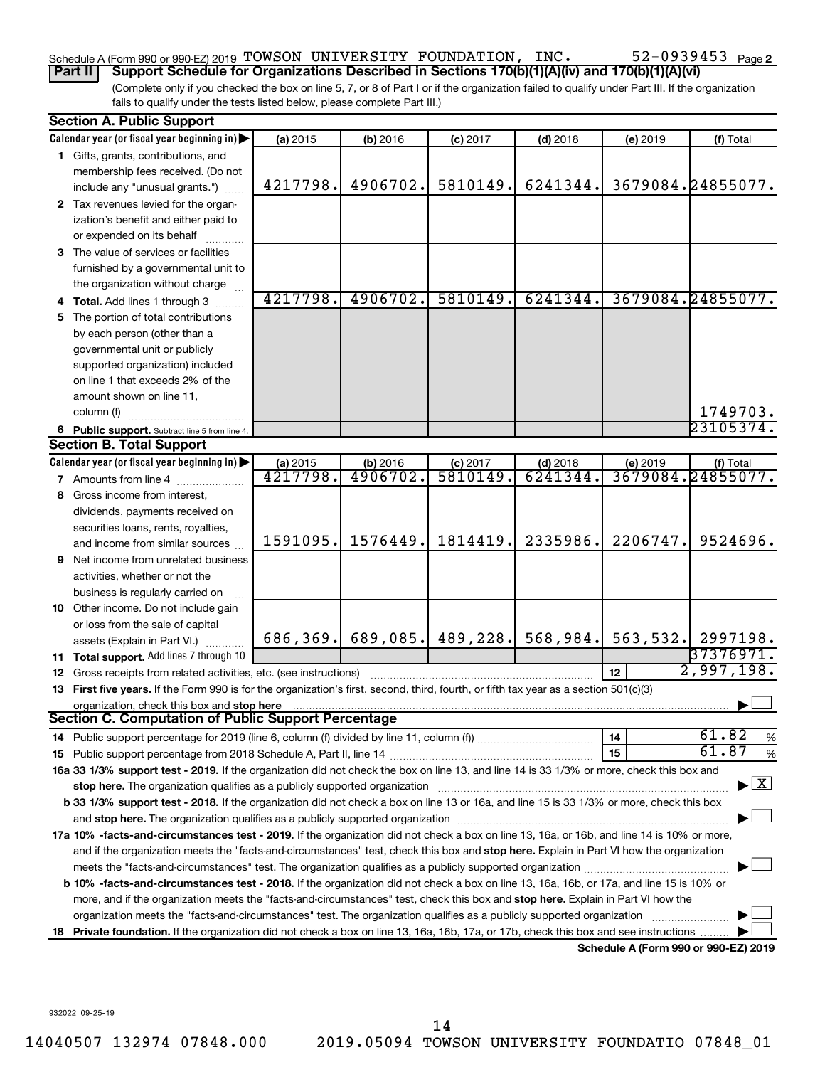Schedule A (Form 990 or 990-EZ) 2019 TOWSON UNIVERSITY FOUNDATION, INC. 52-0939453 Page 2

**Part II** **Support Schedule for Organizations Described in Sections 170(b)(1)(A)(iv) and 170(b)(1)(A)(vi)**

(Complete only if you checked the box on line 5, 7, or 8 of Part I or if the organization failed to qualify under Part III. If the organization fails to qualify under the tests listed below, please complete Part III.)

### Section A. Public Support

| Calendar year (or fiscal year beginning in) ▶ | (a) 2015 | (b) 2016 | (c) 2017 | (d) 2018 | (e) 2019 | (f) Total |
|---|---|---|---|---|---|---|
| **1** Gifts, grants, contributions, and membership fees received. (Do not include any "unusual grants.") | 4217798. | 4906702. | 5810149. | 6241344. | 3679084. | 24855077. |
| **2** Tax revenues levied for the organization's benefit and either paid to or expended on its behalf | | | | | | |
| **3** The value of services or facilities furnished by a governmental unit to the organization without charge | | | | | | |
| **4** **Total.** Add lines 1 through 3 | 4217798. | 4906702. | 5810149. | 6241344. | 3679084. | 24855077. |
| **5** The portion of total contributions by each person (other than a governmental unit or publicly supported organization) included on line 1 that exceeds 2% of the amount shown on line 11, column (f) | | | | | | 1749703. |
| **6** **Public support.** Subtract line 5 from line 4. | | | | | | 23105374. |

### Section B. Total Support

| Calendar year (or fiscal year beginning in) ▶ | (a) 2015 | (b) 2016 | (c) 2017 | (d) 2018 | (e) 2019 | (f) Total |
|---|---|---|---|---|---|---|
| **7** Amounts from line 4 | 4217798. | 4906702. | 5810149. | 6241344. | 3679084. | 24855077. |
| **8** Gross income from interest, dividends, payments received on securities loans, rents, royalties, and income from similar sources | 1591095. | 1576449. | 1814419. | 2335986. | 2206747. | 9524696. |
| **9** Net income from unrelated business activities, whether or not the business is regularly carried on | | | | | | |
| **10** Other income. Do not include gain or loss from the sale of capital assets (Explain in Part VI.) | 686,369. | 689,085. | 489,228. | 568,984. | 563,532. | 2997198. |
| **11** **Total support.** Add lines 7 through 10 | | | | | | 37376971. |

**12** Gross receipts from related activities, etc. (see instructions) ..... **12** 2,997,198.

**13** **First five years.** If the Form 990 is for the organization's first, second, third, fourth, or fifth tax year as a section 501(c)(3) organization, check this box and **stop here** ..... ☐

### Section C. Computation of Public Support Percentage

**14** Public support percentage for 2019 (line 6, column (f) divided by line 11, column (f)) ..... **14** 61.82 %

**15** Public support percentage from 2018 Schedule A, Part II, line 14 ..... **15** 61.87 %

**16a** **33 1/3% support test - 2019.** If the organization did not check the box on line 13, and line 14 is 33 1/3% or more, check this box and **stop here.** The organization qualifies as a publicly supported organization ..... ☒

**b** **33 1/3% support test - 2018.** If the organization did not check a box on line 13 or 16a, and line 15 is 33 1/3% or more, check this box and **stop here.** The organization qualifies as a publicly supported organization ..... ☐

**17a** **10% -facts-and-circumstances test - 2019.** If the organization did not check a box on line 13, 16a, or 16b, and line 14 is 10% or more, and if the organization meets the "facts-and-circumstances" test, check this box and **stop here.** Explain in Part VI how the organization meets the "facts-and-circumstances" test. The organization qualifies as a publicly supported organization ..... ☐

**b** **10% -facts-and-circumstances test - 2018.** If the organization did not check a box on line 13, 16a, 16b, or 17a, and line 15 is 10% or more, and if the organization meets the "facts-and-circumstances" test, check this box and **stop here.** Explain in Part VI how the organization meets the "facts-and-circumstances" test. The organization qualifies as a publicly supported organization ..... ☐

**18** **Private foundation.** If the organization did not check a box on line 13, 16a, 16b, 17a, or 17b, check this box and see instructions ..... ☐

**Schedule A (Form 990 or 990-EZ) 2019**

932022 09-25-19

14040507 132974 07848.000 2019.05094 TOWSON UNIVERSITY FOUNDATIO 07848_01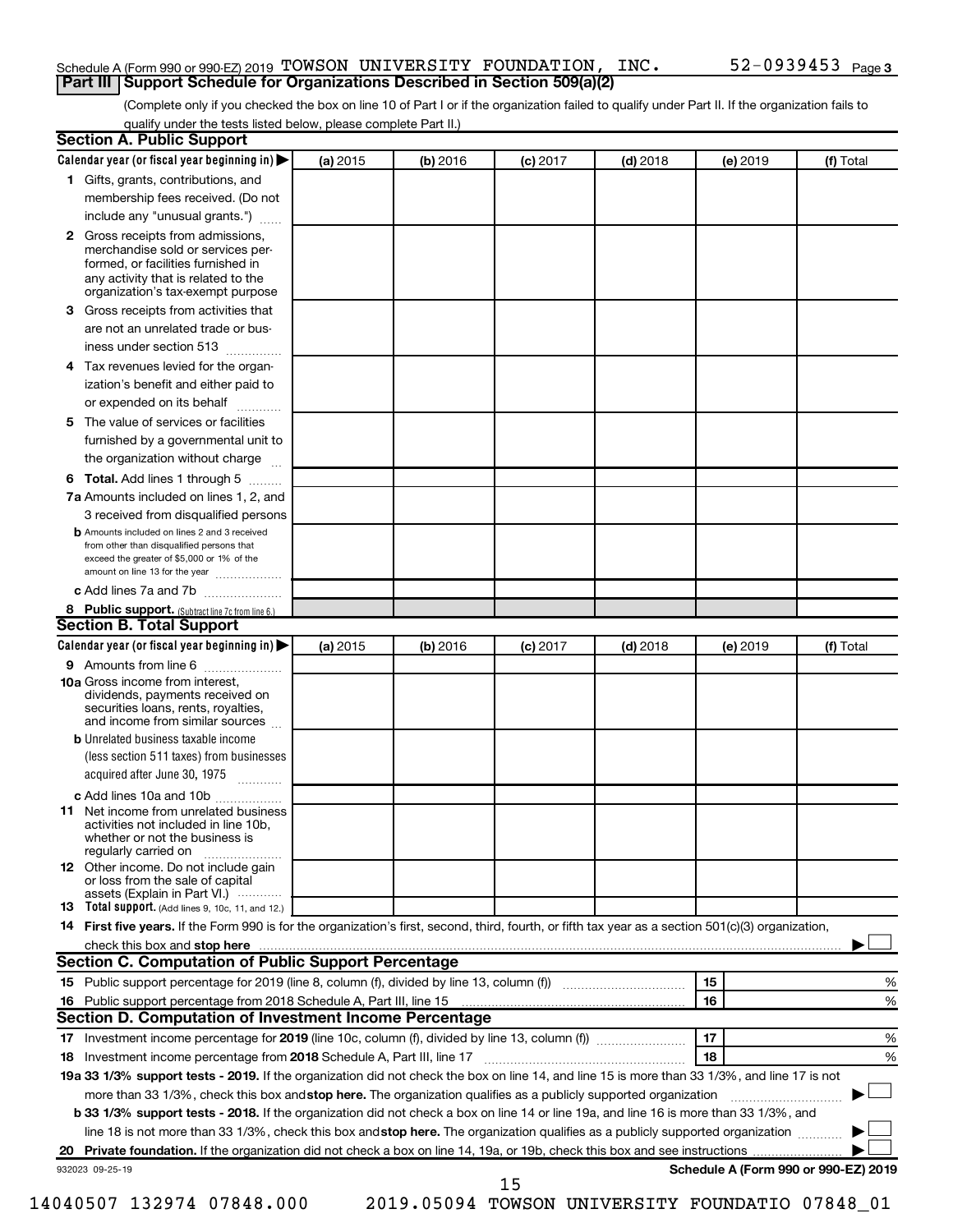Schedule A (Form 990 or 990-EZ) 2019 TOWSON UNIVERSITY FOUNDATION, INC. 52-0939453 Page 3

## Part III Support Schedule for Organizations Described in Section 509(a)(2)

(Complete only if you checked the box on line 10 of Part I or if the organization failed to qualify under Part II. If the organization fails to qualify under the tests listed below, please complete Part II.)

### Section A. Public Support

| Calendar year (or fiscal year beginning in) | (a) 2015 | (b) 2016 | (c) 2017 | (d) 2018 | (e) 2019 | (f) Total |
|---|---|---|---|---|---|---|
| 1 Gifts, grants, contributions, and membership fees received. (Do not include any "unusual grants.") | | | | | | |
| 2 Gross receipts from admissions, merchandise sold or services performed, or facilities furnished in any activity that is related to the organization's tax-exempt purpose | | | | | | |
| 3 Gross receipts from activities that are not an unrelated trade or business under section 513 | | | | | | |
| 4 Tax revenues levied for the organization's benefit and either paid to or expended on its behalf | | | | | | |
| 5 The value of services or facilities furnished by a governmental unit to the organization without charge | | | | | | |
| 6 **Total.** Add lines 1 through 5 | | | | | | |
| 7a Amounts included on lines 1, 2, and 3 received from disqualified persons | | | | | | |
| b Amounts included on lines 2 and 3 received from other than disqualified persons that exceed the greater of $5,000 or 1% of the amount on line 13 for the year | | | | | | |
| c Add lines 7a and 7b | | | | | | |
| 8 **Public support.** (Subtract line 7c from line 6.) | | | | | | |

### Section B. Total Support

| Calendar year (or fiscal year beginning in) | (a) 2015 | (b) 2016 | (c) 2017 | (d) 2018 | (e) 2019 | (f) Total |
|---|---|---|---|---|---|---|
| 9 Amounts from line 6 | | | | | | |
| 10a Gross income from interest, dividends, payments received on securities loans, rents, royalties, and income from similar sources | | | | | | |
| b Unrelated business taxable income (less section 511 taxes) from businesses acquired after June 30, 1975 | | | | | | |
| c Add lines 10a and 10b | | | | | | |
| 11 Net income from unrelated business activities not included in line 10b, whether or not the business is regularly carried on | | | | | | |
| 12 Other income. Do not include gain or loss from the sale of capital assets (Explain in Part VI.) | | | | | | |
| 13 **Total support.** (Add lines 9, 10c, 11, and 12.) | | | | | | |

14 **First five years.** If the Form 990 is for the organization's first, second, third, fourth, or fifth tax year as a section 501(c)(3) organization, check this box and **stop here** ☐

### Section C. Computation of Public Support Percentage

| | | |
|---|---|---|
| 15 Public support percentage for 2019 (line 8, column (f), divided by line 13, column (f)) | 15 | % |
| 16 Public support percentage from 2018 Schedule A, Part III, line 15 | 16 | % |

### Section D. Computation of Investment Income Percentage

| | | |
|---|---|---|
| 17 Investment income percentage for **2019** (line 10c, column (f), divided by line 13, column (f)) | 17 | % |
| 18 Investment income percentage from **2018** Schedule A, Part III, line 17 | 18 | % |

**19a 33 1/3% support tests - 2019.** If the organization did not check the box on line 14, and line 15 is more than 33 1/3%, and line 17 is not more than 33 1/3%, check this box and **stop here.** The organization qualifies as a publicly supported organization ☐

**b 33 1/3% support tests - 2018.** If the organization did not check a box on line 14 or line 19a, and line 16 is more than 33 1/3%, and line 18 is not more than 33 1/3%, check this box and **stop here.** The organization qualifies as a publicly supported organization ☐

**20 Private foundation.** If the organization did not check a box on line 14, 19a, or 19b, check this box and see instructions ☐

932023 09-25-19 **Schedule A (Form 990 or 990-EZ) 2019**

14040507 132974 07848.000 2019.05094 TOWSON UNIVERSITY FOUNDATIO 07848_01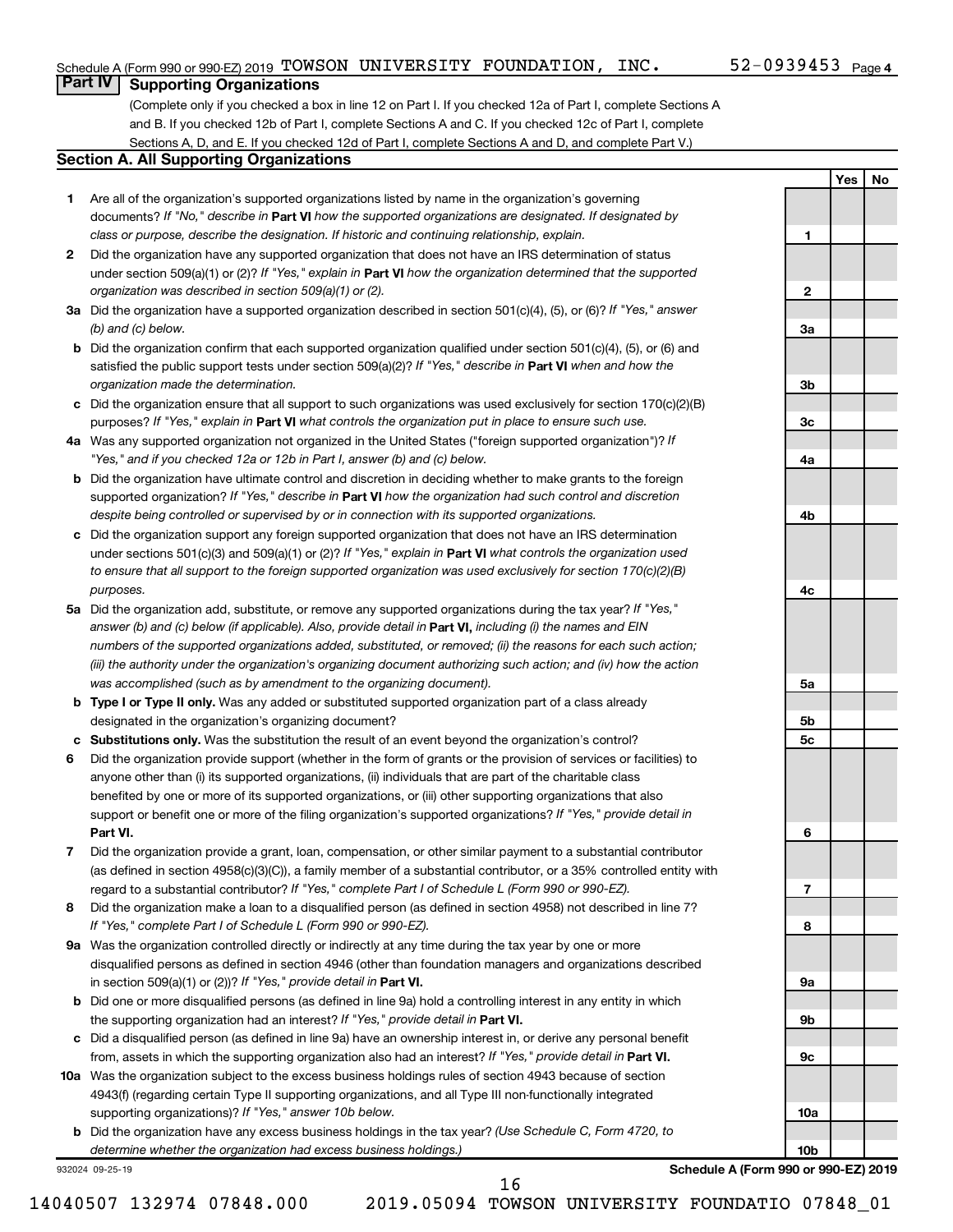Schedule A (Form 990 or 990-EZ) 2019 TOWSON UNIVERSITY FOUNDATION, INC. 52-0939453 Page 4

## Part IV Supporting Organizations

(Complete only if you checked a box in line 12 on Part I. If you checked 12a of Part I, complete Sections A and B. If you checked 12b of Part I, complete Sections A and C. If you checked 12c of Part I, complete Sections A, D, and E. If you checked 12d of Part I, complete Sections A and D, and complete Part V.)

### Section A. All Supporting Organizations

| | | | Yes | No |
|---|---|---|---|---|
| **1** | Are all of the organization's supported organizations listed by name in the organization's governing documents? *If "No," describe in* **Part VI** *how the supported organizations are designated. If designated by class or purpose, describe the designation. If historic and continuing relationship, explain.* | 1 | | |
| **2** | Did the organization have any supported organization that does not have an IRS determination of status under section 509(a)(1) or (2)? *If "Yes," explain in* **Part VI** *how the organization determined that the supported organization was described in section 509(a)(1) or (2).* | 2 | | |
| **3a** | Did the organization have a supported organization described in section 501(c)(4), (5), or (6)? *If "Yes," answer (b) and (c) below.* | 3a | | |
| **b** | Did the organization confirm that each supported organization qualified under section 501(c)(4), (5), or (6) and satisfied the public support tests under section 509(a)(2)? *If "Yes," describe in* **Part VI** *when and how the organization made the determination.* | 3b | | |
| **c** | Did the organization ensure that all support to such organizations was used exclusively for section 170(c)(2)(B) purposes? *If "Yes," explain in* **Part VI** *what controls the organization put in place to ensure such use.* | 3c | | |
| **4a** | Was any supported organization not organized in the United States ("foreign supported organization")? *If "Yes," and if you checked 12a or 12b in Part I, answer (b) and (c) below.* | 4a | | |
| **b** | Did the organization have ultimate control and discretion in deciding whether to make grants to the foreign supported organization? *If "Yes," describe in* **Part VI** *how the organization had such control and discretion despite being controlled or supervised by or in connection with its supported organizations.* | 4b | | |
| **c** | Did the organization support any foreign supported organization that does not have an IRS determination under sections 501(c)(3) and 509(a)(1) or (2)? *If "Yes," explain in* **Part VI** *what controls the organization used to ensure that all support to the foreign supported organization was used exclusively for section 170(c)(2)(B) purposes.* | 4c | | |
| **5a** | Did the organization add, substitute, or remove any supported organizations during the tax year? *If "Yes," answer (b) and (c) below (if applicable). Also, provide detail in* **Part VI,** *including (i) the names and EIN numbers of the supported organizations added, substituted, or removed; (ii) the reasons for each such action; (iii) the authority under the organization's organizing document authorizing such action; and (iv) how the action was accomplished (such as by amendment to the organizing document).* | 5a | | |
| **b** | **Type I or Type II only.** Was any added or substituted supported organization part of a class already designated in the organization's organizing document? | 5b | | |
| **c** | **Substitutions only.** Was the substitution the result of an event beyond the organization's control? | 5c | | |
| **6** | Did the organization provide support (whether in the form of grants or the provision of services or facilities) to anyone other than (i) its supported organizations, (ii) individuals that are part of the charitable class benefited by one or more of its supported organizations, or (iii) other supporting organizations that also support or benefit one or more of the filing organization's supported organizations? *If "Yes," provide detail in* **Part VI.** | 6 | | |
| **7** | Did the organization provide a grant, loan, compensation, or other similar payment to a substantial contributor (as defined in section 4958(c)(3)(C)), a family member of a substantial contributor, or a 35% controlled entity with regard to a substantial contributor? *If "Yes," complete Part I of Schedule L (Form 990 or 990-EZ).* | 7 | | |
| **8** | Did the organization make a loan to a disqualified person (as defined in section 4958) not described in line 7? *If "Yes," complete Part I of Schedule L (Form 990 or 990-EZ).* | 8 | | |
| **9a** | Was the organization controlled directly or indirectly at any time during the tax year by one or more disqualified persons as defined in section 4946 (other than foundation managers and organizations described in section 509(a)(1) or (2))? *If "Yes," provide detail in* **Part VI.** | 9a | | |
| **b** | Did one or more disqualified persons (as defined in line 9a) hold a controlling interest in any entity in which the supporting organization had an interest? *If "Yes," provide detail in* **Part VI.** | 9b | | |
| **c** | Did a disqualified person (as defined in line 9a) have an ownership interest in, or derive any personal benefit from, assets in which the supporting organization also had an interest? *If "Yes," provide detail in* **Part VI.** | 9c | | |
| **10a** | Was the organization subject to the excess business holdings rules of section 4943 because of section 4943(f) (regarding certain Type II supporting organizations, and all Type III non-functionally integrated supporting organizations)? *If "Yes," answer 10b below.* | 10a | | |
| **b** | Did the organization have any excess business holdings in the tax year? *(Use Schedule C, Form 4720, to determine whether the organization had excess business holdings.)* | 10b | | |

932024 09-25-19 **Schedule A (Form 990 or 990-EZ) 2019**

14040507 132974 07848.000 2019.05094 TOWSON UNIVERSITY FOUNDATIO 07848_01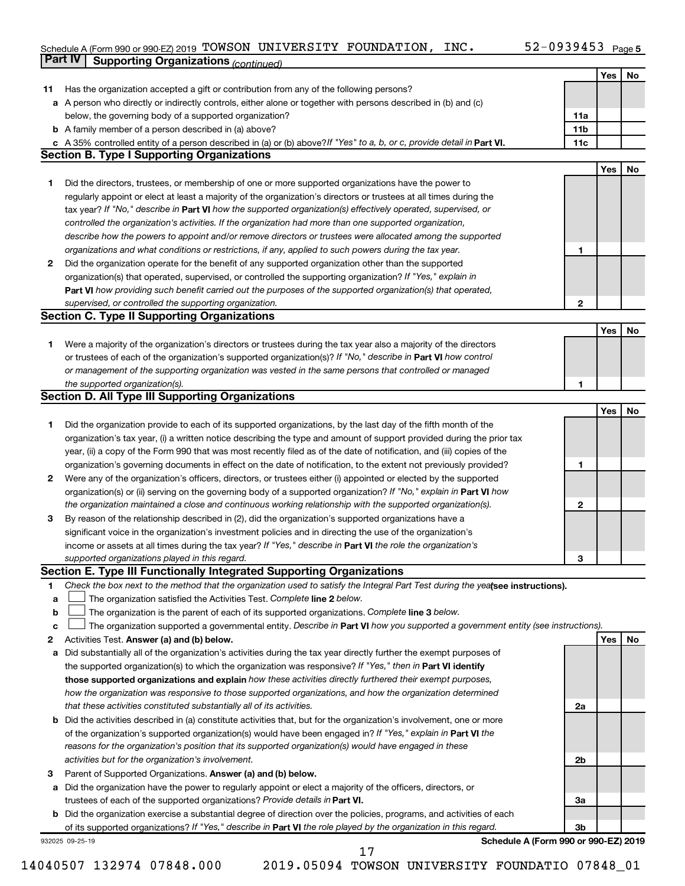Schedule A (Form 990 or 990-EZ) 2019 TOWSON UNIVERSITY FOUNDATION, INC. 52-0939453 Page 5

## Part IV Supporting Organizations *(continued)*

| | | | Yes | No |
|---|---|---|---|---|
| **11** | Has the organization accepted a gift or contribution from any of the following persons? | | | |
| **a** | A person who directly or indirectly controls, either alone or together with persons described in (b) and (c) below, the governing body of a supported organization? | 11a | | |
| **b** | A family member of a person described in (a) above? | 11b | | |
| **c** | A 35% controlled entity of a person described in (a) or (b) above? *If "Yes" to a, b, or c, provide detail in* **Part VI.** | 11c | | |

### Section B. Type I Supporting Organizations

| | | | Yes | No |
|---|---|---|---|---|
| **1** | Did the directors, trustees, or membership of one or more supported organizations have the power to regularly appoint or elect at least a majority of the organization's directors or trustees at all times during the tax year? *If "No," describe in* **Part VI** *how the supported organization(s) effectively operated, supervised, or controlled the organization's activities. If the organization had more than one supported organization, describe how the powers to appoint and/or remove directors or trustees were allocated among the supported organizations and what conditions or restrictions, if any, applied to such powers during the tax year.* | 1 | | |
| **2** | Did the organization operate for the benefit of any supported organization other than the supported organization(s) that operated, supervised, or controlled the supporting organization? *If "Yes," explain in* **Part VI** *how providing such benefit carried out the purposes of the supported organization(s) that operated, supervised, or controlled the supporting organization.* | 2 | | |

### Section C. Type II Supporting Organizations

| | | | Yes | No |
|---|---|---|---|---|
| **1** | Were a majority of the organization's directors or trustees during the tax year also a majority of the directors or trustees of each of the organization's supported organization(s)? *If "No," describe in* **Part VI** *how control or management of the supporting organization was vested in the same persons that controlled or managed the supported organization(s).* | 1 | | |

### Section D. All Type III Supporting Organizations

| | | | Yes | No |
|---|---|---|---|---|
| **1** | Did the organization provide to each of its supported organizations, by the last day of the fifth month of the organization's tax year, (i) a written notice describing the type and amount of support provided during the prior tax year, (ii) a copy of the Form 990 that was most recently filed as of the date of notification, and (iii) copies of the organization's governing documents in effect on the date of notification, to the extent not previously provided? | 1 | | |
| **2** | Were any of the organization's officers, directors, or trustees either (i) appointed or elected by the supported organization(s) or (ii) serving on the governing body of a supported organization? *If "No," explain in* **Part VI** *how the organization maintained a close and continuous working relationship with the supported organization(s).* | 2 | | |
| **3** | By reason of the relationship described in (2), did the organization's supported organizations have a significant voice in the organization's investment policies and in directing the use of the organization's income or assets at all times during the tax year? *If "Yes," describe in* **Part VI** *the role the organization's supported organizations played in this regard.* | 3 | | |

### Section E. Type III Functionally Integrated Supporting Organizations

**1** *Check the box next to the method that the organization used to satisfy the Integral Part Test during the year* **(see instructions).**

- **a** ☐ The organization satisfied the Activities Test. *Complete* **line 2** *below.*
- **b** ☐ The organization is the parent of each of its supported organizations. *Complete* **line 3** *below.*
- **c** ☐ The organization supported a governmental entity. *Describe in* **Part VI** *how you supported a government entity (see instructions).*

| | | | Yes | No |
|---|---|---|---|---|
| **2** | Activities Test. **Answer (a) and (b) below.** | | | |
| **a** | Did substantially all of the organization's activities during the tax year directly further the exempt purposes of the supported organization(s) to which the organization was responsive? *If "Yes," then in* **Part VI identify those supported organizations and explain** *how these activities directly furthered their exempt purposes, how the organization was responsive to those supported organizations, and how the organization determined that these activities constituted substantially all of its activities.* | 2a | | |
| **b** | Did the activities described in (a) constitute activities that, but for the organization's involvement, one or more of the organization's supported organization(s) would have been engaged in? *If "Yes," explain in* **Part VI** *the reasons for the organization's position that its supported organization(s) would have engaged in these activities but for the organization's involvement.* | 2b | | |
| **3** | Parent of Supported Organizations. **Answer (a) and (b) below.** | | | |
| **a** | Did the organization have the power to regularly appoint or elect a majority of the officers, directors, or trustees of each of the supported organizations? *Provide details in* **Part VI.** | 3a | | |
| **b** | Did the organization exercise a substantial degree of direction over the policies, programs, and activities of each of its supported organizations? *If "Yes," describe in* **Part VI** *the role played by the organization in this regard.* | 3b | | |

932025 09-25-19 **Schedule A (Form 990 or 990-EZ) 2019**

14040507 132974 07848.000 2019.05094 TOWSON UNIVERSITY FOUNDATIO 07848_01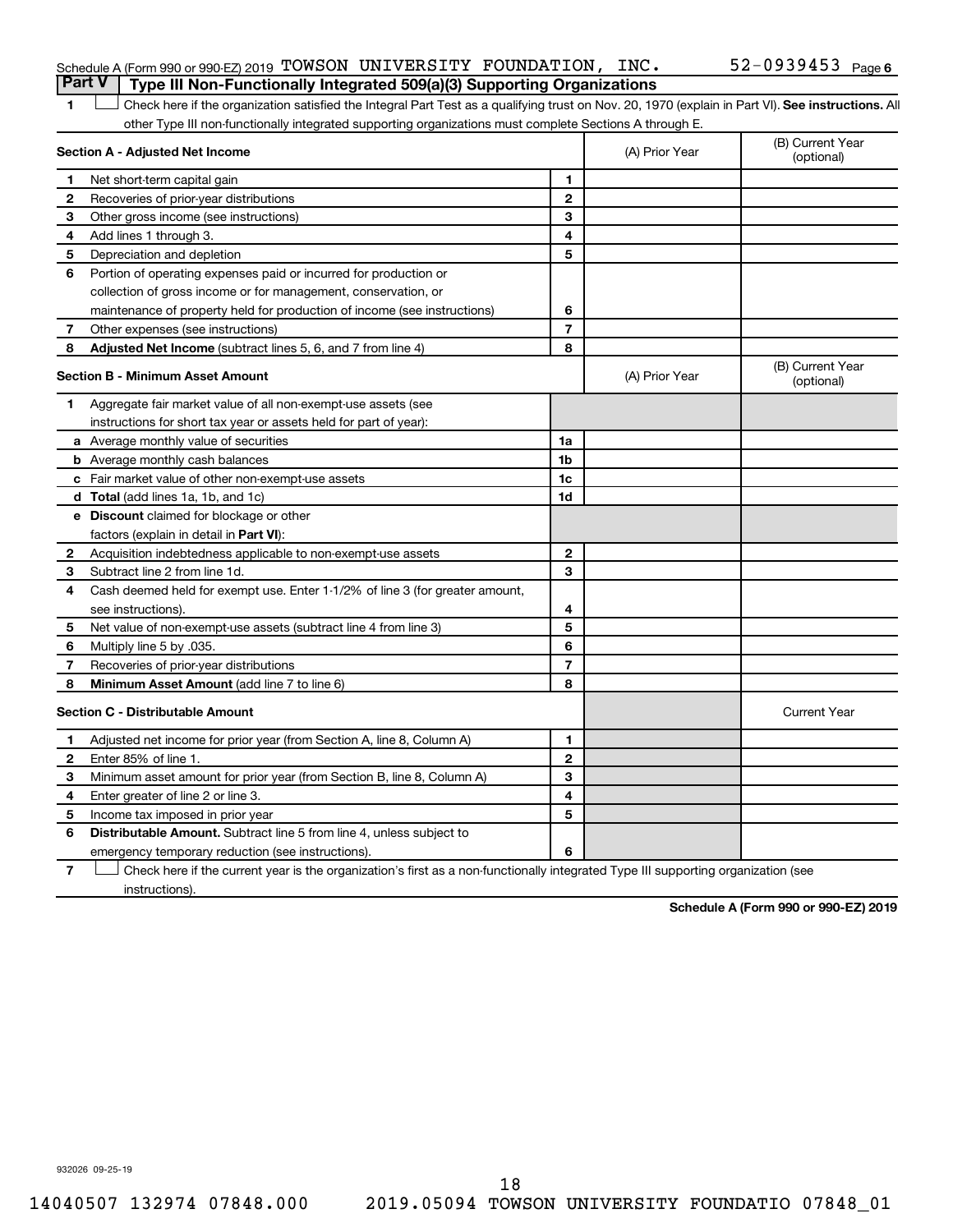Schedule A (Form 990 or 990-EZ) 2019 TOWSON UNIVERSITY FOUNDATION, INC. 52-0939453 Page 6

## Part V  Type III Non-Functionally Integrated 509(a)(3) Supporting Organizations

1 ☐ Check here if the organization satisfied the Integral Part Test as a qualifying trust on Nov. 20, 1970 (explain in Part VI). **See instructions.** All other Type III non-functionally integrated supporting organizations must complete Sections A through E.

| **Section A - Adjusted Net Income** | | (A) Prior Year | (B) Current Year (optional) |
|---|---|---|---|
| **1** Net short-term capital gain | 1 | | |
| **2** Recoveries of prior-year distributions | 2 | | |
| **3** Other gross income (see instructions) | 3 | | |
| **4** Add lines 1 through 3. | 4 | | |
| **5** Depreciation and depletion | 5 | | |
| **6** Portion of operating expenses paid or incurred for production or collection of gross income or for management, conservation, or maintenance of property held for production of income (see instructions) | 6 | | |
| **7** Other expenses (see instructions) | 7 | | |
| **8** **Adjusted Net Income** (subtract lines 5, 6, and 7 from line 4) | 8 | | |

| **Section B - Minimum Asset Amount** | | (A) Prior Year | (B) Current Year (optional) |
|---|---|---|---|
| **1** Aggregate fair market value of all non-exempt-use assets (see instructions for short tax year or assets held for part of year): | | | |
| **a** Average monthly value of securities | 1a | | |
| **b** Average monthly cash balances | 1b | | |
| **c** Fair market value of other non-exempt-use assets | 1c | | |
| **d** **Total** (add lines 1a, 1b, and 1c) | 1d | | |
| **e** **Discount** claimed for blockage or other factors (explain in detail in **Part VI**): | | | |
| **2** Acquisition indebtedness applicable to non-exempt-use assets | 2 | | |
| **3** Subtract line 2 from line 1d. | 3 | | |
| **4** Cash deemed held for exempt use. Enter 1-1/2% of line 3 (for greater amount, see instructions). | 4 | | |
| **5** Net value of non-exempt-use assets (subtract line 4 from line 3) | 5 | | |
| **6** Multiply line 5 by .035. | 6 | | |
| **7** Recoveries of prior-year distributions | 7 | | |
| **8** **Minimum Asset Amount** (add line 7 to line 6) | 8 | | |

| **Section C - Distributable Amount** | | | Current Year |
|---|---|---|---|
| **1** Adjusted net income for prior year (from Section A, line 8, Column A) | 1 | | |
| **2** Enter 85% of line 1. | 2 | | |
| **3** Minimum asset amount for prior year (from Section B, line 8, Column A) | 3 | | |
| **4** Enter greater of line 2 or line 3. | 4 | | |
| **5** Income tax imposed in prior year | 5 | | |
| **6** **Distributable Amount.** Subtract line 5 from line 4, unless subject to emergency temporary reduction (see instructions). | 6 | | |

7 ☐ Check here if the current year is the organization's first as a non-functionally integrated Type III supporting organization (see instructions).

**Schedule A (Form 990 or 990-EZ) 2019**

932026 09-25-19

14040507 132974 07848.000    2019.05094 TOWSON UNIVERSITY FOUNDATIO 07848_01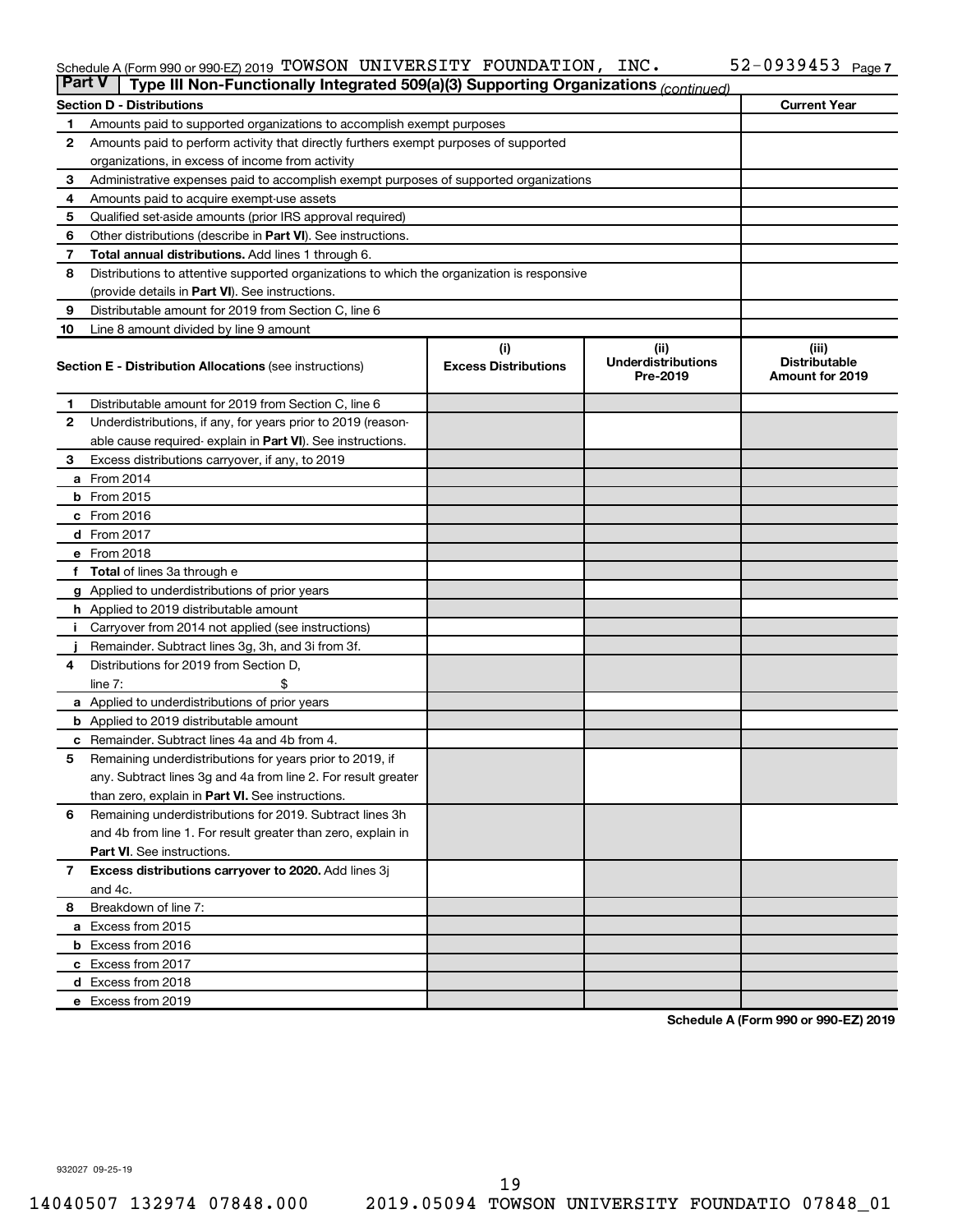Schedule A (Form 990 or 990-EZ) 2019 TOWSON UNIVERSITY FOUNDATION, INC. 52-0939453 Page 7

**Part V** Type III Non-Functionally Integrated 509(a)(3) Supporting Organizations *(continued)*

| Section D - Distributions | | Current Year |
|---|---|---|
| 1 | Amounts paid to supported organizations to accomplish exempt purposes | |
| 2 | Amounts paid to perform activity that directly furthers exempt purposes of supported organizations, in excess of income from activity | |
| 3 | Administrative expenses paid to accomplish exempt purposes of supported organizations | |
| 4 | Amounts paid to acquire exempt-use assets | |
| 5 | Qualified set-aside amounts (prior IRS approval required) | |
| 6 | Other distributions (describe in **Part VI**). See instructions. | |
| 7 | **Total annual distributions.** Add lines 1 through 6. | |
| 8 | Distributions to attentive supported organizations to which the organization is responsive (provide details in **Part VI**). See instructions. | |
| 9 | Distributable amount for 2019 from Section C, line 6 | |
| 10 | Line 8 amount divided by line 9 amount | |

| Section E - Distribution Allocations (see instructions) | (i) Excess Distributions | (ii) Underdistributions Pre-2019 | (iii) Distributable Amount for 2019 |
|---|---|---|---|
| 1 Distributable amount for 2019 from Section C, line 6 | | | |
| 2 Underdistributions, if any, for years prior to 2019 (reasonable cause required- explain in **Part VI**). See instructions. | | | |
| 3 Excess distributions carryover, if any, to 2019 | | | |
| a From 2014 | | | |
| b From 2015 | | | |
| c From 2016 | | | |
| d From 2017 | | | |
| e From 2018 | | | |
| f **Total** of lines 3a through e | | | |
| g Applied to underdistributions of prior years | | | |
| h Applied to 2019 distributable amount | | | |
| i Carryover from 2014 not applied (see instructions) | | | |
| j Remainder. Subtract lines 3g, 3h, and 3i from 3f. | | | |
| 4 Distributions for 2019 from Section D, line 7: $ | | | |
| a Applied to underdistributions of prior years | | | |
| b Applied to 2019 distributable amount | | | |
| c Remainder. Subtract lines 4a and 4b from 4. | | | |
| 5 Remaining underdistributions for years prior to 2019, if any. Subtract lines 3g and 4a from line 2. For result greater than zero, explain in **Part VI**. See instructions. | | | |
| 6 Remaining underdistributions for 2019. Subtract lines 3h and 4b from line 1. For result greater than zero, explain in **Part VI**. See instructions. | | | |
| 7 **Excess distributions carryover to 2020.** Add lines 3j and 4c. | | | |
| 8 Breakdown of line 7: | | | |
| a Excess from 2015 | | | |
| b Excess from 2016 | | | |
| c Excess from 2017 | | | |
| d Excess from 2018 | | | |
| e Excess from 2019 | | | |

**Schedule A (Form 990 or 990-EZ) 2019**

932027 09-25-19

14040507 132974 07848.000 2019.05094 TOWSON UNIVERSITY FOUNDATIO 07848_01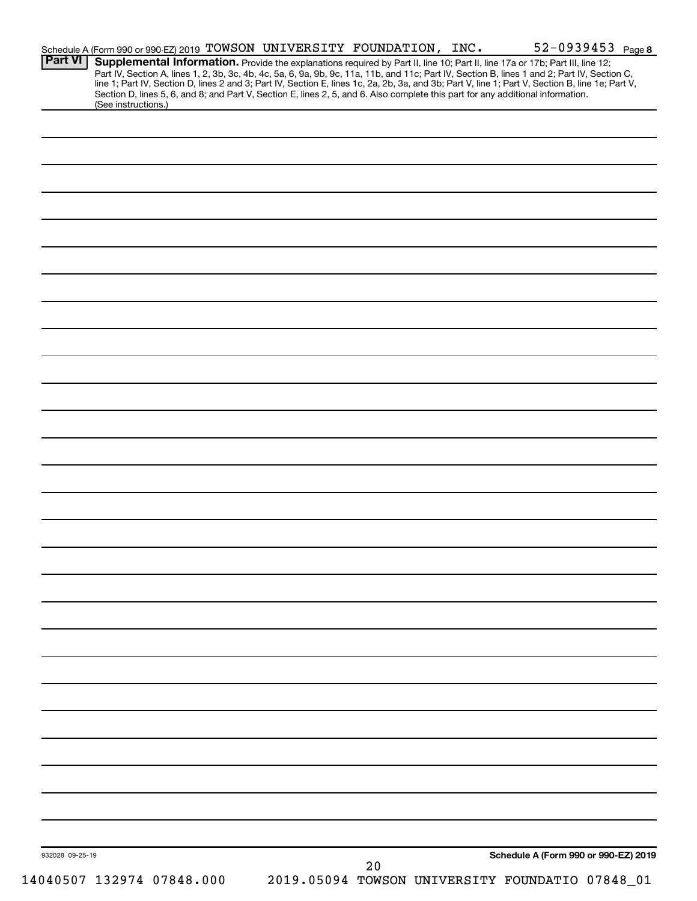Schedule A (Form 990 or 990-EZ) 2019 TOWSON UNIVERSITY FOUNDATION, INC. 52-0939453 Page 8

**Part VI** **Supplemental Information.** Provide the explanations required by Part II, line 10; Part II, line 17a or 17b; Part III, line 12; Part IV, Section A, lines 1, 2, 3b, 3c, 4b, 4c, 5a, 6, 9a, 9b, 9c, 11a, 11b, and 11c; Part IV, Section B, lines 1 and 2; Part IV, Section C, line 1; Part IV, Section D, lines 2 and 3; Part IV, Section E, lines 1c, 2a, 2b, 3a, and 3b; Part V, line 1; Part V, Section B, line 1e; Part V, Section D, lines 5, 6, and 8; and Part V, Section E, lines 2, 5, and 6. Also complete this part for any additional information. (See instructions.)

932028 09-25-19

**Schedule A (Form 990 or 990-EZ) 2019**

14040507 132974 07848.000 2019.05094 TOWSON UNIVERSITY FOUNDATIO 07848_01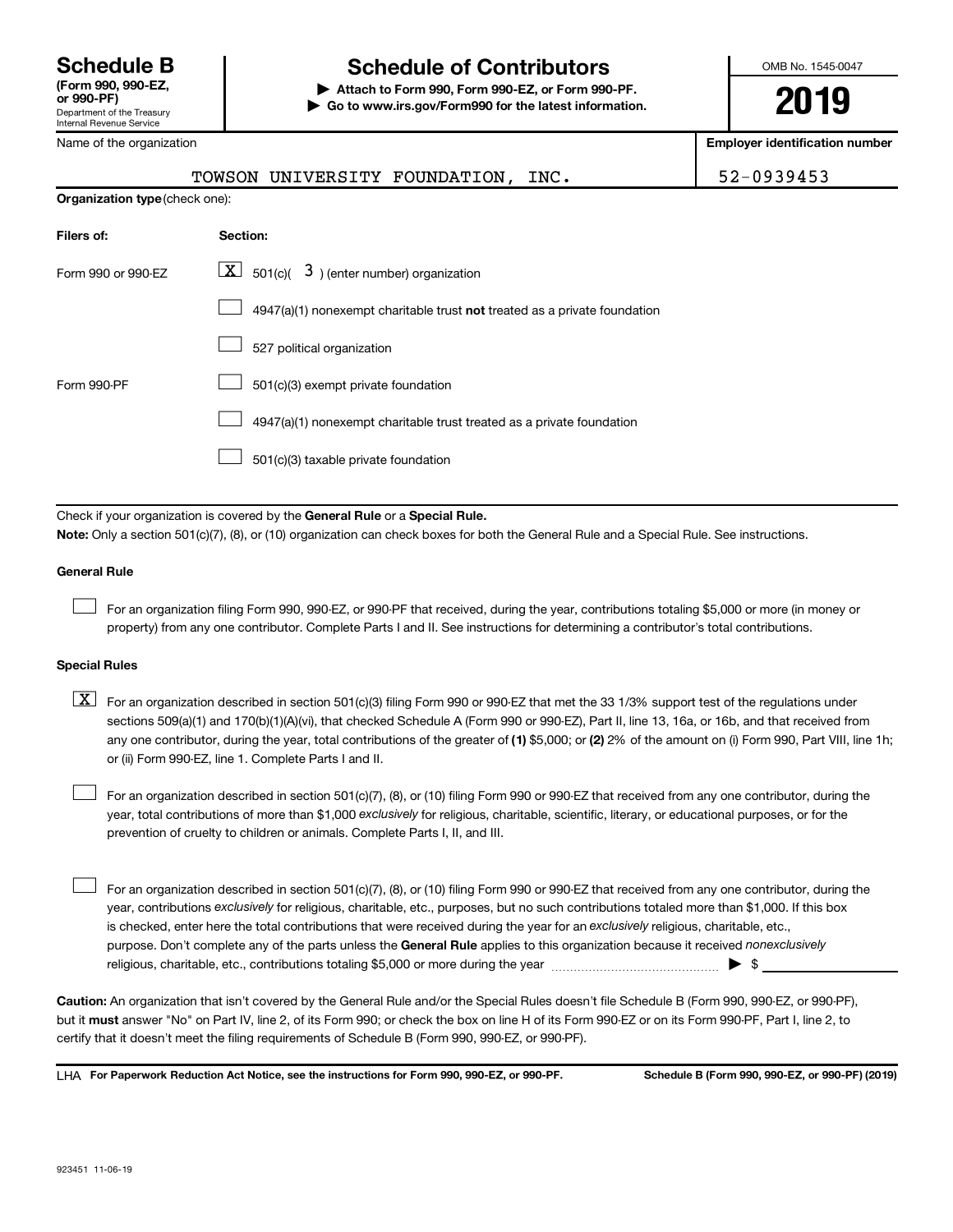# Schedule B (Form 990, 990-EZ, or 990-PF)

Department of the Treasury
Internal Revenue Service

## Schedule of Contributors

▶ Attach to Form 990, Form 990-EZ, or Form 990-PF.
▶ Go to www.irs.gov/Form990 for the latest information.

OMB No. 1545-0047

**2019**

| Name of the organization | Employer identification number |
| --- | --- |
| TOWSON UNIVERSITY FOUNDATION, INC. | 52-0939453 |

**Organization type** (check one):

| Filers of: | Section: |
| --- | --- |
| Form 990 or 990-EZ | [X] 501(c)( 3 ) (enter number) organization |
| | [ ] 4947(a)(1) nonexempt charitable trust **not** treated as a private foundation |
| | [ ] 527 political organization |
| Form 990-PF | [ ] 501(c)(3) exempt private foundation |
| | [ ] 4947(a)(1) nonexempt charitable trust treated as a private foundation |
| | [ ] 501(c)(3) taxable private foundation |

Check if your organization is covered by the **General Rule** or a **Special Rule.**

**Note:** Only a section 501(c)(7), (8), or (10) organization can check boxes for both the General Rule and a Special Rule. See instructions.

### General Rule

[ ] For an organization filing Form 990, 990-EZ, or 990-PF that received, during the year, contributions totaling $5,000 or more (in money or property) from any one contributor. Complete Parts I and II. See instructions for determining a contributor's total contributions.

### Special Rules

[X] For an organization described in section 501(c)(3) filing Form 990 or 990-EZ that met the 33 1/3% support test of the regulations under sections 509(a)(1) and 170(b)(1)(A)(vi), that checked Schedule A (Form 990 or 990-EZ), Part II, line 13, 16a, or 16b, and that received from any one contributor, during the year, total contributions of the greater of **(1)** $5,000; or **(2)** 2% of the amount on (i) Form 990, Part VIII, line 1h; or (ii) Form 990-EZ, line 1. Complete Parts I and II.

[ ] For an organization described in section 501(c)(7), (8), or (10) filing Form 990 or 990-EZ that received from any one contributor, during the year, total contributions of more than $1,000 *exclusively* for religious, charitable, scientific, literary, or educational purposes, or for the prevention of cruelty to children or animals. Complete Parts I, II, and III.

[ ] For an organization described in section 501(c)(7), (8), or (10) filing Form 990 or 990-EZ that received from any one contributor, during the year, contributions *exclusively* for religious, charitable, etc., purposes, but no such contributions totaled more than $1,000. If this box is checked, enter here the total contributions that were received during the year for an *exclusively* religious, charitable, etc., purpose. Don't complete any of the parts unless the **General Rule** applies to this organization because it received *nonexclusively* religious, charitable, etc., contributions totaling $5,000 or more during the year ▶ $ ____________

**Caution:** An organization that isn't covered by the General Rule and/or the Special Rules doesn't file Schedule B (Form 990, 990-EZ, or 990-PF), but it **must** answer "No" on Part IV, line 2, of its Form 990; or check the box on line H of its Form 990-EZ or on its Form 990-PF, Part I, line 2, to certify that it doesn't meet the filing requirements of Schedule B (Form 990, 990-EZ, or 990-PF).

LHA **For Paperwork Reduction Act Notice, see the instructions for Form 990, 990-EZ, or 990-PF.** **Schedule B (Form 990, 990-EZ, or 990-PF) (2019)**

923451 11-06-19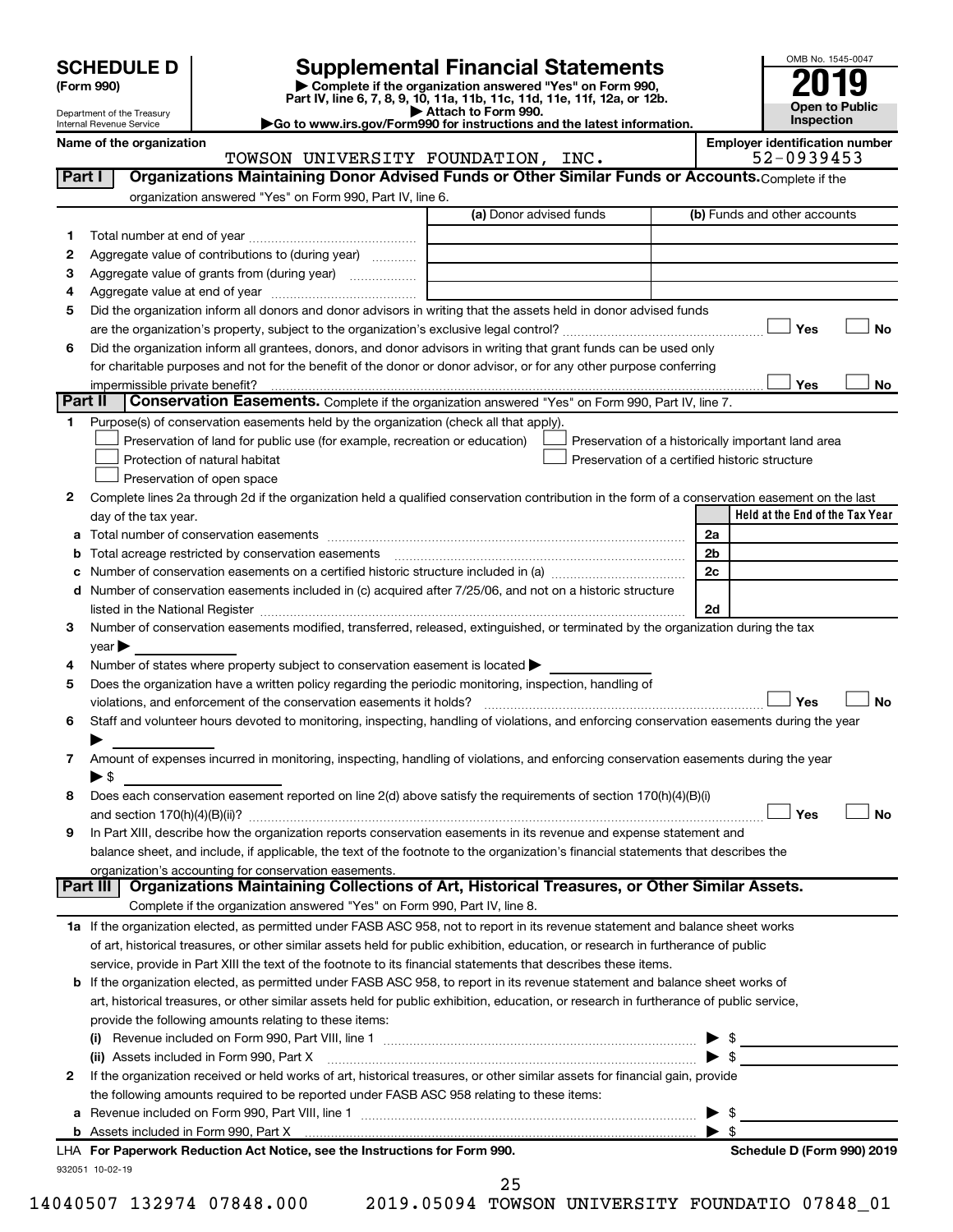# SCHEDULE D (Form 990)

Department of the Treasury
Internal Revenue Service

## Supplemental Financial Statements

▶ Complete if the organization answered "Yes" on Form 990, Part IV, line 6, 7, 8, 9, 10, 11a, 11b, 11c, 11d, 11e, 11f, 12a, or 12b.
▶ Attach to Form 990.
▶Go to www.irs.gov/Form990 for instructions and the latest information.

OMB No. 1545-0047
**2019**
**Open to Public Inspection**

**Name of the organization:** TOWSON UNIVERSITY FOUNDATION, INC.
**Employer identification number:** 52-0939453

## Part I Organizations Maintaining Donor Advised Funds or Other Similar Funds or Accounts.

Complete if the organization answered "Yes" on Form 990, Part IV, line 6.

| | | (a) Donor advised funds | (b) Funds and other accounts |
|---|---|---|---|
| 1 | Total number at end of year | | |
| 2 | Aggregate value of contributions to (during year) | | |
| 3 | Aggregate value of grants from (during year) | | |
| 4 | Aggregate value at end of year | | |

5 Did the organization inform all donors and donor advisors in writing that the assets held in donor advised funds are the organization's property, subject to the organization's exclusive legal control? ☐ Yes ☐ No

6 Did the organization inform all grantees, donors, and donor advisors in writing that grant funds can be used only for charitable purposes and not for the benefit of the donor or donor advisor, or for any other purpose conferring impermissible private benefit? ☐ Yes ☐ No

## Part II Conservation Easements.

Complete if the organization answered "Yes" on Form 990, Part IV, line 7.

1 Purpose(s) of conservation easements held by the organization (check all that apply).

- ☐ Preservation of land for public use (for example, recreation or education)
- ☐ Protection of natural habitat
- ☐ Preservation of open space
- ☐ Preservation of a historically important land area
- ☐ Preservation of a certified historic structure

2 Complete lines 2a through 2d if the organization held a qualified conservation contribution in the form of a conservation easement on the last day of the tax year.

| | | | Held at the End of the Tax Year |
|---|---|---|---|
| a | Total number of conservation easements | 2a | |
| b | Total acreage restricted by conservation easements | 2b | |
| c | Number of conservation easements on a certified historic structure included in (a) | 2c | |
| d | Number of conservation easements included in (c) acquired after 7/25/06, and not on a historic structure listed in the National Register | 2d | |

3 Number of conservation easements modified, transferred, released, extinguished, or terminated by the organization during the tax year ▶

4 Number of states where property subject to conservation easement is located ▶

5 Does the organization have a written policy regarding the periodic monitoring, inspection, handling of violations, and enforcement of the conservation easements it holds? ☐ Yes ☐ No

6 Staff and volunteer hours devoted to monitoring, inspecting, handling of violations, and enforcing conservation easements during the year ▶

7 Amount of expenses incurred in monitoring, inspecting, handling of violations, and enforcing conservation easements during the year ▶ $

8 Does each conservation easement reported on line 2(d) above satisfy the requirements of section 170(h)(4)(B)(i) and section 170(h)(4)(B)(ii)? ☐ Yes ☐ No

9 In Part XIII, describe how the organization reports conservation easements in its revenue and expense statement and balance sheet, and include, if applicable, the text of the footnote to the organization's financial statements that describes the organization's accounting for conservation easements.

## Part III Organizations Maintaining Collections of Art, Historical Treasures, or Other Similar Assets.

Complete if the organization answered "Yes" on Form 990, Part IV, line 8.

1a If the organization elected, as permitted under FASB ASC 958, not to report in its revenue statement and balance sheet works of art, historical treasures, or other similar assets held for public exhibition, education, or research in furtherance of public service, provide in Part XIII the text of the footnote to its financial statements that describes these items.

b If the organization elected, as permitted under FASB ASC 958, to report in its revenue statement and balance sheet works of art, historical treasures, or other similar assets held for public exhibition, education, or research in furtherance of public service, provide the following amounts relating to these items:

(i) Revenue included on Form 990, Part VIII, line 1 ▶ $

(ii) Assets included in Form 990, Part X ▶ $

2 If the organization received or held works of art, historical treasures, or other similar assets for financial gain, provide the following amounts required to be reported under FASB ASC 958 relating to these items:

a Revenue included on Form 990, Part VIII, line 1 ▶ $

b Assets included in Form 990, Part X ▶ $

LHA For Paperwork Reduction Act Notice, see the Instructions for Form 990. Schedule D (Form 990) 2019

932051 10-02-19

14040507 132974 07848.000 2019.05094 TOWSON UNIVERSITY FOUNDATIO 07848_01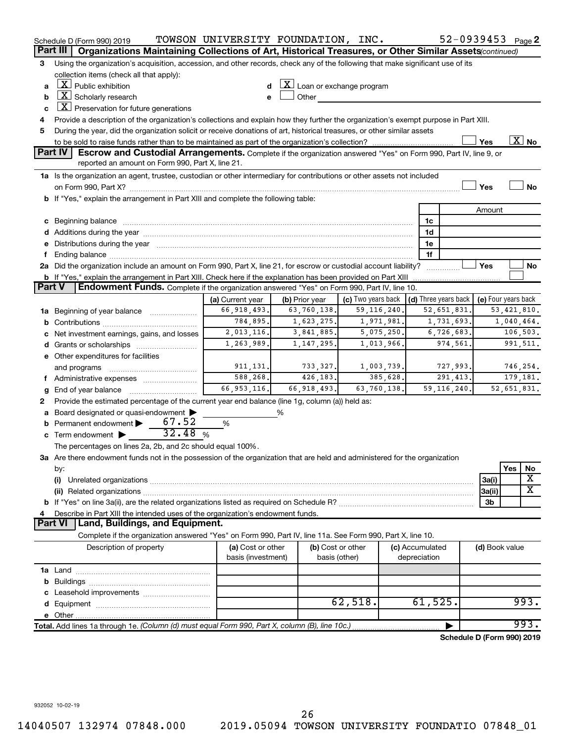Schedule D (Form 990) 2019 TOWSON UNIVERSITY FOUNDATION, INC. 52-0939453 Page 2

## Part III Organizations Maintaining Collections of Art, Historical Treasures, or Other Similar Assets (continued)

**3** Using the organization's acquisition, accession, and other records, check any of the following that make significant use of its collection items (check all that apply):

- **a** [X] Public exhibition
- **b** [X] Scholarly research
- **c** [X] Preservation for future generations
- **d** [X] Loan or exchange program
- **e** [ ] Other

**4** Provide a description of the organization's collections and explain how they further the organization's exempt purpose in Part XIII.

**5** During the year, did the organization solicit or receive donations of art, historical treasures, or other similar assets to be sold to raise funds rather than to be maintained as part of the organization's collection? [ ] Yes [X] No

## Part IV Escrow and Custodial Arrangements.

Complete if the organization answered "Yes" on Form 990, Part IV, line 9, or reported an amount on Form 990, Part X, line 21.

**1a** Is the organization an agent, trustee, custodian or other intermediary for contributions or other assets not included on Form 990, Part X? [ ] Yes [ ] No

**b** If "Yes," explain the arrangement in Part XIII and complete the following table:

| | | Amount |
|---|---|---|
| **c** Beginning balance | 1c | |
| **d** Additions during the year | 1d | |
| **e** Distributions during the year | 1e | |
| **f** Ending balance | 1f | |

**2a** Did the organization include an amount on Form 990, Part X, line 21, for escrow or custodial account liability? [ ] Yes [ ] No

**b** If "Yes," explain the arrangement in Part XIII. Check here if the explanation has been provided on Part XIII [ ]

## Part V Endowment Funds.

Complete if the organization answered "Yes" on Form 990, Part IV, line 10.

| | (a) Current year | (b) Prior year | (c) Two years back | (d) Three years back | (e) Four years back |
|---|---|---|---|---|---|
| **1a** Beginning of year balance | 66,918,493. | 63,760,138. | 59,116,240. | 52,651,831. | 53,421,810. |
| **b** Contributions | 784,895. | 1,623,275. | 1,971,981. | 1,731,693. | 1,040,464. |
| **c** Net investment earnings, gains, and losses | 2,013,116. | 3,841,885. | 5,075,250. | 6,726,683. | 106,503. |
| **d** Grants or scholarships | 1,263,989. | 1,147,295. | 1,013,966. | 974,561. | 991,511. |
| **e** Other expenditures for facilities and programs | 911,131. | 733,327. | 1,003,739. | 727,993. | 746,254. |
| **f** Administrative expenses | 588,268. | 426,183. | 385,628. | 291,413. | 179,181. |
| **g** End of year balance | 66,953,116. | 66,918,493. | 63,760,138. | 59,116,240. | 52,651,831. |

**2** Provide the estimated percentage of the current year end balance (line 1g, column (a)) held as:

- **a** Board designated or quasi-endowment ▶ ______ %
- **b** Permanent endowment ▶ 67.52 %
- **c** Term endowment ▶ 32.48 %

The percentages on lines 2a, 2b, and 2c should equal 100%.

**3a** Are there endowment funds not in the possession of the organization that are held and administered for the organization by:

| | | Yes | No |
|---|---|---|---|
| (i) Unrelated organizations | 3a(i) | | X |
| (ii) Related organizations | 3a(ii) | | X |
| **b** If "Yes" on line 3a(ii), are the related organizations listed as required on Schedule R? | 3b | | |

**4** Describe in Part XIII the intended uses of the organization's endowment funds.

## Part VI Land, Buildings, and Equipment.

Complete if the organization answered "Yes" on Form 990, Part IV, line 11a. See Form 990, Part X, line 10.

| Description of property | (a) Cost or other basis (investment) | (b) Cost or other basis (other) | (c) Accumulated depreciation | (d) Book value |
|---|---|---|---|---|
| **1a** Land | | | | |
| **b** Buildings | | | | |
| **c** Leasehold improvements | | | | |
| **d** Equipment | | 62,518. | 61,525. | 993. |
| **e** Other | | | | |
| **Total.** Add lines 1a through 1e. (Column (d) must equal Form 990, Part X, column (B), line 10c.) ▶ | | | | 993. |

Schedule D (Form 990) 2019

932052 10-02-19

14040507 132974 07848.000 2019.05094 TOWSON UNIVERSITY FOUNDATIO 07848_01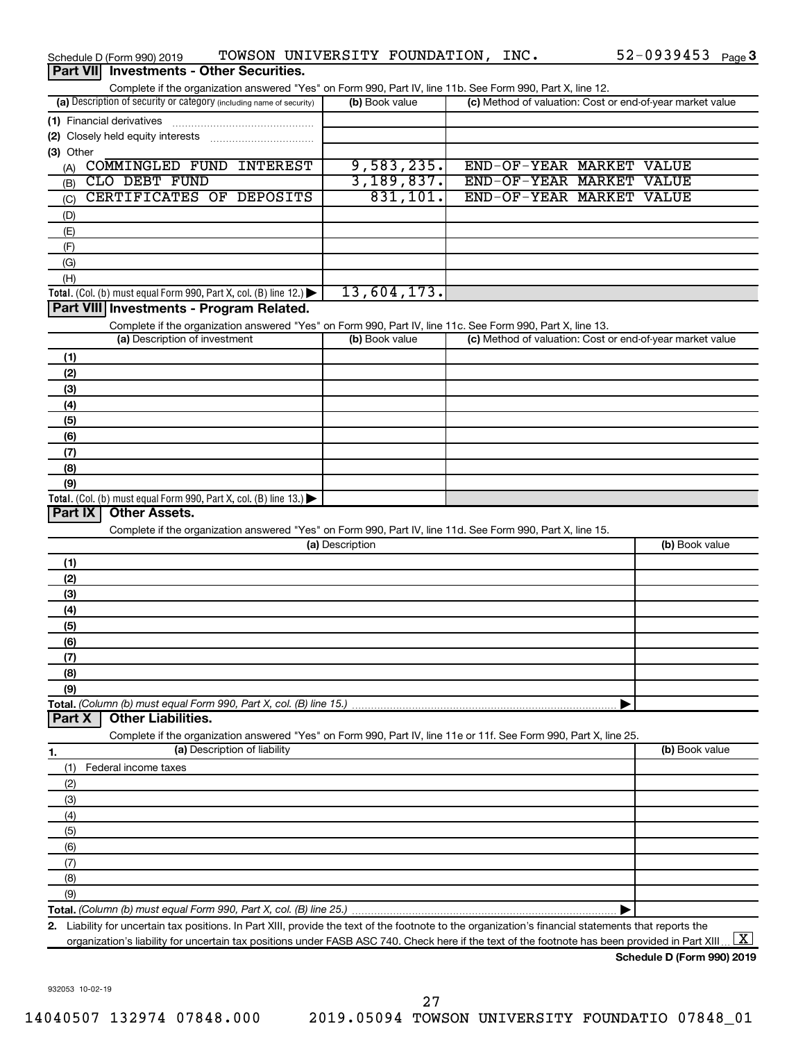Schedule D (Form 990) 2019 TOWSON UNIVERSITY FOUNDATION, INC. 52-0939453 Page 3

## Part VII Investments - Other Securities.

Complete if the organization answered "Yes" on Form 990, Part IV, line 11b. See Form 990, Part X, line 12.

| (a) Description of security or category (including name of security) | (b) Book value | (c) Method of valuation: Cost or end-of-year market value |
|---|---|---|
| (1) Financial derivatives | | |
| (2) Closely held equity interests | | |
| (3) Other | | |
| (A) COMMINGLED FUND INTEREST | 9,583,235. | END-OF-YEAR MARKET VALUE |
| (B) CLO DEBT FUND | 3,189,837. | END-OF-YEAR MARKET VALUE |
| (C) CERTIFICATES OF DEPOSITS | 831,101. | END-OF-YEAR MARKET VALUE |
| (D) | | |
| (E) | | |
| (F) | | |
| (G) | | |
| (H) | | |
| **Total.** (Col. (b) must equal Form 990, Part X, col. (B) line 12.) | 13,604,173. | |

## Part VIII Investments - Program Related.

Complete if the organization answered "Yes" on Form 990, Part IV, line 11c. See Form 990, Part X, line 13.

| (a) Description of investment | (b) Book value | (c) Method of valuation: Cost or end-of-year market value |
|---|---|---|
| (1) | | |
| (2) | | |
| (3) | | |
| (4) | | |
| (5) | | |
| (6) | | |
| (7) | | |
| (8) | | |
| (9) | | |
| **Total.** (Col. (b) must equal Form 990, Part X, col. (B) line 13.) | | |

## Part IX Other Assets.

Complete if the organization answered "Yes" on Form 990, Part IV, line 11d. See Form 990, Part X, line 15.

| (a) Description | (b) Book value |
|---|---|
| (1) | |
| (2) | |
| (3) | |
| (4) | |
| (5) | |
| (6) | |
| (7) | |
| (8) | |
| (9) | |
| **Total.** *(Column (b) must equal Form 990, Part X, col. (B) line 15.)* | |

## Part X Other Liabilities.

Complete if the organization answered "Yes" on Form 990, Part IV, line 11e or 11f. See Form 990, Part X, line 25.

| 1. (a) Description of liability | (b) Book value |
|---|---|
| (1) Federal income taxes | |
| (2) | |
| (3) | |
| (4) | |
| (5) | |
| (6) | |
| (7) | |
| (8) | |
| (9) | |
| **Total.** *(Column (b) must equal Form 990, Part X, col. (B) line 25.)* | |

2. Liability for uncertain tax positions. In Part XIII, provide the text of the footnote to the organization's financial statements that reports the organization's liability for uncertain tax positions under FASB ASC 740. Check here if the text of the footnote has been provided in Part XIII [X]

**Schedule D (Form 990) 2019**

932053 10-02-19

27

14040507 132974 07848.000 2019.05094 TOWSON UNIVERSITY FOUNDATIO 07848_01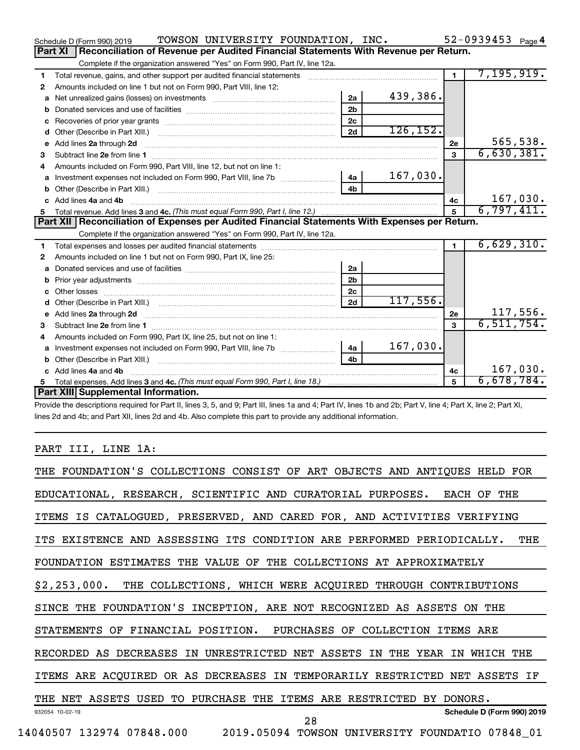Schedule D (Form 990) 2019 TOWSON UNIVERSITY FOUNDATION, INC. 52-0939453 Page 4

## Part XI Reconciliation of Revenue per Audited Financial Statements With Revenue per Return.

Complete if the organization answered "Yes" on Form 990, Part IV, line 12a.

| | | | | | |
|---|---|---|---|---|---|
| 1 | Total revenue, gains, and other support per audited financial statements | | | 1 | 7,195,919. |
| 2 | Amounts included on line 1 but not on Form 990, Part VIII, line 12: | | | | |
| a | Net unrealized gains (losses) on investments | 2a | 439,386. | | |
| b | Donated services and use of facilities | 2b | | | |
| c | Recoveries of prior year grants | 2c | | | |
| d | Other (Describe in Part XIII.) | 2d | 126,152. | | |
| e | Add lines 2a through 2d | | | 2e | 565,538. |
| 3 | Subtract line 2e from line 1 | | | 3 | 6,630,381. |
| 4 | Amounts included on Form 990, Part VIII, line 12, but not on line 1: | | | | |
| a | Investment expenses not included on Form 990, Part VIII, line 7b | 4a | 167,030. | | |
| b | Other (Describe in Part XIII.) | 4b | | | |
| c | Add lines 4a and 4b | | | 4c | 167,030. |
| 5 | Total revenue. Add lines 3 and 4c. *(This must equal Form 990, Part I, line 12.)* | | | 5 | 6,797,411. |

## Part XII Reconciliation of Expenses per Audited Financial Statements With Expenses per Return.

Complete if the organization answered "Yes" on Form 990, Part IV, line 12a.

| | | | | | |
|---|---|---|---|---|---|
| 1 | Total expenses and losses per audited financial statements | | | 1 | 6,629,310. |
| 2 | Amounts included on line 1 but not on Form 990, Part IX, line 25: | | | | |
| a | Donated services and use of facilities | 2a | | | |
| b | Prior year adjustments | 2b | | | |
| c | Other losses | 2c | | | |
| d | Other (Describe in Part XIII.) | 2d | 117,556. | | |
| e | Add lines 2a through 2d | | | 2e | 117,556. |
| 3 | Subtract line 2e from line 1 | | | 3 | 6,511,754. |
| 4 | Amounts included on Form 990, Part IX, line 25, but not on line 1: | | | | |
| a | Investment expenses not included on Form 990, Part VIII, line 7b | 4a | 167,030. | | |
| b | Other (Describe in Part XIII.) | 4b | | | |
| c | Add lines 4a and 4b | | | 4c | 167,030. |
| 5 | Total expenses. Add lines 3 and 4c. *(This must equal Form 990, Part I, line 18.)* | | | 5 | 6,678,784. |

## Part XIII Supplemental Information.

Provide the descriptions required for Part II, lines 3, 5, and 9; Part III, lines 1a and 4; Part IV, lines 1b and 2b; Part V, line 4; Part X, line 2; Part XI, lines 2d and 4b; and Part XII, lines 2d and 4b. Also complete this part to provide any additional information.

PART III, LINE 1A:

THE FOUNDATION'S COLLECTIONS CONSIST OF ART OBJECTS AND ANTIQUES HELD FOR EDUCATIONAL, RESEARCH, SCIENTIFIC AND CURATORIAL PURPOSES. EACH OF THE ITEMS IS CATALOGUED, PRESERVED, AND CARED FOR, AND ACTIVITIES VERIFYING ITS EXISTENCE AND ASSESSING ITS CONDITION ARE PERFORMED PERIODICALLY. THE FOUNDATION ESTIMATES THE VALUE OF THE COLLECTIONS AT APPROXIMATELY $2,253,000. THE COLLECTIONS, WHICH WERE ACQUIRED THROUGH CONTRIBUTIONS SINCE THE FOUNDATION'S INCEPTION, ARE NOT RECOGNIZED AS ASSETS ON THE STATEMENTS OF FINANCIAL POSITION. PURCHASES OF COLLECTION ITEMS ARE RECORDED AS DECREASES IN UNRESTRICTED NET ASSETS IN THE YEAR IN WHICH THE ITEMS ARE ACQUIRED OR AS DECREASES IN TEMPORARILY RESTRICTED NET ASSETS IF THE NET ASSETS USED TO PURCHASE THE ITEMS ARE RESTRICTED BY DONORS.

932054 10-02-19 Schedule D (Form 990) 2019

14040507 132974 07848.000 2019.05094 TOWSON UNIVERSITY FOUNDATIO 07848_01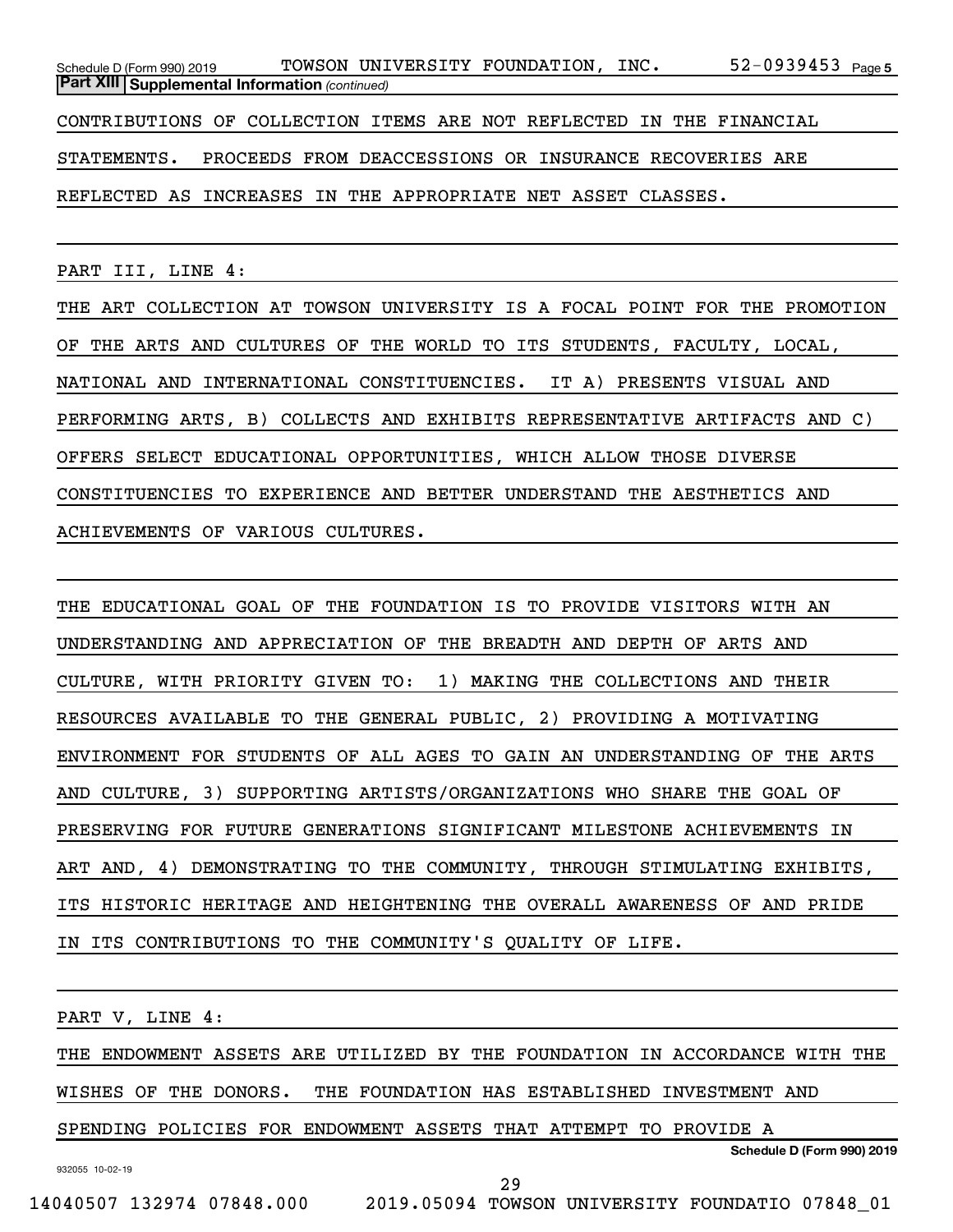**Part XIII Supplemental Information** *(continued)*

CONTRIBUTIONS OF COLLECTION ITEMS ARE NOT REFLECTED IN THE FINANCIAL STATEMENTS. PROCEEDS FROM DEACCESSIONS OR INSURANCE RECOVERIES ARE REFLECTED AS INCREASES IN THE APPROPRIATE NET ASSET CLASSES.

PART III, LINE 4:

THE ART COLLECTION AT TOWSON UNIVERSITY IS A FOCAL POINT FOR THE PROMOTION OF THE ARTS AND CULTURES OF THE WORLD TO ITS STUDENTS, FACULTY, LOCAL, NATIONAL AND INTERNATIONAL CONSTITUENCIES. IT A) PRESENTS VISUAL AND PERFORMING ARTS, B) COLLECTS AND EXHIBITS REPRESENTATIVE ARTIFACTS AND C) OFFERS SELECT EDUCATIONAL OPPORTUNITIES, WHICH ALLOW THOSE DIVERSE CONSTITUENCIES TO EXPERIENCE AND BETTER UNDERSTAND THE AESTHETICS AND ACHIEVEMENTS OF VARIOUS CULTURES.

THE EDUCATIONAL GOAL OF THE FOUNDATION IS TO PROVIDE VISITORS WITH AN UNDERSTANDING AND APPRECIATION OF THE BREADTH AND DEPTH OF ARTS AND CULTURE, WITH PRIORITY GIVEN TO: 1) MAKING THE COLLECTIONS AND THEIR RESOURCES AVAILABLE TO THE GENERAL PUBLIC, 2) PROVIDING A MOTIVATING ENVIRONMENT FOR STUDENTS OF ALL AGES TO GAIN AN UNDERSTANDING OF THE ARTS AND CULTURE, 3) SUPPORTING ARTISTS/ORGANIZATIONS WHO SHARE THE GOAL OF PRESERVING FOR FUTURE GENERATIONS SIGNIFICANT MILESTONE ACHIEVEMENTS IN ART AND, 4) DEMONSTRATING TO THE COMMUNITY, THROUGH STIMULATING EXHIBITS, ITS HISTORIC HERITAGE AND HEIGHTENING THE OVERALL AWARENESS OF AND PRIDE IN ITS CONTRIBUTIONS TO THE COMMUNITY'S QUALITY OF LIFE.

PART V, LINE 4:

THE ENDOWMENT ASSETS ARE UTILIZED BY THE FOUNDATION IN ACCORDANCE WITH THE WISHES OF THE DONORS. THE FOUNDATION HAS ESTABLISHED INVESTMENT AND SPENDING POLICIES FOR ENDOWMENT ASSETS THAT ATTEMPT TO PROVIDE A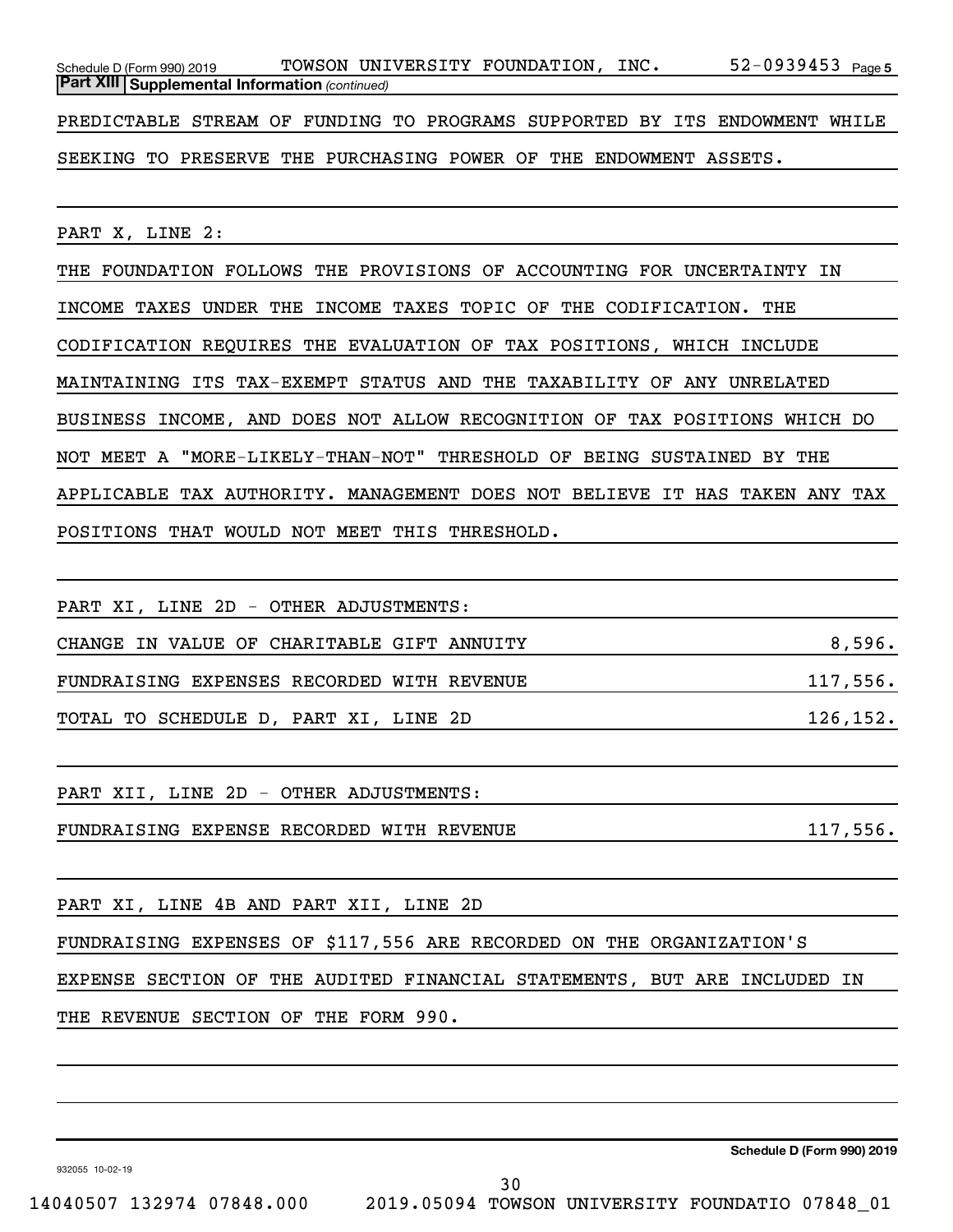**Part XIII** **Supplemental Information** *(continued)*

PREDICTABLE STREAM OF FUNDING TO PROGRAMS SUPPORTED BY ITS ENDOWMENT WHILE SEEKING TO PRESERVE THE PURCHASING POWER OF THE ENDOWMENT ASSETS.

PART X, LINE 2:

THE FOUNDATION FOLLOWS THE PROVISIONS OF ACCOUNTING FOR UNCERTAINTY IN INCOME TAXES UNDER THE INCOME TAXES TOPIC OF THE CODIFICATION. THE CODIFICATION REQUIRES THE EVALUATION OF TAX POSITIONS, WHICH INCLUDE MAINTAINING ITS TAX-EXEMPT STATUS AND THE TAXABILITY OF ANY UNRELATED BUSINESS INCOME, AND DOES NOT ALLOW RECOGNITION OF TAX POSITIONS WHICH DO NOT MEET A "MORE-LIKELY-THAN-NOT" THRESHOLD OF BEING SUSTAINED BY THE APPLICABLE TAX AUTHORITY. MANAGEMENT DOES NOT BELIEVE IT HAS TAKEN ANY TAX POSITIONS THAT WOULD NOT MEET THIS THRESHOLD.

PART XI, LINE 2D - OTHER ADJUSTMENTS:

| | |
|---|---|
| CHANGE IN VALUE OF CHARITABLE GIFT ANNUITY | 8,596. |
| FUNDRAISING EXPENSES RECORDED WITH REVENUE | 117,556. |
| TOTAL TO SCHEDULE D, PART XI, LINE 2D | 126,152. |

PART XII, LINE 2D - OTHER ADJUSTMENTS:

| | |
|---|---|
| FUNDRAISING EXPENSE RECORDED WITH REVENUE | 117,556. |

PART XI, LINE 4B AND PART XII, LINE 2D

FUNDRAISING EXPENSES OF $117,556 ARE RECORDED ON THE ORGANIZATION'S EXPENSE SECTION OF THE AUDITED FINANCIAL STATEMENTS, BUT ARE INCLUDED IN THE REVENUE SECTION OF THE FORM 990.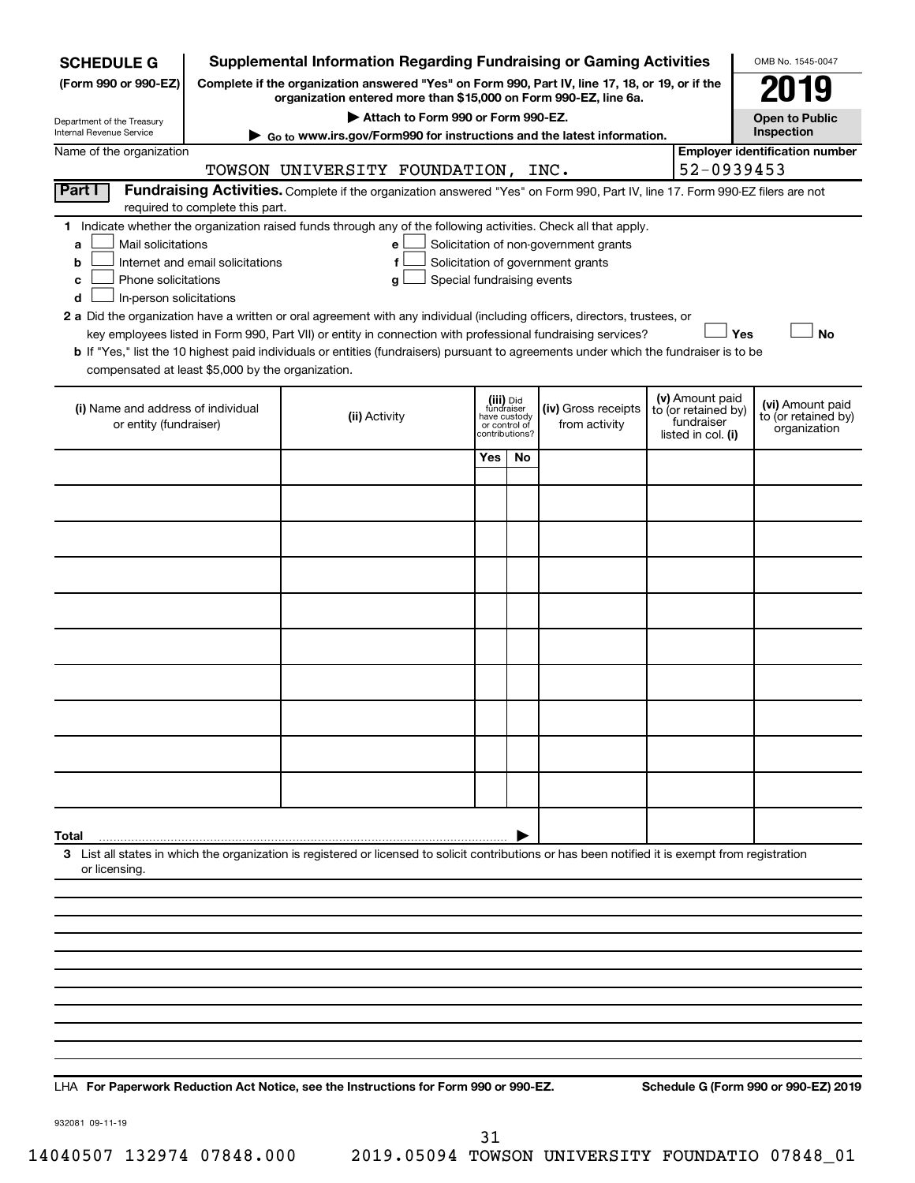**SCHEDULE G**
**(Form 990 or 990-EZ)**

Department of the Treasury
Internal Revenue Service

# Supplemental Information Regarding Fundraising or Gaming Activities

**Complete if the organization answered "Yes" on Form 990, Part IV, line 17, 18, or 19, or if the organization entered more than $15,000 on Form 990-EZ, line 6a.**

**▶ Attach to Form 990 or Form 990-EZ.**

**▶ Go to www.irs.gov/Form990 for instructions and the latest information.**

OMB No. 1545-0047

**2019**

**Open to Public Inspection**

Name of the organization: TOWSON UNIVERSITY FOUNDATION, INC.

**Employer identification number:** 52-0939453

**Part I** **Fundraising Activities.** Complete if the organization answered "Yes" on Form 990, Part IV, line 17. Form 990-EZ filers are not required to complete this part.

**1** Indicate whether the organization raised funds through any of the following activities. Check all that apply.

- **a** ☐ Mail solicitations
- **b** ☐ Internet and email solicitations
- **c** ☐ Phone solicitations
- **d** ☐ In-person solicitations
- **e** ☐ Solicitation of non-government grants
- **f** ☐ Solicitation of government grants
- **g** ☐ Special fundraising events

**2 a** Did the organization have a written or oral agreement with any individual (including officers, directors, trustees, or key employees listed in Form 990, Part VII) or entity in connection with professional fundraising services? ☐ **Yes** ☐ **No**

**b** If "Yes," list the 10 highest paid individuals or entities (fundraisers) pursuant to agreements under which the fundraiser is to be compensated at least $5,000 by the organization.

| (i) Name and address of individual or entity (fundraiser) | (ii) Activity | (iii) Did fundraiser have custody or control of contributions? Yes | No | (iv) Gross receipts from activity | (v) Amount paid to (or retained by) fundraiser listed in col. (i) | (vi) Amount paid to (or retained by) organization |
|---|---|---|---|---|---|---|
| | | | | | | |
| | | | | | | |
| | | | | | | |
| | | | | | | |
| | | | | | | |
| | | | | | | |
| | | | | | | |
| | | | | | | |
| | | | | | | |
| | | | | | | |
| **Total** ▶ | | | | | | |

**3** List all states in which the organization is registered or licensed to solicit contributions or has been notified it is exempt from registration or licensing.

**LHA For Paperwork Reduction Act Notice, see the Instructions for Form 990 or 990-EZ.** **Schedule G (Form 990 or 990-EZ) 2019**

932081 09-11-19

14040507 132974 07848.000 2019.05094 TOWSON UNIVERSITY FOUNDATIO 07848_01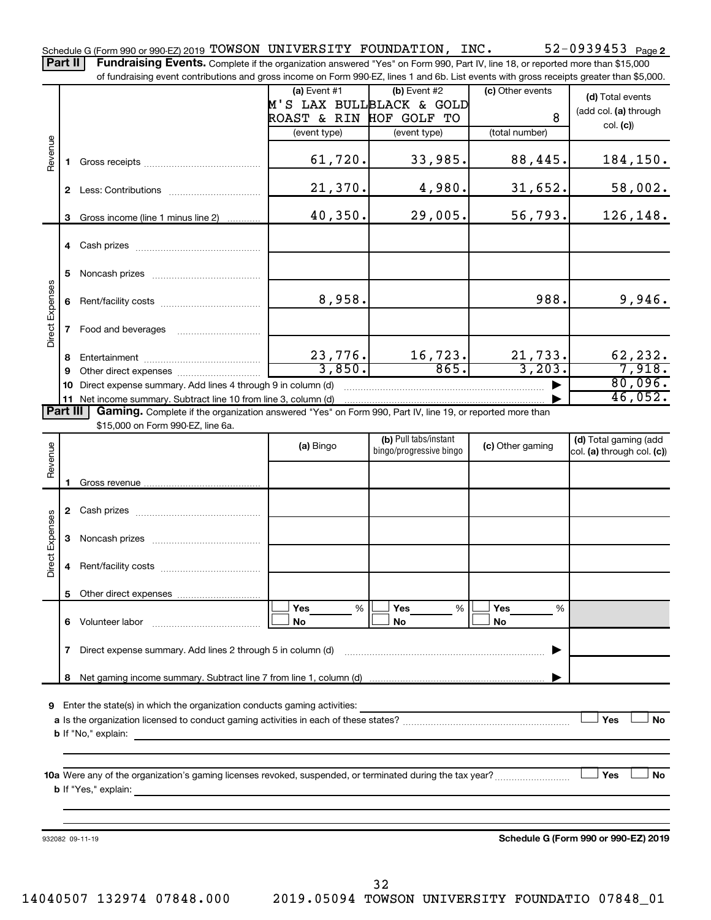Schedule G (Form 990 or 990-EZ) 2019 TOWSON UNIVERSITY FOUNDATION, INC. 52-0939453 Page 2

**Part II** **Fundraising Events.** Complete if the organization answered "Yes" on Form 990, Part IV, line 18, or reported more than $15,000 of fundraising event contributions and gross income on Form 990-EZ, lines 1 and 6b. List events with gross receipts greater than $5,000.

| | | (a) Event #1 M'S LAX BULL ROAST & RIN (event type) | (b) Event #2 BLACK & GOLD HOF GOLF TO (event type) | (c) Other events 8 (total number) | (d) Total events (add col. (a) through col. (c)) |
|---|---|---|---|---|---|
| Revenue | 1 Gross receipts | 61,720. | 33,985. | 88,445. | 184,150. |
| | 2 Less: Contributions | 21,370. | 4,980. | 31,652. | 58,002. |
| | 3 Gross income (line 1 minus line 2) | 40,350. | 29,005. | 56,793. | 126,148. |
| Direct Expenses | 4 Cash prizes | | | | |
| | 5 Noncash prizes | | | | |
| | 6 Rent/facility costs | 8,958. | | 988. | 9,946. |
| | 7 Food and beverages | | | | |
| | 8 Entertainment | 23,776. | 16,723. | 21,733. | 62,232. |
| | 9 Other direct expenses | 3,850. | 865. | 3,203. | 7,918. |
| | 10 Direct expense summary. Add lines 4 through 9 in column (d) | | | | 80,096. |
| | 11 Net income summary. Subtract line 10 from line 3, column (d) | | | | 46,052. |

**Part III** **Gaming.** Complete if the organization answered "Yes" on Form 990, Part IV, line 19, or reported more than $15,000 on Form 990-EZ, line 6a.

| | | (a) Bingo | (b) Pull tabs/instant bingo/progressive bingo | (c) Other gaming | (d) Total gaming (add col. (a) through col. (c)) |
|---|---|---|---|---|---|
| Revenue | 1 Gross revenue | | | | |
| Direct Expenses | 2 Cash prizes | | | | |
| | 3 Noncash prizes | | | | |
| | 4 Rent/facility costs | | | | |
| | 5 Other direct expenses | | | | |
| | 6 Volunteer labor | ☐ Yes ___% ☐ No | ☐ Yes ___% ☐ No | ☐ Yes ___% ☐ No | |
| | 7 Direct expense summary. Add lines 2 through 5 in column (d) | | | | |
| | 8 Net gaming income summary. Subtract line 7 from line 1, column (d) | | | | |

**9** Enter the state(s) in which the organization conducts gaming activities: ______

**a** Is the organization licensed to conduct gaming activities in each of these states? ☐ Yes ☐ No

**b** If "No," explain: ______

**10a** Were any of the organization's gaming licenses revoked, suspended, or terminated during the tax year? ☐ Yes ☐ No

**b** If "Yes," explain: ______

932082 09-11-19 **Schedule G (Form 990 or 990-EZ) 2019**

14040507 132974 07848.000 2019.05094 TOWSON UNIVERSITY FOUNDATIO 07848_01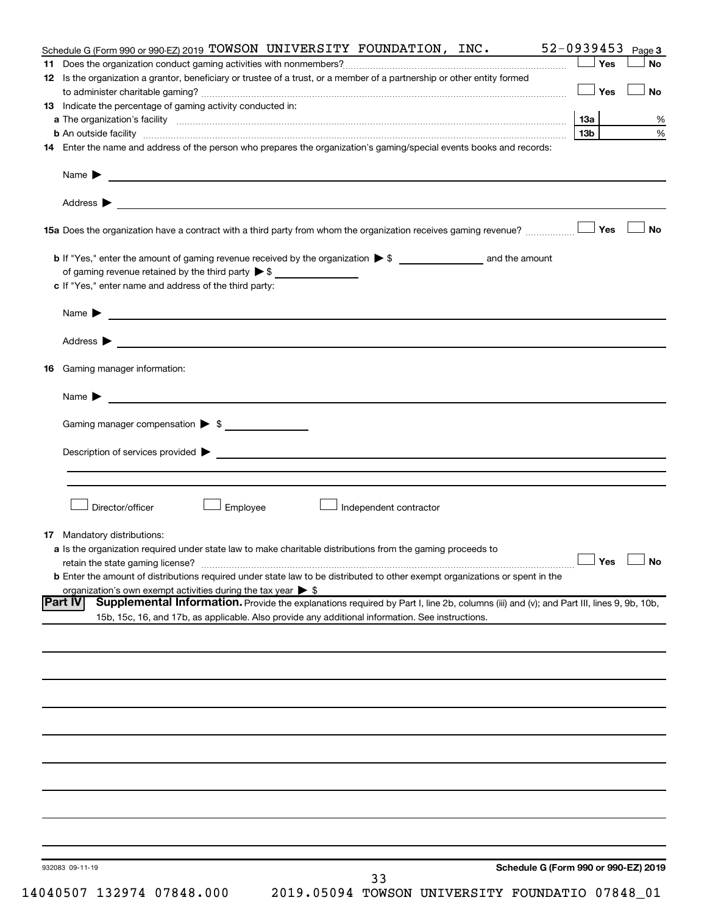Schedule G (Form 990 or 990-EZ) 2019 TOWSON UNIVERSITY FOUNDATION, INC. 52-0939453 Page 3

**11** Does the organization conduct gaming activities with nonmembers? ☐ Yes ☐ No

**12** Is the organization a grantor, beneficiary or trustee of a trust, or a member of a partnership or other entity formed to administer charitable gaming? ☐ Yes ☐ No

**13** Indicate the percentage of gaming activity conducted in:

**a** The organization's facility | 13a | %

**b** An outside facility | 13b | %

**14** Enter the name and address of the person who prepares the organization's gaming/special events books and records:

Name ▶

Address ▶

**15a** Does the organization have a contract with a third party from whom the organization receives gaming revenue? ☐ Yes ☐ No

**b** If "Yes," enter the amount of gaming revenue received by the organization ▶ $ ______ and the amount of gaming revenue retained by the third party ▶ $ ______

**c** If "Yes," enter name and address of the third party:

Name ▶

Address ▶

**16** Gaming manager information:

Name ▶

Gaming manager compensation ▶ $

Description of services provided ▶

☐ Director/officer ☐ Employee ☐ Independent contractor

**17** Mandatory distributions:

**a** Is the organization required under state law to make charitable distributions from the gaming proceeds to retain the state gaming license? ☐ Yes ☐ No

**b** Enter the amount of distributions required under state law to be distributed to other exempt organizations or spent in the organization's own exempt activities during the tax year ▶ $

**Part IV** **Supplemental Information.** Provide the explanations required by Part I, line 2b, columns (iii) and (v); and Part III, lines 9, 9b, 10b, 15b, 15c, 16, and 17b, as applicable. Also provide any additional information. See instructions.

932083 09-11-19

**Schedule G (Form 990 or 990-EZ) 2019**

14040507 132974 07848.000 2019.05094 TOWSON UNIVERSITY FOUNDATIO 07848_01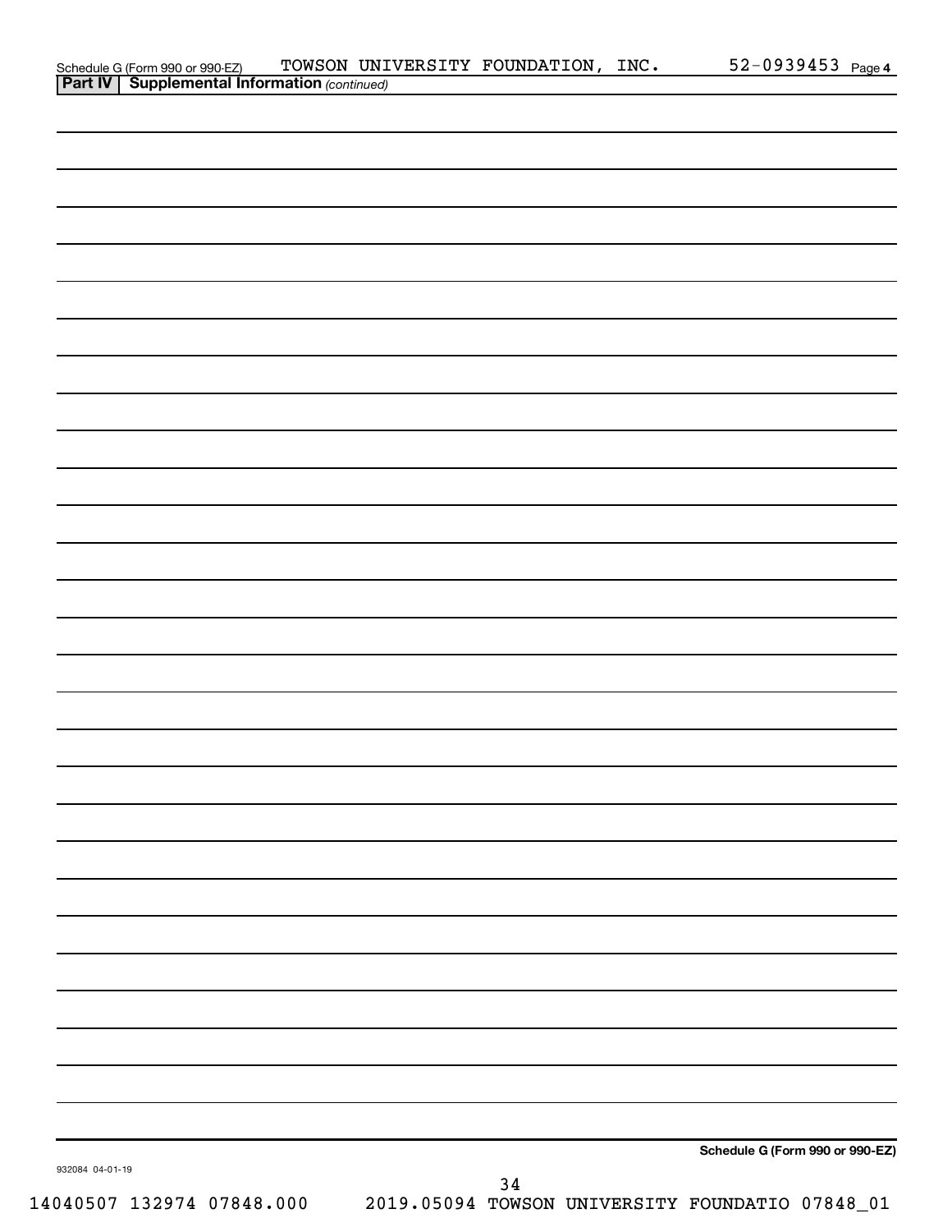Schedule G (Form 990 or 990-EZ) TOWSON UNIVERSITY FOUNDATION, INC. 52-0939453 Page 4

**Part IV** | **Supplemental Information** *(continued)*

**Schedule G (Form 990 or 990-EZ)**

932084 04-01-19

14040507 132974 07848.000 2019.05094 TOWSON UNIVERSITY FOUNDATIO 07848_01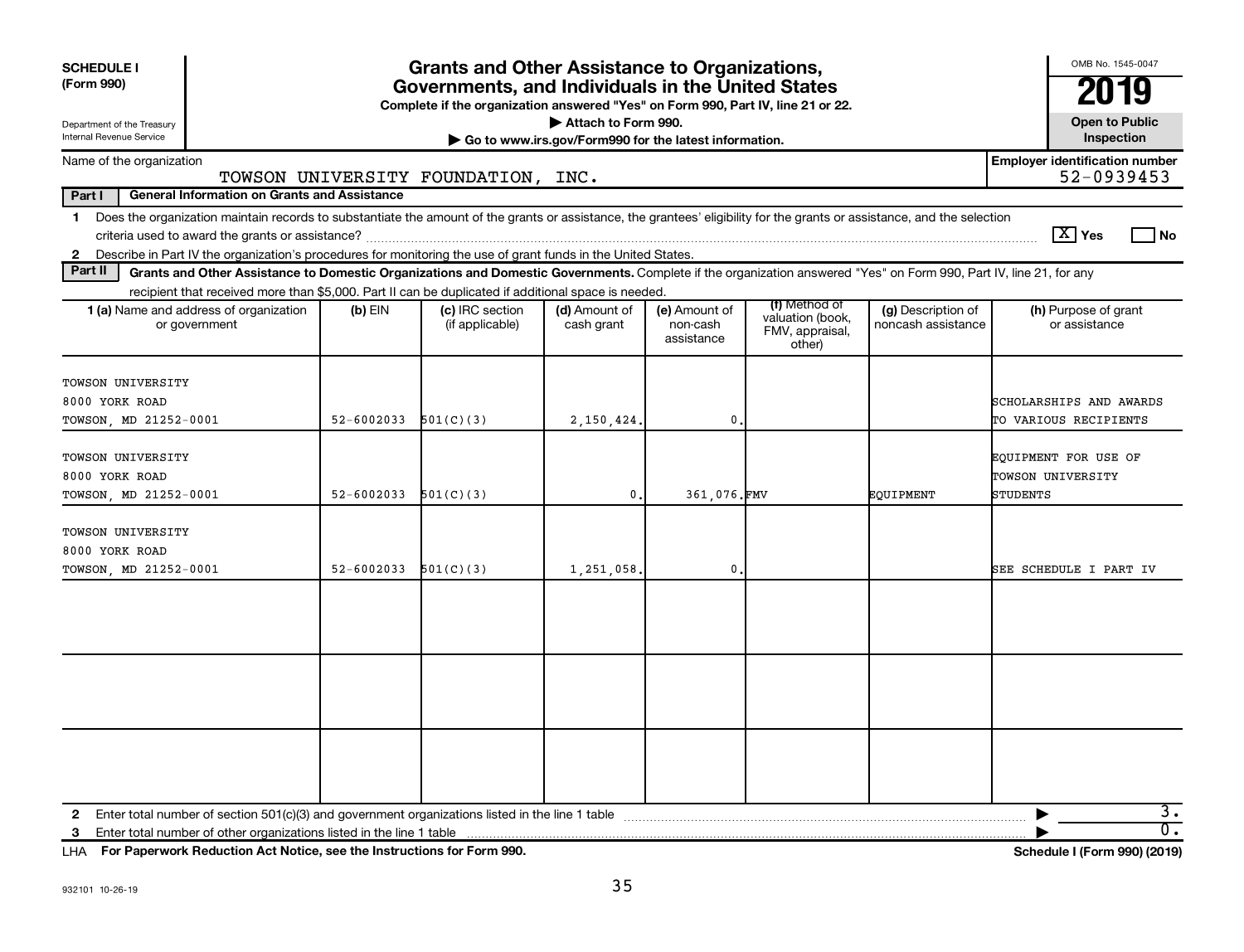**SCHEDULE I** (Form 990)

Department of the Treasury
Internal Revenue Service

# Grants and Other Assistance to Organizations, Governments, and Individuals in the United States

**Complete if the organization answered "Yes" on Form 990, Part IV, line 21 or 22.**

▶ Attach to Form 990.

▶ Go to www.irs.gov/Form990 for the latest information.

OMB No. 1545-0047

**2019**

**Open to Public Inspection**

Name of the organization: TOWSON UNIVERSITY FOUNDATION, INC.

**Employer identification number** 52-0939453

**Part I** **General Information on Grants and Assistance**

1 Does the organization maintain records to substantiate the amount of the grants or assistance, the grantees' eligibility for the grants or assistance, and the selection criteria used to award the grants or assistance? [X] Yes [ ] No

2 Describe in Part IV the organization's procedures for monitoring the use of grant funds in the United States.

**Part II** **Grants and Other Assistance to Domestic Organizations and Domestic Governments.** Complete if the organization answered "Yes" on Form 990, Part IV, line 21, for any recipient that received more than $5,000. Part II can be duplicated if additional space is needed.

| 1 (a) Name and address of organization or government | (b) EIN | (c) IRC section (if applicable) | (d) Amount of cash grant | (e) Amount of non-cash assistance | (f) Method of valuation (book, FMV, appraisal, other) | (g) Description of noncash assistance | (h) Purpose of grant or assistance |
|---|---|---|---|---|---|---|---|
| TOWSON UNIVERSITY 8000 YORK ROAD TOWSON, MD 21252-0001 | 52-6002033 | 501(C)(3) | 2,150,424. | 0. | | | SCHOLARSHIPS AND AWARDS TO VARIOUS RECIPIENTS |
| TOWSON UNIVERSITY 8000 YORK ROAD TOWSON, MD 21252-0001 | 52-6002033 | 501(C)(3) | 0. | 361,076. | FMV | EQUIPMENT | EQUIPMENT FOR USE OF TOWSON UNIVERSITY STUDENTS |
| TOWSON UNIVERSITY 8000 YORK ROAD TOWSON, MD 21252-0001 | 52-6002033 | 501(C)(3) | 1,251,058. | 0. | | | SEE SCHEDULE I PART IV |
| | | | | | | | |
| | | | | | | | |
| | | | | | | | |

2 Enter total number of section 501(c)(3) and government organizations listed in the line 1 table ▶ 3.

3 Enter total number of other organizations listed in the line 1 table ▶ 0.

LHA **For Paperwork Reduction Act Notice, see the Instructions for Form 990.** **Schedule I (Form 990) (2019)**

932101 10-26-19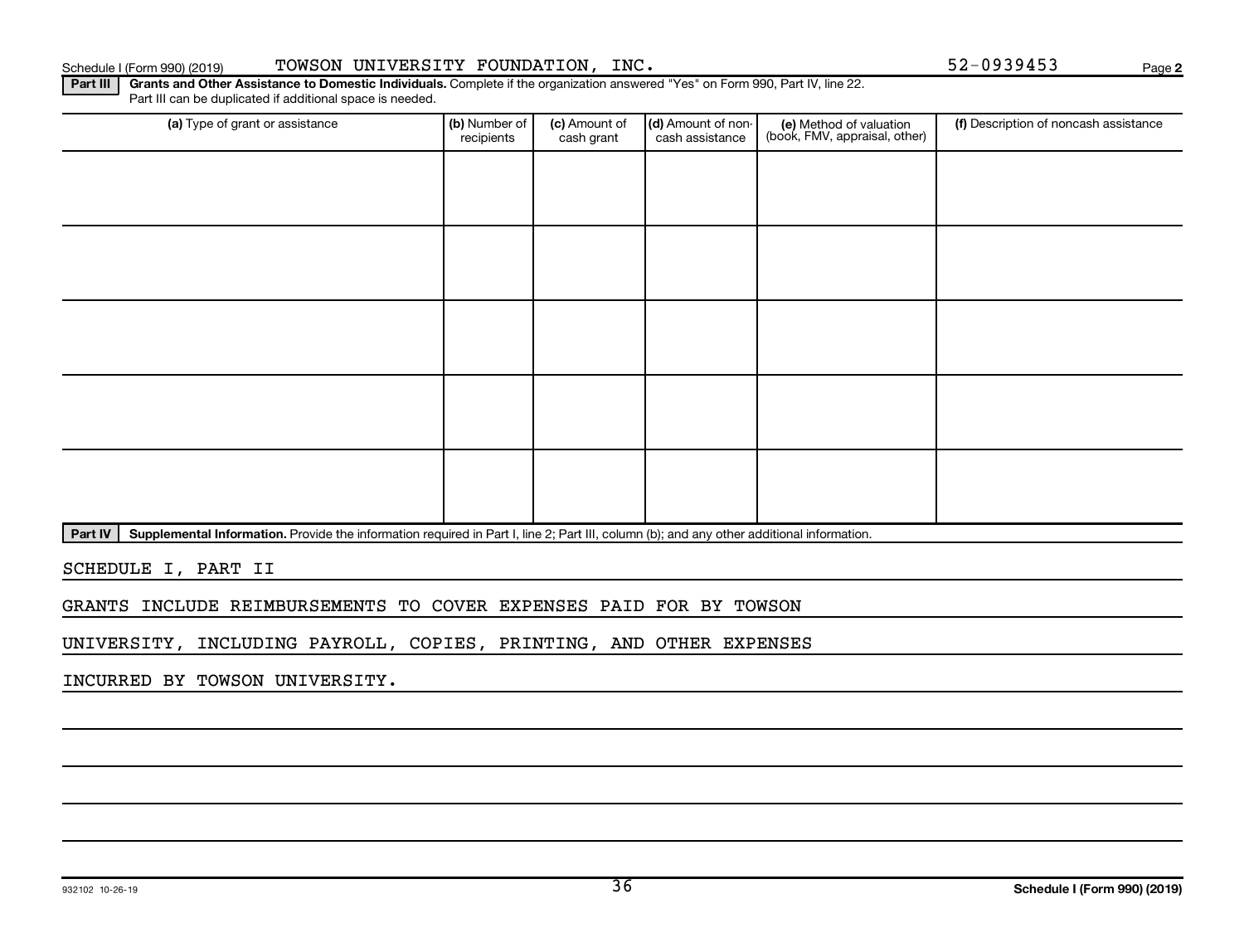Schedule I (Form 990) (2019) TOWSON UNIVERSITY FOUNDATION, INC. 52-0939453

**Part III** **Grants and Other Assistance to Domestic Individuals.** Complete if the organization answered "Yes" on Form 990, Part IV, line 22. Part III can be duplicated if additional space is needed.

| (a) Type of grant or assistance | (b) Number of recipients | (c) Amount of cash grant | (d) Amount of non-cash assistance | (e) Method of valuation (book, FMV, appraisal, other) | (f) Description of noncash assistance |
|---|---|---|---|---|---|
| | | | | | |
| | | | | | |
| | | | | | |
| | | | | | |
| | | | | | |

**Part IV** **Supplemental Information.** Provide the information required in Part I, line 2; Part III, column (b); and any other additional information.

SCHEDULE I, PART II

GRANTS INCLUDE REIMBURSEMENTS TO COVER EXPENSES PAID FOR BY TOWSON UNIVERSITY, INCLUDING PAYROLL, COPIES, PRINTING, AND OTHER EXPENSES INCURRED BY TOWSON UNIVERSITY.

932102 10-26-19

**Schedule I (Form 990) (2019)**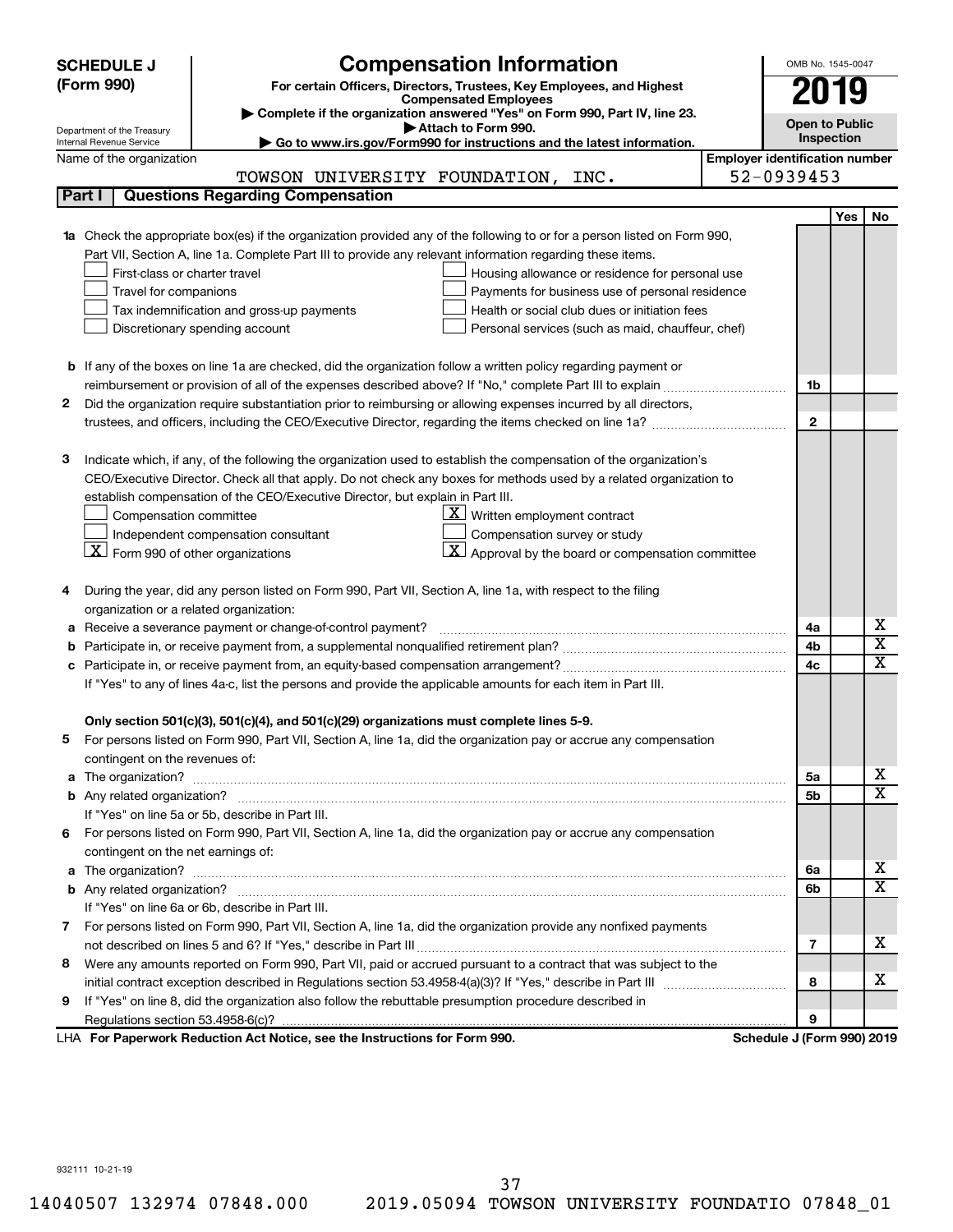# SCHEDULE J (Form 990)

## Compensation Information

**For certain Officers, Directors, Trustees, Key Employees, and Highest Compensated Employees**

▶ Complete if the organization answered "Yes" on Form 990, Part IV, line 23.
▶ Attach to Form 990.
▶ Go to www.irs.gov/Form990 for instructions and the latest information.

Department of the Treasury
Internal Revenue Service

OMB No. 1545-0047

**2019**

**Open to Public Inspection**

Name of the organization: TOWSON UNIVERSITY FOUNDATION, INC.

Employer identification number: 52-0939453

## Part I | Questions Regarding Compensation

| | | Line | Yes | No |
|---|---|---|---|---|
| **1a** | Check the appropriate box(es) if the organization provided any of the following to or for a person listed on Form 990, Part VII, Section A, line 1a. Complete Part III to provide any relevant information regarding these items.<br>☐ First-class or charter travel ☐ Housing allowance or residence for personal use<br>☐ Travel for companions ☐ Payments for business use of personal residence<br>☐ Tax indemnification and gross-up payments ☐ Health or social club dues or initiation fees<br>☐ Discretionary spending account ☐ Personal services (such as maid, chauffeur, chef) | | | |
| **b** | If any of the boxes on line 1a are checked, did the organization follow a written policy regarding payment or reimbursement or provision of all of the expenses described above? If "No," complete Part III to explain | 1b | | |
| **2** | Did the organization require substantiation prior to reimbursing or allowing expenses incurred by all directors, trustees, and officers, including the CEO/Executive Director, regarding the items checked on line 1a? | 2 | | |
| **3** | Indicate which, if any, of the following the organization used to establish the compensation of the organization's CEO/Executive Director. Check all that apply. Do not check any boxes for methods used by a related organization to establish compensation of the CEO/Executive Director, but explain in Part III.<br>☐ Compensation committee ☒ Written employment contract<br>☐ Independent compensation consultant ☐ Compensation survey or study<br>☒ Form 990 of other organizations ☒ Approval by the board or compensation committee | | | |
| **4** | During the year, did any person listed on Form 990, Part VII, Section A, line 1a, with respect to the filing organization or a related organization: | | | |
| **a** | Receive a severance payment or change-of-control payment? | 4a | | X |
| **b** | Participate in, or receive payment from, a supplemental nonqualified retirement plan? | 4b | | X |
| **c** | Participate in, or receive payment from, an equity-based compensation arrangement? | 4c | | X |
| | If "Yes" to any of lines 4a-c, list the persons and provide the applicable amounts for each item in Part III. | | | |
| | **Only section 501(c)(3), 501(c)(4), and 501(c)(29) organizations must complete lines 5-9.** | | | |
| **5** | For persons listed on Form 990, Part VII, Section A, line 1a, did the organization pay or accrue any compensation contingent on the revenues of: | | | |
| **a** | The organization? | 5a | | X |
| **b** | Any related organization? | 5b | | X |
| | If "Yes" on line 5a or 5b, describe in Part III. | | | |
| **6** | For persons listed on Form 990, Part VII, Section A, line 1a, did the organization pay or accrue any compensation contingent on the net earnings of: | | | |
| **a** | The organization? | 6a | | X |
| **b** | Any related organization? | 6b | | X |
| | If "Yes" on line 6a or 6b, describe in Part III. | | | |
| **7** | For persons listed on Form 990, Part VII, Section A, line 1a, did the organization provide any nonfixed payments not described on lines 5 and 6? If "Yes," describe in Part III | 7 | | X |
| **8** | Were any amounts reported on Form 990, Part VII, paid or accrued pursuant to a contract that was subject to the initial contract exception described in Regulations section 53.4958-4(a)(3)? If "Yes," describe in Part III | 8 | | X |
| **9** | If "Yes" on line 8, did the organization also follow the rebuttable presumption procedure described in Regulations section 53.4958-6(c)? | 9 | | |

LHA **For Paperwork Reduction Act Notice, see the Instructions for Form 990.** **Schedule J (Form 990) 2019**

932111 10-21-19

14040507 132974 07848.000 2019.05094 TOWSON UNIVERSITY FOUNDATIO 07848_01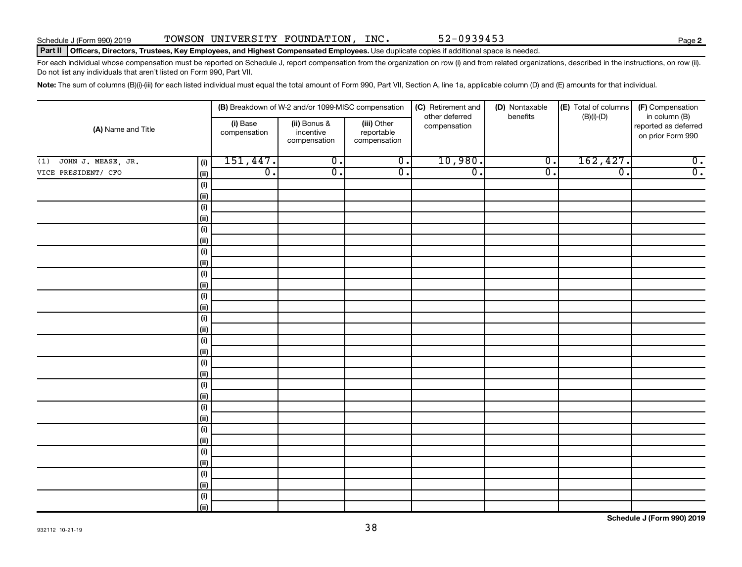Schedule J (Form 990) 2019 TOWSON UNIVERSITY FOUNDATION, INC. 52-0939453

**Part II** **Officers, Directors, Trustees, Key Employees, and Highest Compensated Employees.** Use duplicate copies if additional space is needed.

For each individual whose compensation must be reported on Schedule J, report compensation from the organization on row (i) and from related organizations, described in the instructions, on row (ii). Do not list any individuals that aren't listed on Form 990, Part VII.

**Note:** The sum of columns (B)(i)-(iii) for each listed individual must equal the total amount of Form 990, Part VII, Section A, line 1a, applicable column (D) and (E) amounts for that individual.

| (A) Name and Title | | (B) Breakdown of W-2 and/or 1099-MISC compensation | | | (C) Retirement and other deferred compensation | (D) Nontaxable benefits | (E) Total of columns (B)(i)-(D) | (F) Compensation in column (B) reported as deferred on prior Form 990 |
|---|---|---|---|---|---|---|---|---|
| | | (i) Base compensation | (ii) Bonus & incentive compensation | (iii) Other reportable compensation | | | | |
| (1) JOHN J. MEASE, JR. | (i) | 151,447. | 0. | 0. | 10,980. | 0. | 162,427. | 0. |
| VICE PRESIDENT/ CFO | (ii) | 0. | 0. | 0. | 0. | 0. | 0. | 0. |
| | (i) | | | | | | | |
| | (ii) | | | | | | | |
| | (i) | | | | | | | |
| | (ii) | | | | | | | |
| | (i) | | | | | | | |
| | (ii) | | | | | | | |
| | (i) | | | | | | | |
| | (ii) | | | | | | | |
| | (i) | | | | | | | |
| | (ii) | | | | | | | |
| | (i) | | | | | | | |
| | (ii) | | | | | | | |
| | (i) | | | | | | | |
| | (ii) | | | | | | | |
| | (i) | | | | | | | |
| | (ii) | | | | | | | |
| | (i) | | | | | | | |
| | (ii) | | | | | | | |
| | (i) | | | | | | | |
| | (ii) | | | | | | | |
| | (i) | | | | | | | |
| | (ii) | | | | | | | |
| | (i) | | | | | | | |
| | (ii) | | | | | | | |
| | (i) | | | | | | | |
| | (ii) | | | | | | | |
| | (i) | | | | | | | |
| | (ii) | | | | | | | |
| | (i) | | | | | | | |
| | (ii) | | | | | | | |

Schedule J (Form 990) 2019

932112 10-21-19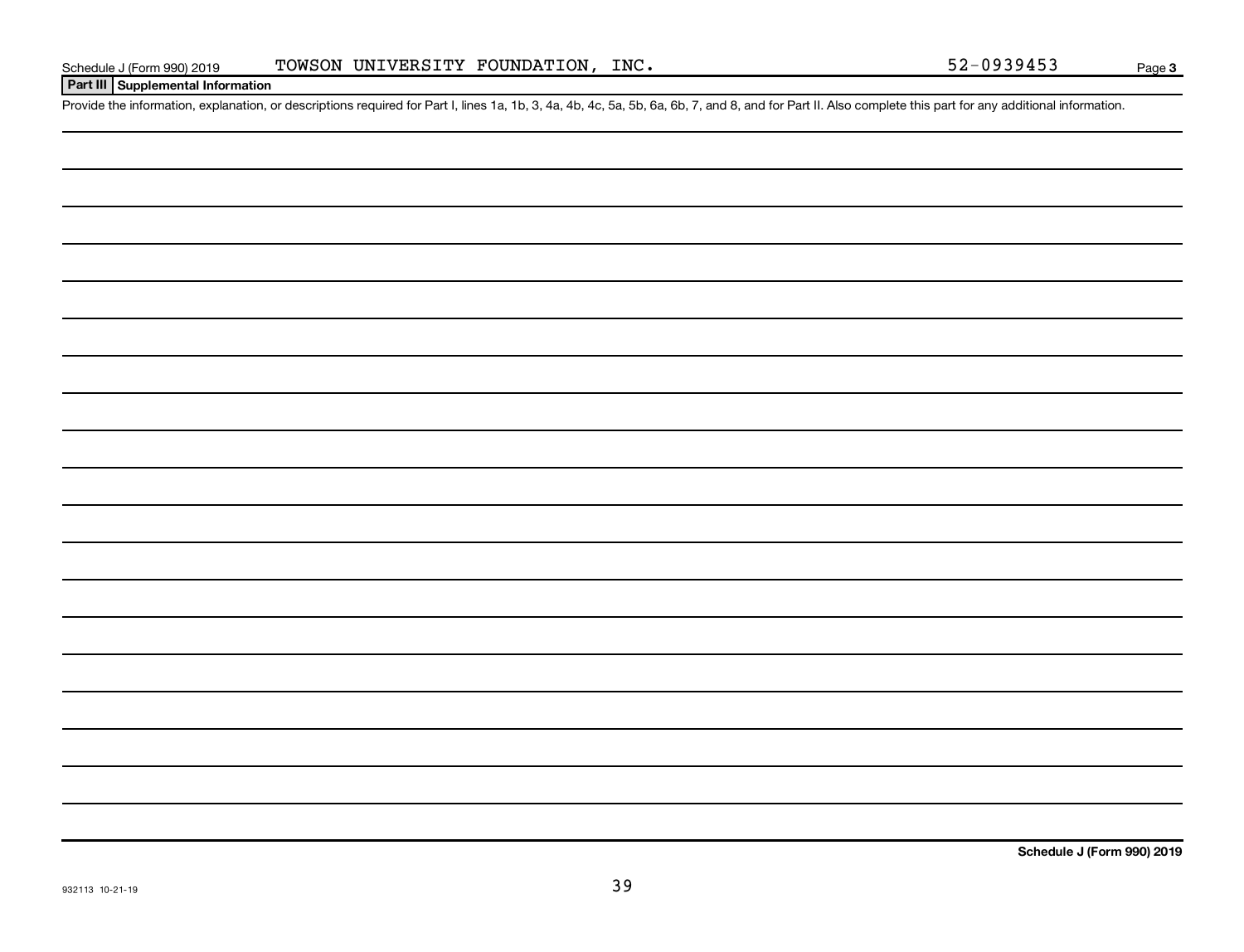Schedule J (Form 990) 2019 TOWSON UNIVERSITY FOUNDATION, INC. 52-0939453

## Part III Supplemental Information

Provide the information, explanation, or descriptions required for Part I, lines 1a, 1b, 3, 4a, 4b, 4c, 5a, 5b, 6a, 6b, 7, and 8, and for Part II. Also complete this part for any additional information.

Schedule J (Form 990) 2019

932113 10-21-19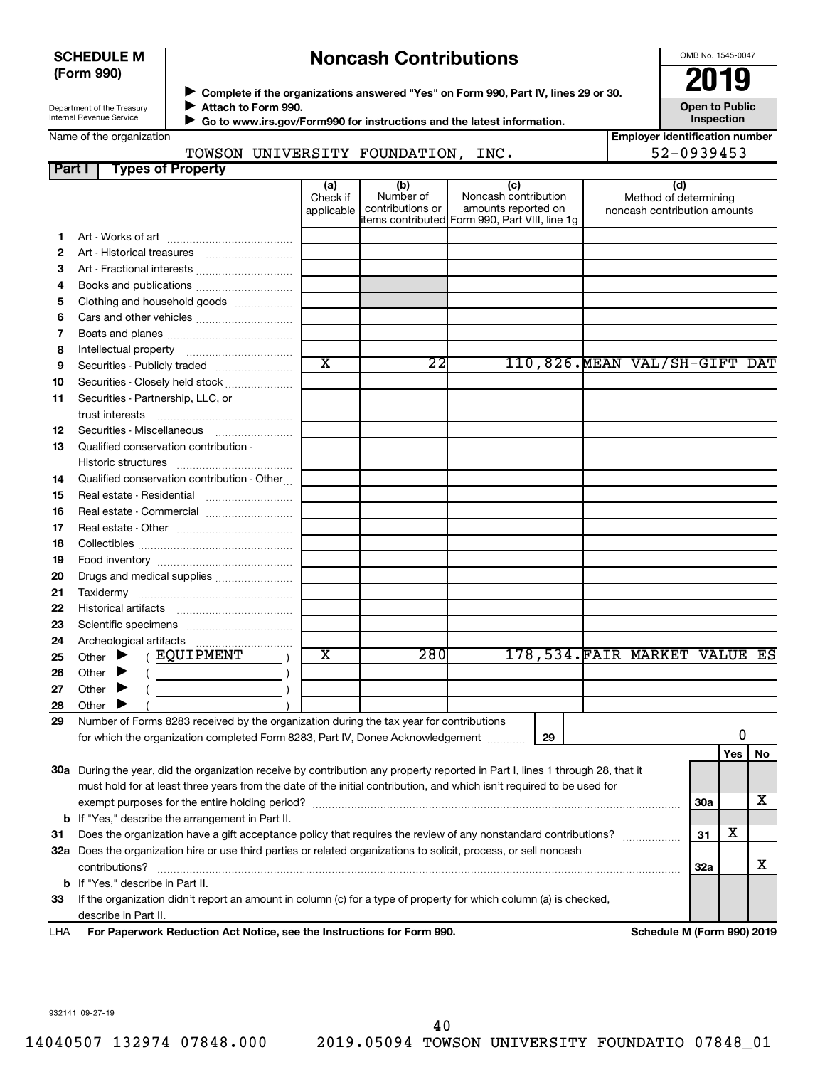**SCHEDULE M (Form 990)**

Department of the Treasury
Internal Revenue Service

# Noncash Contributions

▶ Complete if the organizations answered "Yes" on Form 990, Part IV, lines 29 or 30.
▶ Attach to Form 990.
▶ Go to www.irs.gov/Form990 for instructions and the latest information.

OMB No. 1545-0047

**2019**

**Open to Public Inspection**

Name of the organization: TOWSON UNIVERSITY FOUNDATION, INC.

Employer identification number: 52-0939453

## Part I Types of Property

| | | (a) Check if applicable | (b) Number of contributions or items contributed | (c) Noncash contribution amounts reported on Form 990, Part VIII, line 1g | (d) Method of determining noncash contribution amounts |
|---|---|---|---|---|---|
| 1 | Art - Works of art | | | | |
| 2 | Art - Historical treasures | | | | |
| 3 | Art - Fractional interests | | | | |
| 4 | Books and publications | | | | |
| 5 | Clothing and household goods | | | | |
| 6 | Cars and other vehicles | | | | |
| 7 | Boats and planes | | | | |
| 8 | Intellectual property | | | | |
| 9 | Securities - Publicly traded | X | 22 | 110,826. | MEAN VAL/SH-GIFT DAT |
| 10 | Securities - Closely held stock | | | | |
| 11 | Securities - Partnership, LLC, or trust interests | | | | |
| 12 | Securities - Miscellaneous | | | | |
| 13 | Qualified conservation contribution - Historic structures | | | | |
| 14 | Qualified conservation contribution - Other | | | | |
| 15 | Real estate - Residential | | | | |
| 16 | Real estate - Commercial | | | | |
| 17 | Real estate - Other | | | | |
| 18 | Collectibles | | | | |
| 19 | Food inventory | | | | |
| 20 | Drugs and medical supplies | | | | |
| 21 | Taxidermy | | | | |
| 22 | Historical artifacts | | | | |
| 23 | Scientific specimens | | | | |
| 24 | Archeological artifacts | | | | |
| 25 | Other ▶ ( EQUIPMENT ) | X | 280 | 178,534. | FAIR MARKET VALUE ES |
| 26 | Other ▶ ( ) | | | | |
| 27 | Other ▶ ( ) | | | | |
| 28 | Other ▶ ( ) | | | | |

29 Number of Forms 8283 received by the organization during the tax year for contributions for which the organization completed Form 8283, Part IV, Donee Acknowledgement ..... **29** 0

| | | | Yes | No |
|---|---|---|---|---|
| 30a | During the year, did the organization receive by contribution any property reported in Part I, lines 1 through 28, that it must hold for at least three years from the date of the initial contribution, and which isn't required to be used for exempt purposes for the entire holding period? | 30a | | X |
| b | If "Yes," describe the arrangement in Part II. | | | |
| 31 | Does the organization have a gift acceptance policy that requires the review of any nonstandard contributions? | 31 | X | |
| 32a | Does the organization hire or use third parties or related organizations to solicit, process, or sell noncash contributions? | 32a | | X |
| b | If "Yes," describe in Part II. | | | |
| 33 | If the organization didn't report an amount in column (c) for a type of property for which column (a) is checked, describe in Part II. | | | |

LHA For Paperwork Reduction Act Notice, see the Instructions for Form 990. Schedule M (Form 990) 2019

932141 09-27-19

14040507 132974 07848.000 2019.05094 TOWSON UNIVERSITY FOUNDATIO 07848_01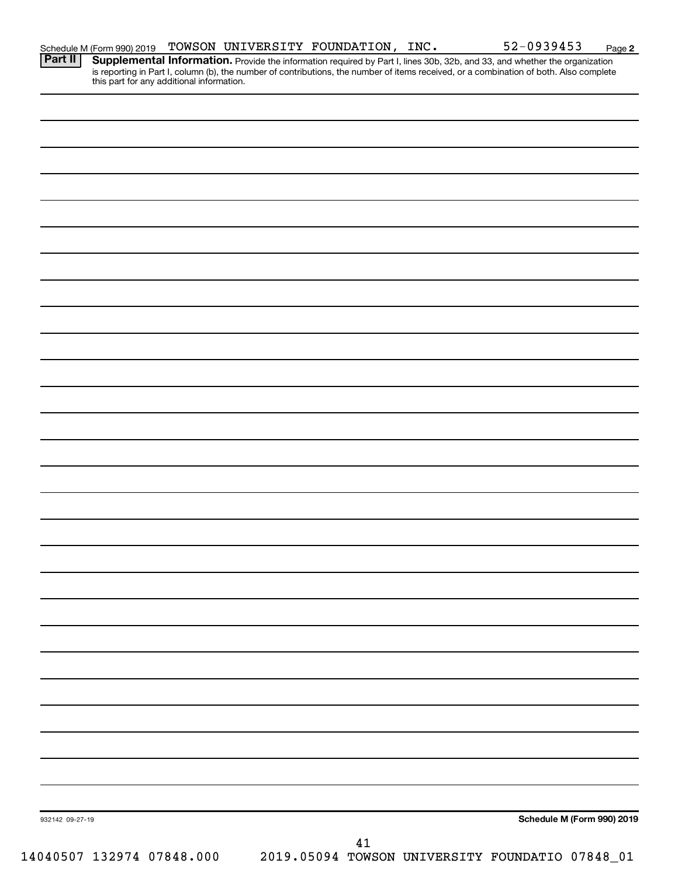Schedule M (Form 990) 2019 TOWSON UNIVERSITY FOUNDATION, INC. 52-0939453 Page 2

**Part II** **Supplemental Information.** Provide the information required by Part I, lines 30b, 32b, and 33, and whether the organization is reporting in Part I, column (b), the number of contributions, the number of items received, or a combination of both. Also complete this part for any additional information.

932142 09-27-19

**Schedule M (Form 990) 2019**

41

14040507 132974 07848.000 2019.05094 TOWSON UNIVERSITY FOUNDATIO 07848_01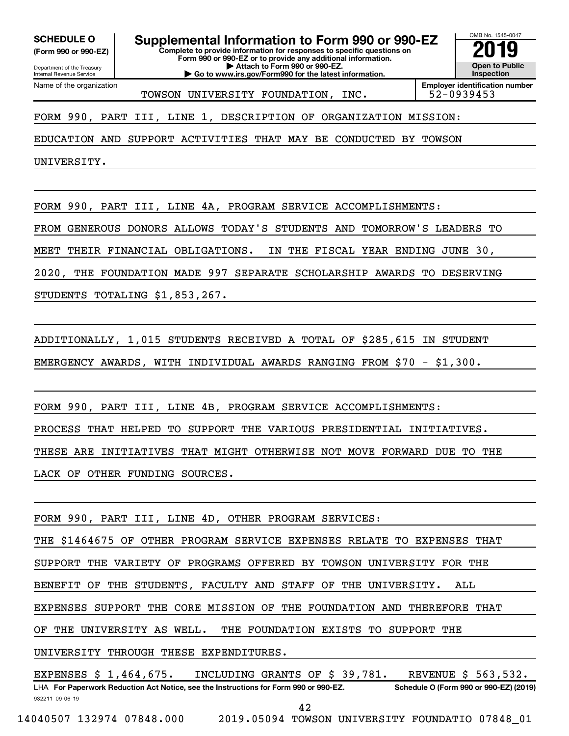**SCHEDULE O (Form 990 or 990-EZ)**

Department of the Treasury
Internal Revenue Service

# Supplemental Information to Form 990 or 990-EZ

**Complete to provide information for responses to specific questions on Form 990 or 990-EZ or to provide any additional information.**
**▶ Attach to Form 990 or 990-EZ.**
**▶ Go to www.irs.gov/Form990 for the latest information.**

OMB No. 1545-0047

**2019**

**Open to Public Inspection**

Name of the organization: TOWSON UNIVERSITY FOUNDATION, INC.

**Employer identification number:** 52-0939453

FORM 990, PART III, LINE 1, DESCRIPTION OF ORGANIZATION MISSION:

EDUCATION AND SUPPORT ACTIVITIES THAT MAY BE CONDUCTED BY TOWSON UNIVERSITY.

FORM 990, PART III, LINE 4A, PROGRAM SERVICE ACCOMPLISHMENTS:

FROM GENEROUS DONORS ALLOWS TODAY'S STUDENTS AND TOMORROW'S LEADERS TO MEET THEIR FINANCIAL OBLIGATIONS. IN THE FISCAL YEAR ENDING JUNE 30, 2020, THE FOUNDATION MADE 997 SEPARATE SCHOLARSHIP AWARDS TO DESERVING STUDENTS TOTALING $1,853,267.

ADDITIONALLY, 1,015 STUDENTS RECEIVED A TOTAL OF $285,615 IN STUDENT EMERGENCY AWARDS, WITH INDIVIDUAL AWARDS RANGING FROM $70 - $1,300.

FORM 990, PART III, LINE 4B, PROGRAM SERVICE ACCOMPLISHMENTS:

PROCESS THAT HELPED TO SUPPORT THE VARIOUS PRESIDENTIAL INITIATIVES. THESE ARE INITIATIVES THAT MIGHT OTHERWISE NOT MOVE FORWARD DUE TO THE LACK OF OTHER FUNDING SOURCES.

FORM 990, PART III, LINE 4D, OTHER PROGRAM SERVICES:

THE $1464675 OF OTHER PROGRAM SERVICE EXPENSES RELATE TO EXPENSES THAT SUPPORT THE VARIETY OF PROGRAMS OFFERED BY TOWSON UNIVERSITY FOR THE BENEFIT OF THE STUDENTS, FACULTY AND STAFF OF THE UNIVERSITY. ALL EXPENSES SUPPORT THE CORE MISSION OF THE FOUNDATION AND THEREFORE THAT OF THE UNIVERSITY AS WELL. THE FOUNDATION EXISTS TO SUPPORT THE UNIVERSITY THROUGH THESE EXPENDITURES.

EXPENSES $ 1,464,675. INCLUDING GRANTS OF $ 39,781. REVENUE $ 563,532.

LHA **For Paperwork Reduction Act Notice, see the Instructions for Form 990 or 990-EZ.** **Schedule O (Form 990 or 990-EZ) (2019)**

932211 09-06-19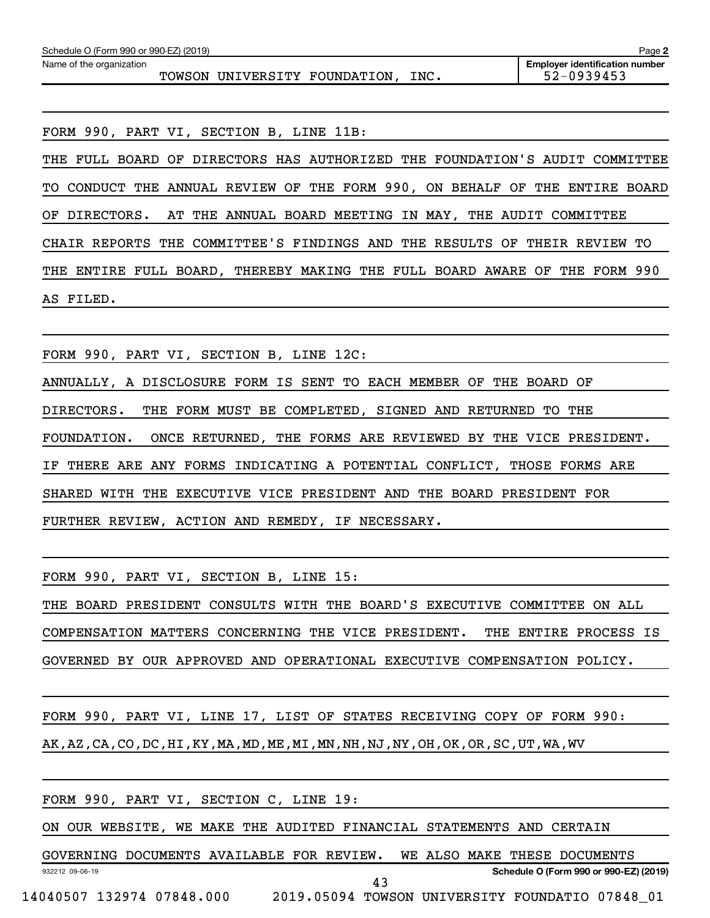Schedule O (Form 990 or 990-EZ) (2019)

Name of the organization: TOWSON UNIVERSITY FOUNDATION, INC.

Employer identification number: 52-0939453

FORM 990, PART VI, SECTION B, LINE 11B:

THE FULL BOARD OF DIRECTORS HAS AUTHORIZED THE FOUNDATION'S AUDIT COMMITTEE TO CONDUCT THE ANNUAL REVIEW OF THE FORM 990, ON BEHALF OF THE ENTIRE BOARD OF DIRECTORS. AT THE ANNUAL BOARD MEETING IN MAY, THE AUDIT COMMITTEE CHAIR REPORTS THE COMMITTEE'S FINDINGS AND THE RESULTS OF THEIR REVIEW TO THE ENTIRE FULL BOARD, THEREBY MAKING THE FULL BOARD AWARE OF THE FORM 990 AS FILED.

FORM 990, PART VI, SECTION B, LINE 12C:

ANNUALLY, A DISCLOSURE FORM IS SENT TO EACH MEMBER OF THE BOARD OF DIRECTORS. THE FORM MUST BE COMPLETED, SIGNED AND RETURNED TO THE FOUNDATION. ONCE RETURNED, THE FORMS ARE REVIEWED BY THE VICE PRESIDENT. IF THERE ARE ANY FORMS INDICATING A POTENTIAL CONFLICT, THOSE FORMS ARE SHARED WITH THE EXECUTIVE VICE PRESIDENT AND THE BOARD PRESIDENT FOR FURTHER REVIEW, ACTION AND REMEDY, IF NECESSARY.

FORM 990, PART VI, SECTION B, LINE 15:

THE BOARD PRESIDENT CONSULTS WITH THE BOARD'S EXECUTIVE COMMITTEE ON ALL COMPENSATION MATTERS CONCERNING THE VICE PRESIDENT. THE ENTIRE PROCESS IS GOVERNED BY OUR APPROVED AND OPERATIONAL EXECUTIVE COMPENSATION POLICY.

FORM 990, PART VI, LINE 17, LIST OF STATES RECEIVING COPY OF FORM 990:

AK,AZ,CA,CO,DC,HI,KY,MA,MD,ME,MI,MN,NH,NJ,NY,OH,OK,OR,SC,UT,WA,WV

FORM 990, PART VI, SECTION C, LINE 19:

ON OUR WEBSITE, WE MAKE THE AUDITED FINANCIAL STATEMENTS AND CERTAIN GOVERNING DOCUMENTS AVAILABLE FOR REVIEW. WE ALSO MAKE THESE DOCUMENTS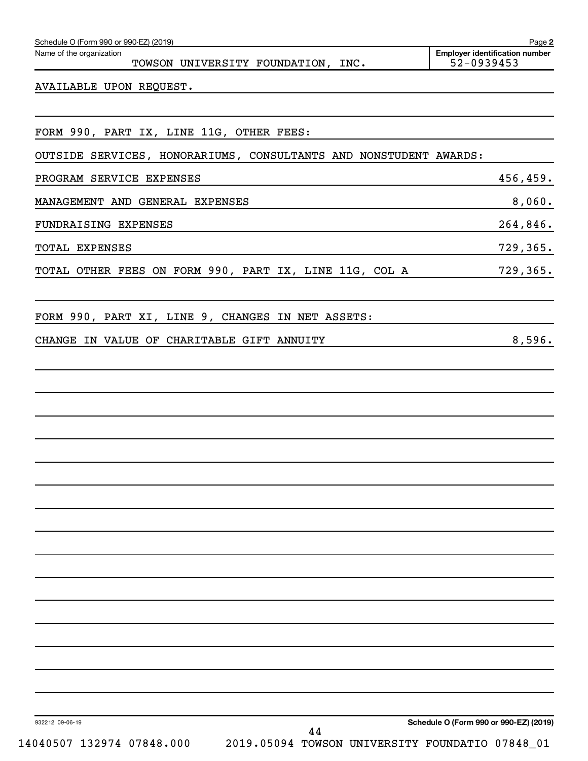Schedule O (Form 990 or 990-EZ) (2019)

Name of the organization: TOWSON UNIVERSITY FOUNDATION, INC.

Employer identification number: 52-0939453

AVAILABLE UPON REQUEST.

FORM 990, PART IX, LINE 11G, OTHER FEES:

OUTSIDE SERVICES, HONORARIUMS, CONSULTANTS AND NONSTUDENT AWARDS:

| | |
|---|---|
| PROGRAM SERVICE EXPENSES | 456,459. |
| MANAGEMENT AND GENERAL EXPENSES | 8,060. |
| FUNDRAISING EXPENSES | 264,846. |
| TOTAL EXPENSES | 729,365. |
| TOTAL OTHER FEES ON FORM 990, PART IX, LINE 11G, COL A | 729,365. |

FORM 990, PART XI, LINE 9, CHANGES IN NET ASSETS:

| | |
|---|---|
| CHANGE IN VALUE OF CHARITABLE GIFT ANNUITY | 8,596. |